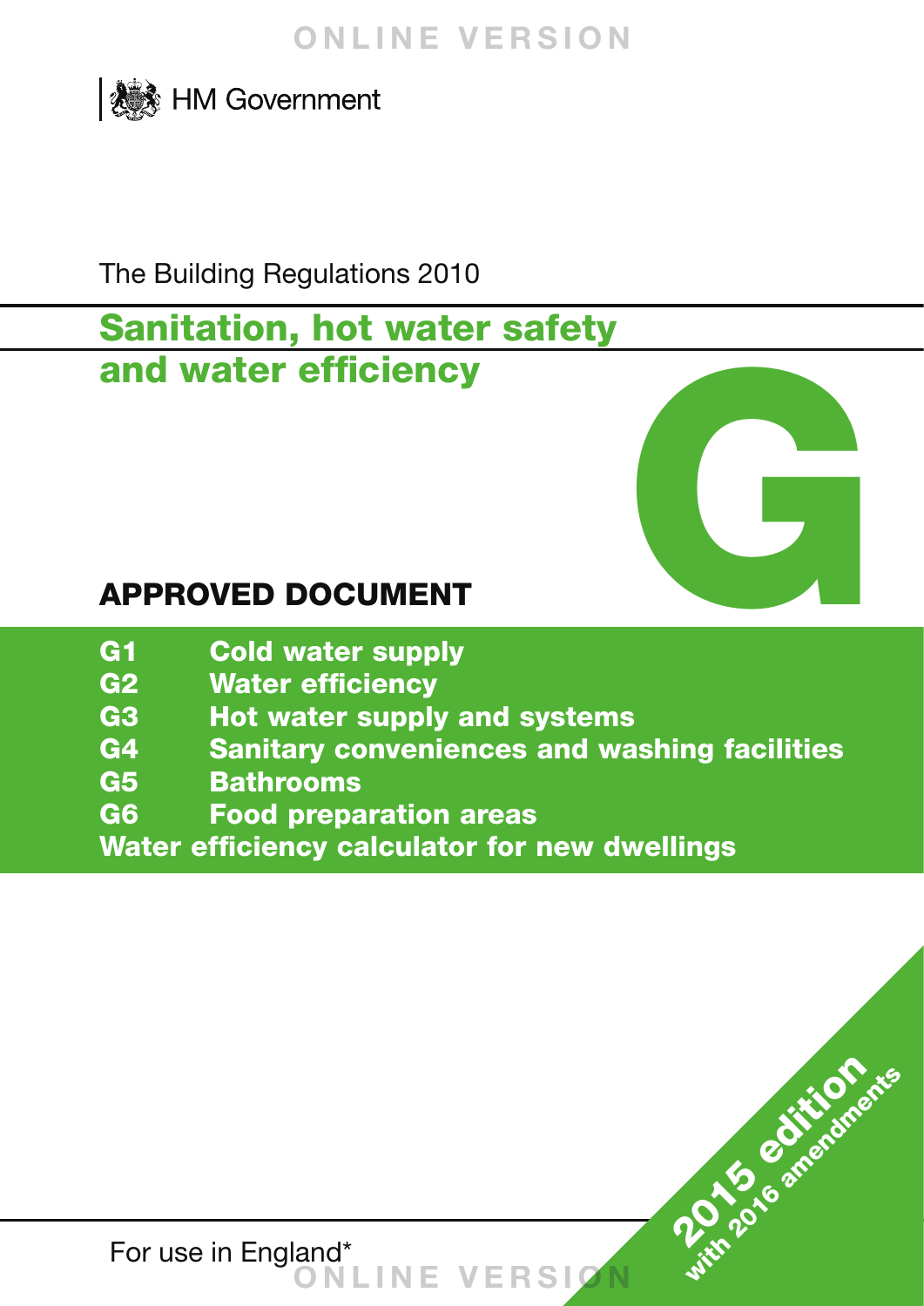HM Government

The Building Regulations 2010

# Sanitation, hot water safety and water efficiency

# G

## APPROVED DOCUMENT

**G1 Cold water supply**
**G2 Water efficiency**
**G3 Hot water supply and systems**
**G4 Sanitary conveniences and washing facilities**
**G5 Bathrooms**
**G6 Food preparation areas**
**Water efficiency calculator for new dwellings**

**2015 edition**
**with 2016 amendments**

For use in England*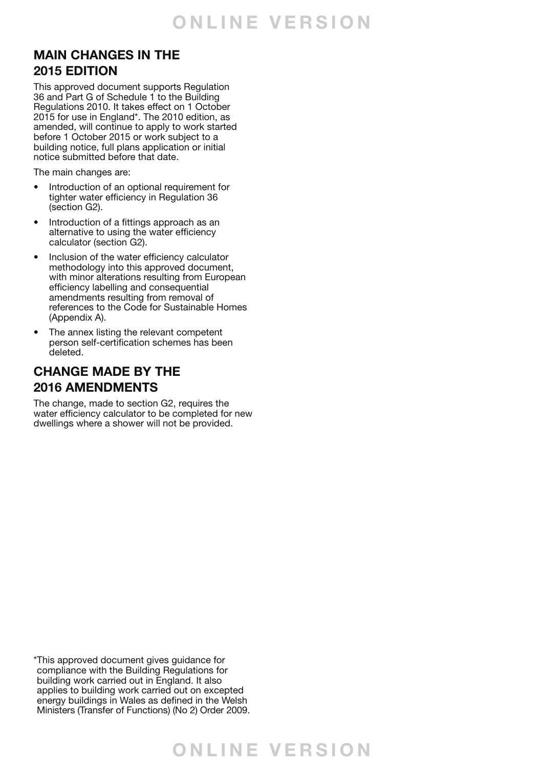## MAIN CHANGES IN THE 2015 EDITION

This approved document supports Regulation 36 and Part G of Schedule 1 to the Building Regulations 2010. It takes effect on 1 October 2015 for use in England*. The 2010 edition, as amended, will continue to apply to work started before 1 October 2015 or work subject to a building notice, full plans application or initial notice submitted before that date.

The main changes are:

- Introduction of an optional requirement for tighter water efficiency in Regulation 36 (section G2).
- Introduction of a fittings approach as an alternative to using the water efficiency calculator (section G2).
- Inclusion of the water efficiency calculator methodology into this approved document, with minor alterations resulting from European efficiency labelling and consequential amendments resulting from removal of references to the Code for Sustainable Homes (Appendix A).
- The annex listing the relevant competent person self-certification schemes has been deleted.

## CHANGE MADE BY THE 2016 AMENDMENTS

The change, made to section G2, requires the water efficiency calculator to be completed for new dwellings where a shower will not be provided.

*This approved document gives guidance for compliance with the Building Regulations for building work carried out in England. It also applies to building work carried out on excepted energy buildings in Wales as defined in the Welsh Ministers (Transfer of Functions) (No 2) Order 2009.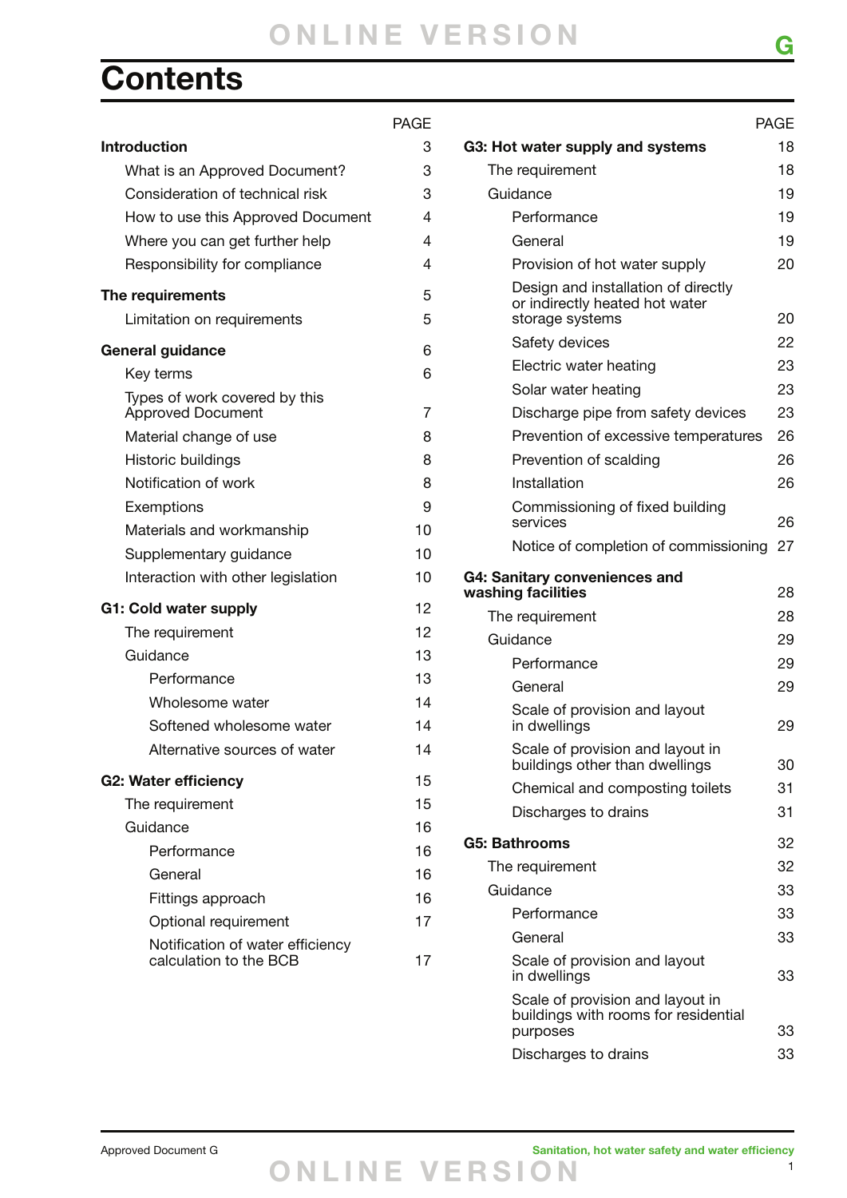# Contents

| | PAGE |
|---|---|
| **Introduction** | 3 |
| What is an Approved Document? | 3 |
| Consideration of technical risk | 3 |
| How to use this Approved Document | 4 |
| Where you can get further help | 4 |
| Responsibility for compliance | 4 |
| **The requirements** | 5 |
| Limitation on requirements | 5 |
| **General guidance** | 6 |
| Key terms | 6 |
| Types of work covered by this Approved Document | 7 |
| Material change of use | 8 |
| Historic buildings | 8 |
| Notification of work | 8 |
| Exemptions | 9 |
| Materials and workmanship | 10 |
| Supplementary guidance | 10 |
| Interaction with other legislation | 10 |
| **G1: Cold water supply** | 12 |
| The requirement | 12 |
| Guidance | 13 |
| Performance | 13 |
| Wholesome water | 14 |
| Softened wholesome water | 14 |
| Alternative sources of water | 14 |
| **G2: Water efficiency** | 15 |
| The requirement | 15 |
| Guidance | 16 |
| Performance | 16 |
| General | 16 |
| Fittings approach | 16 |
| Optional requirement | 17 |
| Notification of water efficiency calculation to the BCB | 17 |
| **G3: Hot water supply and systems** | 18 |
| The requirement | 18 |
| Guidance | 19 |
| Performance | 19 |
| General | 19 |
| Provision of hot water supply | 20 |
| Design and installation of directly or indirectly heated hot water storage systems | 20 |
| Safety devices | 22 |
| Electric water heating | 23 |
| Solar water heating | 23 |
| Discharge pipe from safety devices | 23 |
| Prevention of excessive temperatures | 26 |
| Prevention of scalding | 26 |
| Installation | 26 |
| Commissioning of fixed building services | 26 |
| Notice of completion of commissioning | 27 |
| **G4: Sanitary conveniences and washing facilities** | 28 |
| The requirement | 28 |
| Guidance | 29 |
| Performance | 29 |
| General | 29 |
| Scale of provision and layout in dwellings | 29 |
| Scale of provision and layout in buildings other than dwellings | 30 |
| Chemical and composting toilets | 31 |
| Discharges to drains | 31 |
| **G5: Bathrooms** | 32 |
| The requirement | 32 |
| Guidance | 33 |
| Performance | 33 |
| General | 33 |
| Scale of provision and layout in dwellings | 33 |
| Scale of provision and layout in buildings with rooms for residential purposes | 33 |
| Discharges to drains | 33 |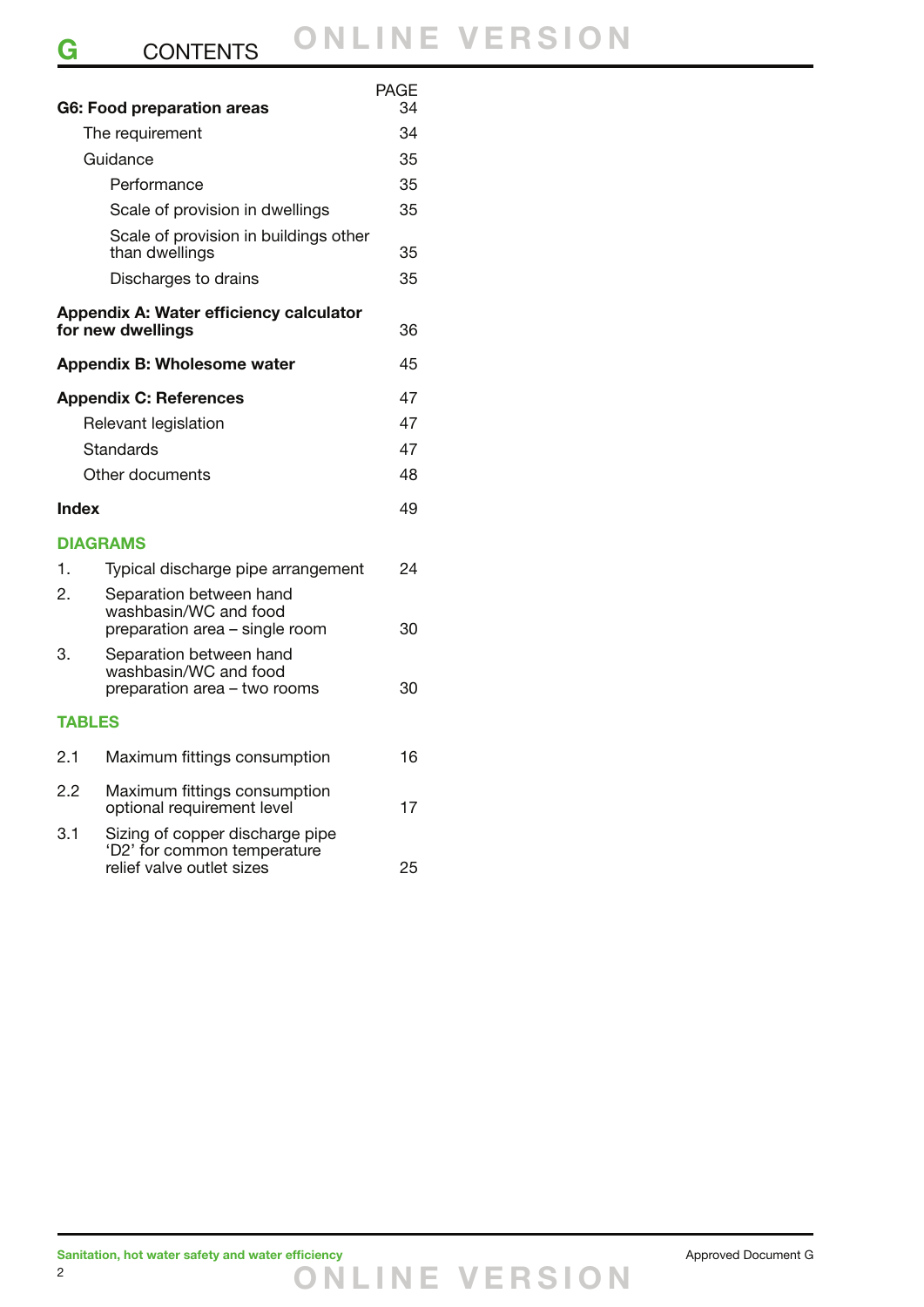## CONTENTS

| | PAGE |
|---|---|
| **G6: Food preparation areas** | 34 |
| The requirement | 34 |
| Guidance | 35 |
| Performance | 35 |
| Scale of provision in dwellings | 35 |
| Scale of provision in buildings other than dwellings | 35 |
| Discharges to drains | 35 |
| **Appendix A: Water efficiency calculator for new dwellings** | 36 |
| **Appendix B: Wholesome water** | 45 |
| **Appendix C: References** | 47 |
| Relevant legislation | 47 |
| Standards | 47 |
| Other documents | 48 |
| **Index** | 49 |

### DIAGRAMS

| | | |
|---|---|---|
| 1. | Typical discharge pipe arrangement | 24 |
| 2. | Separation between hand washbasin/WC and food preparation area – single room | 30 |
| 3. | Separation between hand washbasin/WC and food preparation area – two rooms | 30 |

### TABLES

| | | |
|---|---|---|
| 2.1 | Maximum fittings consumption | 16 |
| 2.2 | Maximum fittings consumption optional requirement level | 17 |
| 3.1 | Sizing of copper discharge pipe 'D2' for common temperature relief valve outlet sizes | 25 |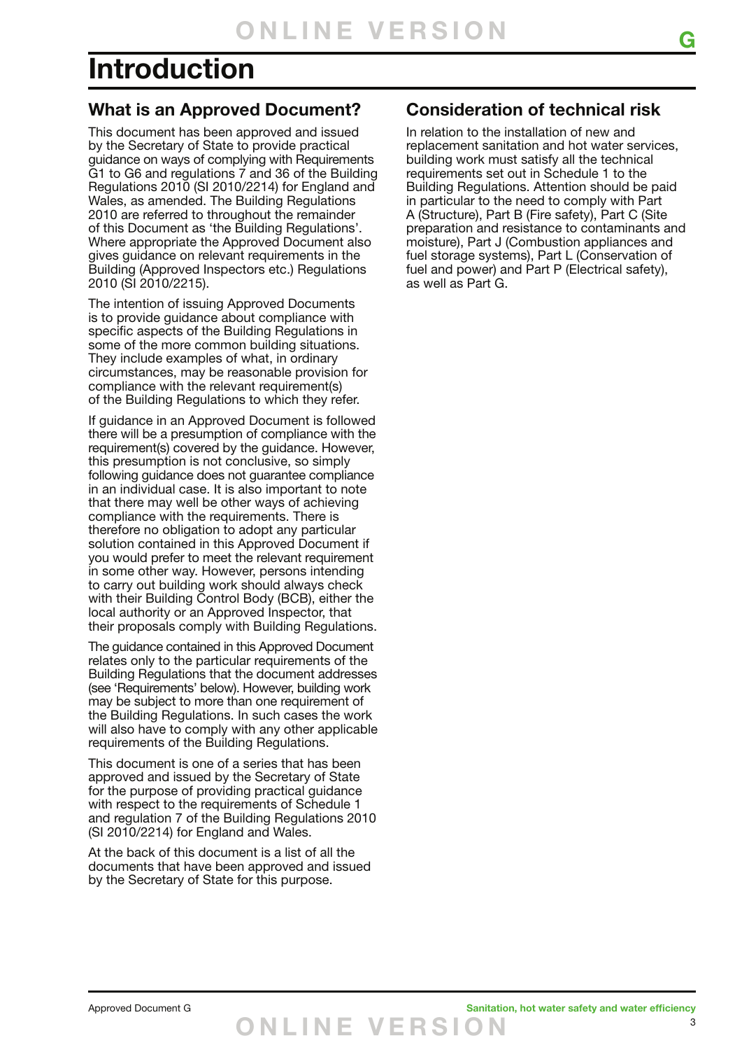# Introduction

## What is an Approved Document?

This document has been approved and issued by the Secretary of State to provide practical guidance on ways of complying with Requirements G1 to G6 and regulations 7 and 36 of the Building Regulations 2010 (SI 2010/2214) for England and Wales, as amended. The Building Regulations 2010 are referred to throughout the remainder of this Document as 'the Building Regulations'. Where appropriate the Approved Document also gives guidance on relevant requirements in the Building (Approved Inspectors etc.) Regulations 2010 (SI 2010/2215).

The intention of issuing Approved Documents is to provide guidance about compliance with specific aspects of the Building Regulations in some of the more common building situations. They include examples of what, in ordinary circumstances, may be reasonable provision for compliance with the relevant requirement(s) of the Building Regulations to which they refer.

If guidance in an Approved Document is followed there will be a presumption of compliance with the requirement(s) covered by the guidance. However, this presumption is not conclusive, so simply following guidance does not guarantee compliance in an individual case. It is also important to note that there may well be other ways of achieving compliance with the requirements. There is therefore no obligation to adopt any particular solution contained in this Approved Document if you would prefer to meet the relevant requirement in some other way. However, persons intending to carry out building work should always check with their Building Control Body (BCB), either the local authority or an Approved Inspector, that their proposals comply with Building Regulations.

The guidance contained in this Approved Document relates only to the particular requirements of the Building Regulations that the document addresses (see 'Requirements' below). However, building work may be subject to more than one requirement of the Building Regulations. In such cases the work will also have to comply with any other applicable requirements of the Building Regulations.

This document is one of a series that has been approved and issued by the Secretary of State for the purpose of providing practical guidance with respect to the requirements of Schedule 1 and regulation 7 of the Building Regulations 2010 (SI 2010/2214) for England and Wales.

At the back of this document is a list of all the documents that have been approved and issued by the Secretary of State for this purpose.

## Consideration of technical risk

In relation to the installation of new and replacement sanitation and hot water services, building work must satisfy all the technical requirements set out in Schedule 1 to the Building Regulations. Attention should be paid in particular to the need to comply with Part A (Structure), Part B (Fire safety), Part C (Site preparation and resistance to contaminants and moisture), Part J (Combustion appliances and fuel storage systems), Part L (Conservation of fuel and power) and Part P (Electrical safety), as well as Part G.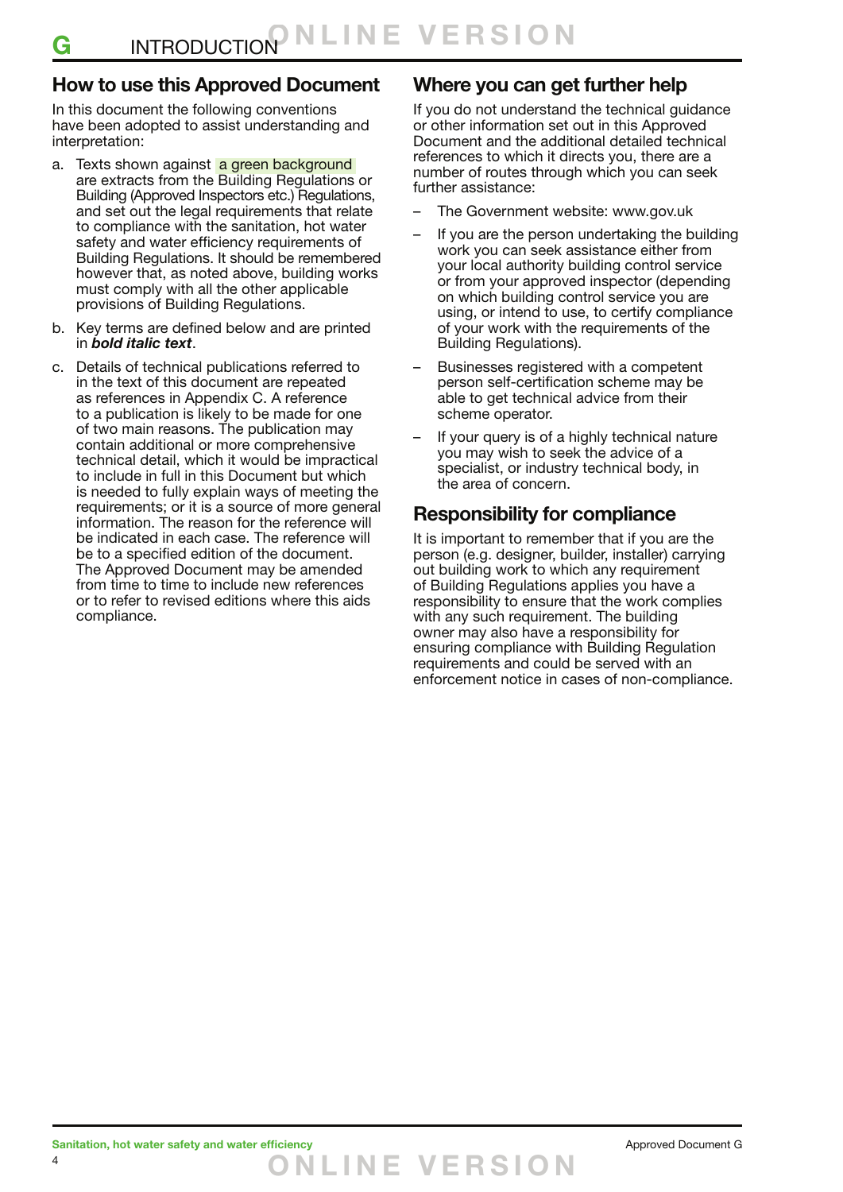## How to use this Approved Document

In this document the following conventions have been adopted to assist understanding and interpretation:

a. Texts shown against a green background are extracts from the Building Regulations or Building (Approved Inspectors etc.) Regulations, and set out the legal requirements that relate to compliance with the sanitation, hot water safety and water efficiency requirements of Building Regulations. It should be remembered however that, as noted above, building works must comply with all the other applicable provisions of Building Regulations.

b. Key terms are defined below and are printed in ***bold italic text***.

c. Details of technical publications referred to in the text of this document are repeated as references in Appendix C. A reference to a publication is likely to be made for one of two main reasons. The publication may contain additional or more comprehensive technical detail, which it would be impractical to include in full in this Document but which is needed to fully explain ways of meeting the requirements; or it is a source of more general information. The reason for the reference will be indicated in each case. The reference will be to a specified edition of the document. The Approved Document may be amended from time to time to include new references or to refer to revised editions where this aids compliance.

## Where you can get further help

If you do not understand the technical guidance or other information set out in this Approved Document and the additional detailed technical references to which it directs you, there are a number of routes through which you can seek further assistance:

- The Government website: www.gov.uk
- If you are the person undertaking the building work you can seek assistance either from your local authority building control service or from your approved inspector (depending on which building control service you are using, or intend to use, to certify compliance of your work with the requirements of the Building Regulations).
- Businesses registered with a competent person self-certification scheme may be able to get technical advice from their scheme operator.
- If your query is of a highly technical nature you may wish to seek the advice of a specialist, or industry technical body, in the area of concern.

## Responsibility for compliance

It is important to remember that if you are the person (e.g. designer, builder, installer) carrying out building work to which any requirement of Building Regulations applies you have a responsibility to ensure that the work complies with any such requirement. The building owner may also have a responsibility for ensuring compliance with Building Regulation requirements and could be served with an enforcement notice in cases of non-compliance.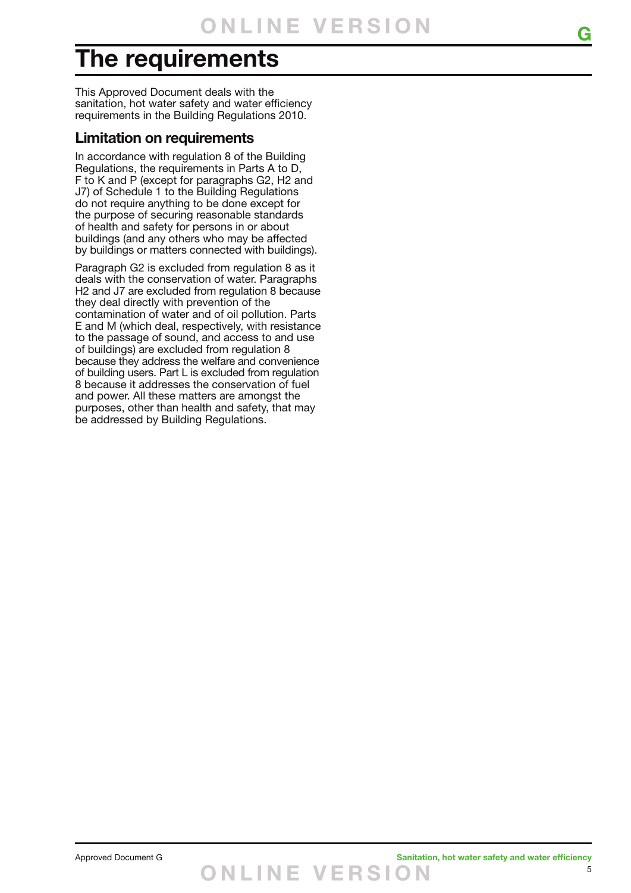# The requirements

This Approved Document deals with the sanitation, hot water safety and water efficiency requirements in the Building Regulations 2010.

## Limitation on requirements

In accordance with regulation 8 of the Building Regulations, the requirements in Parts A to D, F to K and P (except for paragraphs G2, H2 and J7) of Schedule 1 to the Building Regulations do not require anything to be done except for the purpose of securing reasonable standards of health and safety for persons in or about buildings (and any others who may be affected by buildings or matters connected with buildings).

Paragraph G2 is excluded from regulation 8 as it deals with the conservation of water. Paragraphs H2 and J7 are excluded from regulation 8 because they deal directly with prevention of the contamination of water and of oil pollution. Parts E and M (which deal, respectively, with resistance to the passage of sound, and access to and use of buildings) are excluded from regulation 8 because they address the welfare and convenience of building users. Part L is excluded from regulation 8 because it addresses the conservation of fuel and power. All these matters are amongst the purposes, other than health and safety, that may be addressed by Building Regulations.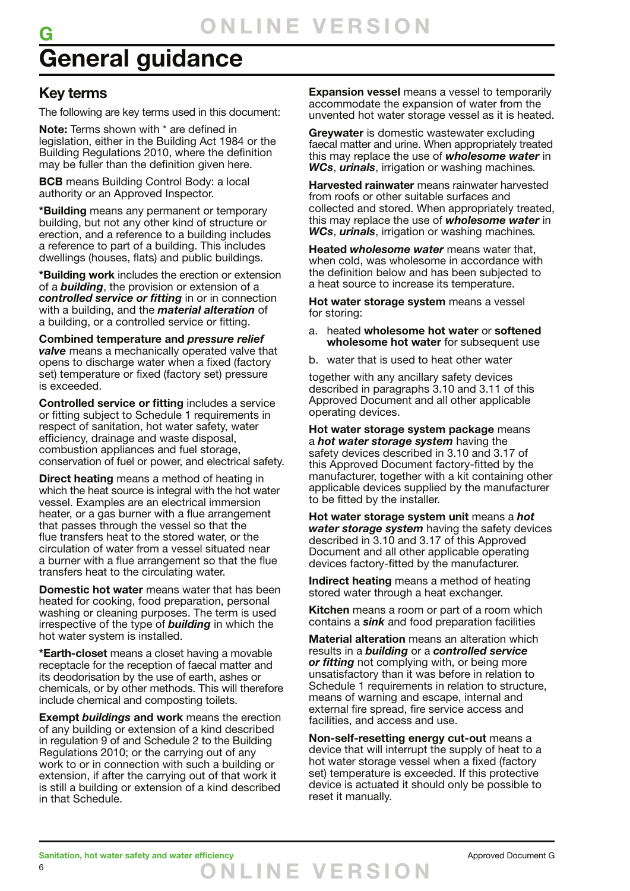# General guidance

## Key terms

The following are key terms used in this document:

**Note:** Terms shown with * are defined in legislation, either in the Building Act 1984 or the Building Regulations 2010, where the definition may be fuller than the definition given here.

**BCB** means Building Control Body: a local authority or an Approved Inspector.

***Building** means any permanent or temporary building, but not any other kind of structure or erection, and a reference to a building includes a reference to part of a building. This includes dwellings (houses, flats) and public buildings.

***Building work** includes the erection or extension of a ***building***, the provision or extension of a ***controlled service or fitting*** in or in connection with a building, and the ***material alteration*** of a building, or a controlled service or fitting.

**Combined temperature and *pressure relief valve*** means a mechanically operated valve that opens to discharge water when a fixed (factory set) temperature or fixed (factory set) pressure is exceeded.

**Controlled service or fitting** includes a service or fitting subject to Schedule 1 requirements in respect of sanitation, hot water safety, water efficiency, drainage and waste disposal, combustion appliances and fuel storage, conservation of fuel or power, and electrical safety.

**Direct heating** means a method of heating in which the heat source is integral with the hot water vessel. Examples are an electrical immersion heater, or a gas burner with a flue arrangement that passes through the vessel so that the flue transfers heat to the stored water, or the circulation of water from a vessel situated near a burner with a flue arrangement so that the flue transfers heat to the circulating water.

**Domestic hot water** means water that has been heated for cooking, food preparation, personal washing or cleaning purposes. The term is used irrespective of the type of ***building*** in which the hot water system is installed.

***Earth-closet** means a closet having a movable receptacle for the reception of faecal matter and its deodorisation by the use of earth, ashes or chemicals, or by other methods. This will therefore include chemical and composting toilets.

**Exempt *buildings* and work** means the erection of any building or extension of a kind described in regulation 9 of and Schedule 2 to the Building Regulations 2010; or the carrying out of any work to or in connection with such a building or extension, if after the carrying out of that work it is still a building or extension of a kind described in that Schedule.

**Expansion vessel** means a vessel to temporarily accommodate the expansion of water from the unvented hot water storage vessel as it is heated.

**Greywater** is domestic wastewater excluding faecal matter and urine. When appropriately treated this may replace the use of ***wholesome water*** in ***WCs***, ***urinals***, irrigation or washing machines.

**Harvested rainwater** means rainwater harvested from roofs or other suitable surfaces and collected and stored. When appropriately treated, this may replace the use of ***wholesome water*** in ***WCs***, ***urinals***, irrigation or washing machines.

**Heated *wholesome water*** means water that, when cold, was wholesome in accordance with the definition below and has been subjected to a heat source to increase its temperature.

**Hot water storage system** means a vessel for storing:

a. heated **wholesome hot water** or **softened wholesome hot water** for subsequent use

b. water that is used to heat other water

together with any ancillary safety devices described in paragraphs 3.10 and 3.11 of this Approved Document and all other applicable operating devices.

**Hot water storage system package** means a ***hot water storage system*** having the safety devices described in 3.10 and 3.17 of this Approved Document factory-fitted by the manufacturer, together with a kit containing other applicable devices supplied by the manufacturer to be fitted by the installer.

**Hot water storage system unit** means a ***hot water storage system*** having the safety devices described in 3.10 and 3.17 of this Approved Document and all other applicable operating devices factory-fitted by the manufacturer.

**Indirect heating** means a method of heating stored water through a heat exchanger.

**Kitchen** means a room or part of a room which contains a ***sink*** and food preparation facilities

**Material alteration** means an alteration which results in a ***building*** or a ***controlled service or fitting*** not complying with, or being more unsatisfactory than it was before in relation to Schedule 1 requirements in relation to structure, means of warning and escape, internal and external fire spread, fire service access and facilities, and access and use.

**Non-self-resetting energy cut-out** means a device that will interrupt the supply of heat to a hot water storage vessel when a fixed (factory set) temperature is exceeded. If this protective device is actuated it should only be possible to reset it manually.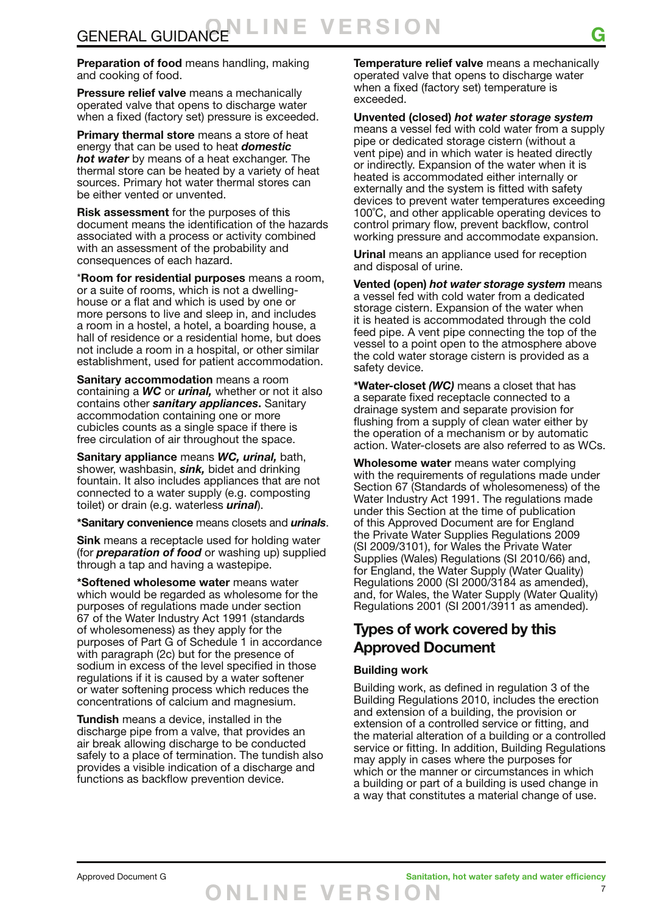**Preparation of food** means handling, making and cooking of food.

**Pressure relief valve** means a mechanically operated valve that opens to discharge water when a fixed (factory set) pressure is exceeded.

**Primary thermal store** means a store of heat energy that can be used to heat ***domestic hot water*** by means of a heat exchanger. The thermal store can be heated by a variety of heat sources. Primary hot water thermal stores can be either vented or unvented.

**Risk assessment** for the purposes of this document means the identification of the hazards associated with a process or activity combined with an assessment of the probability and consequences of each hazard.

***Room for residential purposes** means a room, or a suite of rooms, which is not a dwelling-house or a flat and which is used by one or more persons to live and sleep in, and includes a room in a hostel, a hotel, a boarding house, a hall of residence or a residential home, but does not include a room in a hospital, or other similar establishment, used for patient accommodation.

**Sanitary accommodation** means a room containing a ***WC*** or ***urinal,*** whether or not it also contains other ***sanitary appliances***. Sanitary accommodation containing one or more cubicles counts as a single space if there is free circulation of air throughout the space.

**Sanitary appliance** means ***WC, urinal,*** bath, shower, washbasin, ***sink,*** bidet and drinking fountain. It also includes appliances that are not connected to a water supply (e.g. composting toilet) or drain (e.g. waterless ***urinal***).

***Sanitary convenience** means closets and ***urinals***.

**Sink** means a receptacle used for holding water (for ***preparation of food*** or washing up) supplied through a tap and having a wastepipe.

***Softened wholesome water** means water which would be regarded as wholesome for the purposes of regulations made under section 67 of the Water Industry Act 1991 (standards of wholesomeness) as they apply for the purposes of Part G of Schedule 1 in accordance with paragraph (2c) but for the presence of sodium in excess of the level specified in those regulations if it is caused by a water softener or water softening process which reduces the concentrations of calcium and magnesium.

**Tundish** means a device, installed in the discharge pipe from a valve, that provides an air break allowing discharge to be conducted safely to a place of termination. The tundish also provides a visible indication of a discharge and functions as backflow prevention device.

**Temperature relief valve** means a mechanically operated valve that opens to discharge water when a fixed (factory set) temperature is exceeded.

**Unvented (closed) *hot water storage system*** means a vessel fed with cold water from a supply pipe or dedicated storage cistern (without a vent pipe) and in which water is heated directly or indirectly. Expansion of the water when it is heated is accommodated either internally or externally and the system is fitted with safety devices to prevent water temperatures exceeding 100°C, and other applicable operating devices to control primary flow, prevent backflow, control working pressure and accommodate expansion.

**Urinal** means an appliance used for reception and disposal of urine.

**Vented (open) *hot water storage system*** means a vessel fed with cold water from a dedicated storage cistern. Expansion of the water when it is heated is accommodated through the cold feed pipe. A vent pipe connecting the top of the vessel to a point open to the atmosphere above the cold water storage cistern is provided as a safety device.

***Water-closet *(WC)*** means a closet that has a separate fixed receptacle connected to a drainage system and separate provision for flushing from a supply of clean water either by the operation of a mechanism or by automatic action. Water-closets are also referred to as WCs.

**Wholesome water** means water complying with the requirements of regulations made under Section 67 (Standards of wholesomeness) of the Water Industry Act 1991. The regulations made under this Section at the time of publication of this Approved Document are for England the Private Water Supplies Regulations 2009 (SI 2009/3101), for Wales the Private Water Supplies (Wales) Regulations (SI 2010/66) and, for England, the Water Supply (Water Quality) Regulations 2000 (SI 2000/3184 as amended), and, for Wales, the Water Supply (Water Quality) Regulations 2001 (SI 2001/3911 as amended).

## Types of work covered by this Approved Document

### Building work

Building work, as defined in regulation 3 of the Building Regulations 2010, includes the erection and extension of a building, the provision or extension of a controlled service or fitting, and the material alteration of a building or a controlled service or fitting. In addition, Building Regulations may apply in cases where the purposes for which or the manner or circumstances in which a building or part of a building is used change in a way that constitutes a material change of use.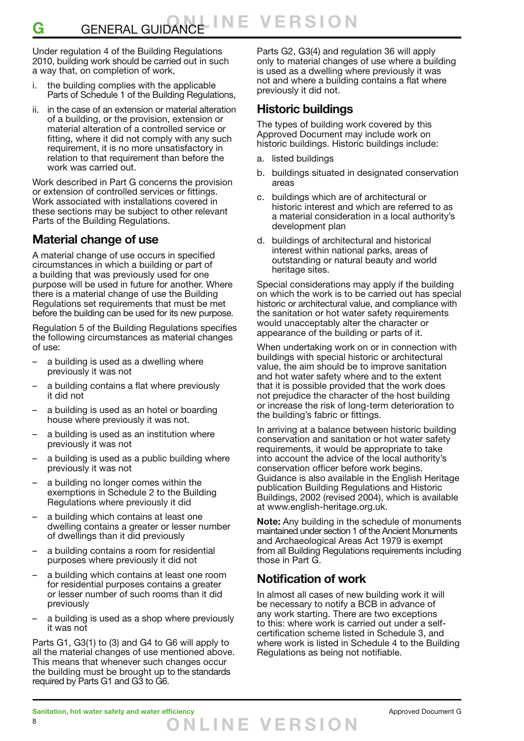Under regulation 4 of the Building Regulations 2010, building work should be carried out in such a way that, on completion of work,

i. the building complies with the applicable Parts of Schedule 1 of the Building Regulations,

ii. in the case of an extension or material alteration of a building, or the provision, extension or material alteration of a controlled service or fitting, where it did not comply with any such requirement, it is no more unsatisfactory in relation to that requirement than before the work was carried out.

Work described in Part G concerns the provision or extension of controlled services or fittings. Work associated with installations covered in these sections may be subject to other relevant Parts of the Building Regulations.

## Material change of use

A material change of use occurs in specified circumstances in which a building or part of a building that was previously used for one purpose will be used in future for another. Where there is a material change of use the Building Regulations set requirements that must be met before the building can be used for its new purpose.

Regulation 5 of the Building Regulations specifies the following circumstances as material changes of use:

- a building is used as a dwelling where previously it was not
- a building contains a flat where previously it did not
- a building is used as an hotel or boarding house where previously it was not.
- a building is used as an institution where previously it was not
- a building is used as a public building where previously it was not
- a building no longer comes within the exemptions in Schedule 2 to the Building Regulations where previously it did
- a building which contains at least one dwelling contains a greater or lesser number of dwellings than it did previously
- a building contains a room for residential purposes where previously it did not
- a building which contains at least one room for residential purposes contains a greater or lesser number of such rooms than it did previously
- a building is used as a shop where previously it was not

Parts G1, G3(1) to (3) and G4 to G6 will apply to all the material changes of use mentioned above. This means that whenever such changes occur the building must be brought up to the standards required by Parts G1 and G3 to G6.

Parts G2, G3(4) and regulation 36 will apply only to material changes of use where a building is used as a dwelling where previously it was not and where a building contains a flat where previously it did not.

## Historic buildings

The types of building work covered by this Approved Document may include work on historic buildings. Historic buildings include:

a. listed buildings

b. buildings situated in designated conservation areas

c. buildings which are of architectural or historic interest and which are referred to as a material consideration in a local authority's development plan

d. buildings of architectural and historical interest within national parks, areas of outstanding or natural beauty and world heritage sites.

Special considerations may apply if the building on which the work is to be carried out has special historic or architectural value, and compliance with the sanitation or hot water safety requirements would unacceptably alter the character or appearance of the building or parts of it.

When undertaking work on or in connection with buildings with special historic or architectural value, the aim should be to improve sanitation and hot water safety where and to the extent that it is possible provided that the work does not prejudice the character of the host building or increase the risk of long-term deterioration to the building's fabric or fittings.

In arriving at a balance between historic building conservation and sanitation or hot water safety requirements, it would be appropriate to take into account the advice of the local authority's conservation officer before work begins. Guidance is also available in the English Heritage publication Building Regulations and Historic Buildings, 2002 (revised 2004), which is available at www.english-heritage.org.uk.

**Note:** Any building in the schedule of monuments maintained under section 1 of the Ancient Monuments and Archaeological Areas Act 1979 is exempt from all Building Regulations requirements including those in Part G.

## Notification of work

In almost all cases of new building work it will be necessary to notify a BCB in advance of any work starting. There are two exceptions to this: where work is carried out under a self-certification scheme listed in Schedule 3, and where work is listed in Schedule 4 to the Building Regulations as being not notifiable.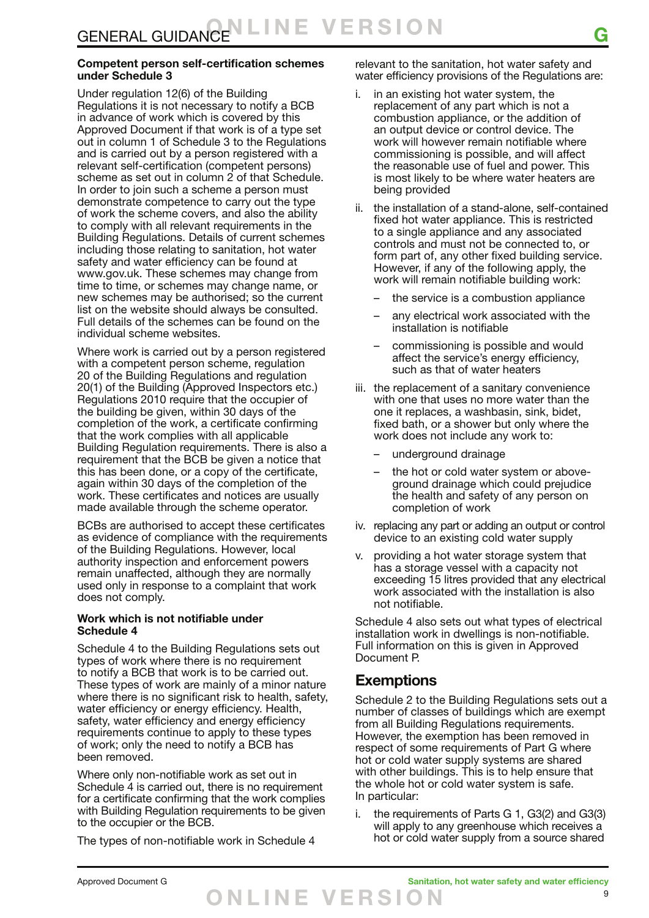### Competent person self-certification schemes under Schedule 3

Under regulation 12(6) of the Building Regulations it is not necessary to notify a BCB in advance of work which is covered by this Approved Document if that work is of a type set out in column 1 of Schedule 3 to the Regulations and is carried out by a person registered with a relevant self-certification (competent persons) scheme as set out in column 2 of that Schedule. In order to join such a scheme a person must demonstrate competence to carry out the type of work the scheme covers, and also the ability to comply with all relevant requirements in the Building Regulations. Details of current schemes including those relating to sanitation, hot water safety and water efficiency can be found at www.gov.uk. These schemes may change from time to time, or schemes may change name, or new schemes may be authorised; so the current list on the website should always be consulted. Full details of the schemes can be found on the individual scheme websites.

Where work is carried out by a person registered with a competent person scheme, regulation 20 of the Building Regulations and regulation 20(1) of the Building (Approved Inspectors etc.) Regulations 2010 require that the occupier of the building be given, within 30 days of the completion of the work, a certificate confirming that the work complies with all applicable Building Regulation requirements. There is also a requirement that the BCB be given a notice that this has been done, or a copy of the certificate, again within 30 days of the completion of the work. These certificates and notices are usually made available through the scheme operator.

BCBs are authorised to accept these certificates as evidence of compliance with the requirements of the Building Regulations. However, local authority inspection and enforcement powers remain unaffected, although they are normally used only in response to a complaint that work does not comply.

### Work which is not notifiable under Schedule 4

Schedule 4 to the Building Regulations sets out types of work where there is no requirement to notify a BCB that work is to be carried out. These types of work are mainly of a minor nature where there is no significant risk to health, safety, water efficiency or energy efficiency. Health, safety, water efficiency and energy efficiency requirements continue to apply to these types of work; only the need to notify a BCB has been removed.

Where only non-notifiable work as set out in Schedule 4 is carried out, there is no requirement for a certificate confirming that the work complies with Building Regulation requirements to be given to the occupier or the BCB.

The types of non-notifiable work in Schedule 4 relevant to the sanitation, hot water safety and water efficiency provisions of the Regulations are:

i. in an existing hot water system, the replacement of any part which is not a combustion appliance, or the addition of an output device or control device. The work will however remain notifiable where commissioning is possible, and will affect the reasonable use of fuel and power. This is most likely to be where water heaters are being provided

ii. the installation of a stand-alone, self-contained fixed hot water appliance. This is restricted to a single appliance and any associated controls and must not be connected to, or form part of, any other fixed building service. However, if any of the following apply, the work will remain notifiable building work:
   - the service is a combustion appliance
   - any electrical work associated with the installation is notifiable
   - commissioning is possible and would affect the service's energy efficiency, such as that of water heaters

iii. the replacement of a sanitary convenience with one that uses no more water than the one it replaces, a washbasin, sink, bidet, fixed bath, or a shower but only where the work does not include any work to:
   - underground drainage
   - the hot or cold water system or above-ground drainage which could prejudice the health and safety of any person on completion of work

iv. replacing any part or adding an output or control device to an existing cold water supply

v. providing a hot water storage system that has a storage vessel with a capacity not exceeding 15 litres provided that any electrical work associated with the installation is also not notifiable.

Schedule 4 also sets out what types of electrical installation work in dwellings is non-notifiable. Full information on this is given in Approved Document P.

## Exemptions

Schedule 2 to the Building Regulations sets out a number of classes of buildings which are exempt from all Building Regulations requirements. However, the exemption has been removed in respect of some requirements of Part G where hot or cold water supply systems are shared with other buildings. This is to help ensure that the whole hot or cold water system is safe. In particular:

i. the requirements of Parts G 1, G3(2) and G3(3) will apply to any greenhouse which receives a hot or cold water supply from a source shared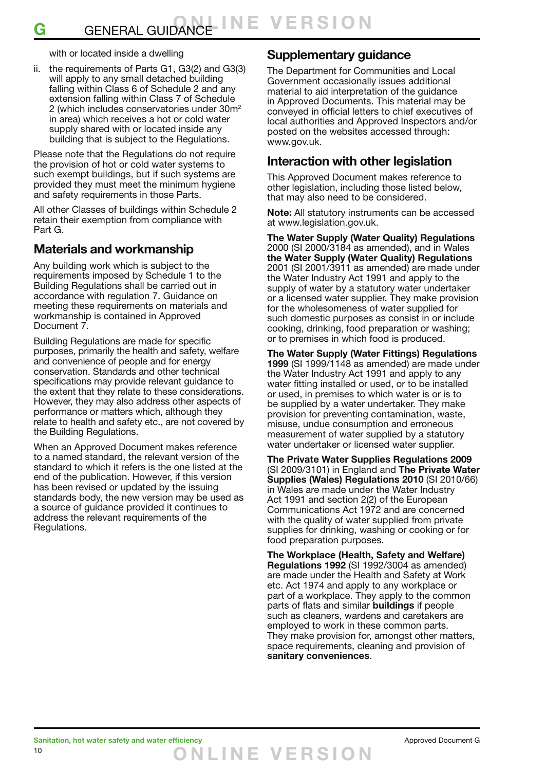with or located inside a dwelling

ii. the requirements of Parts G1, G3(2) and G3(3) will apply to any small detached building falling within Class 6 of Schedule 2 and any extension falling within Class 7 of Schedule 2 (which includes conservatories under 30m$^2$ in area) which receives a hot or cold water supply shared with or located inside any building that is subject to the Regulations.

Please note that the Regulations do not require the provision of hot or cold water systems to such exempt buildings, but if such systems are provided they must meet the minimum hygiene and safety requirements in those Parts.

All other Classes of buildings within Schedule 2 retain their exemption from compliance with Part G.

## Materials and workmanship

Any building work which is subject to the requirements imposed by Schedule 1 to the Building Regulations shall be carried out in accordance with regulation 7. Guidance on meeting these requirements on materials and workmanship is contained in Approved Document 7.

Building Regulations are made for specific purposes, primarily the health and safety, welfare and convenience of people and for energy conservation. Standards and other technical specifications may provide relevant guidance to the extent that they relate to these considerations. However, they may also address other aspects of performance or matters which, although they relate to health and safety etc., are not covered by the Building Regulations.

When an Approved Document makes reference to a named standard, the relevant version of the standard to which it refers is the one listed at the end of the publication. However, if this version has been revised or updated by the issuing standards body, the new version may be used as a source of guidance provided it continues to address the relevant requirements of the Regulations.

## Supplementary guidance

The Department for Communities and Local Government occasionally issues additional material to aid interpretation of the guidance in Approved Documents. This material may be conveyed in official letters to chief executives of local authorities and Approved Inspectors and/or posted on the websites accessed through: www.gov.uk.

## Interaction with other legislation

This Approved Document makes reference to other legislation, including those listed below, that may also need to be considered.

**Note:** All statutory instruments can be accessed at www.legislation.gov.uk.

**The Water Supply (Water Quality) Regulations** 2000 (SI 2000/3184 as amended), and in Wales **the Water Supply (Water Quality) Regulations** 2001 (SI 2001/3911 as amended) are made under the Water Industry Act 1991 and apply to the supply of water by a statutory water undertaker or a licensed water supplier. They make provision for the wholesomeness of water supplied for such domestic purposes as consist in or include cooking, drinking, food preparation or washing; or to premises in which food is produced.

**The Water Supply (Water Fittings) Regulations 1999** (SI 1999/1148 as amended) are made under the Water Industry Act 1991 and apply to any water fitting installed or used, or to be installed or used, in premises to which water is or is to be supplied by a water undertaker. They make provision for preventing contamination, waste, misuse, undue consumption and erroneous measurement of water supplied by a statutory water undertaker or licensed water supplier.

**The Private Water Supplies Regulations 2009** (SI 2009/3101) in England and **The Private Water Supplies (Wales) Regulations 2010** (SI 2010/66) in Wales are made under the Water Industry Act 1991 and section 2(2) of the European Communications Act 1972 and are concerned with the quality of water supplied from private supplies for drinking, washing or cooking or for food preparation purposes.

**The Workplace (Health, Safety and Welfare) Regulations 1992** (SI 1992/3004 as amended) are made under the Health and Safety at Work etc. Act 1974 and apply to any workplace or part of a workplace. They apply to the common parts of flats and similar **buildings** if people such as cleaners, wardens and caretakers are employed to work in these common parts. They make provision for, amongst other matters, space requirements, cleaning and provision of **sanitary conveniences**.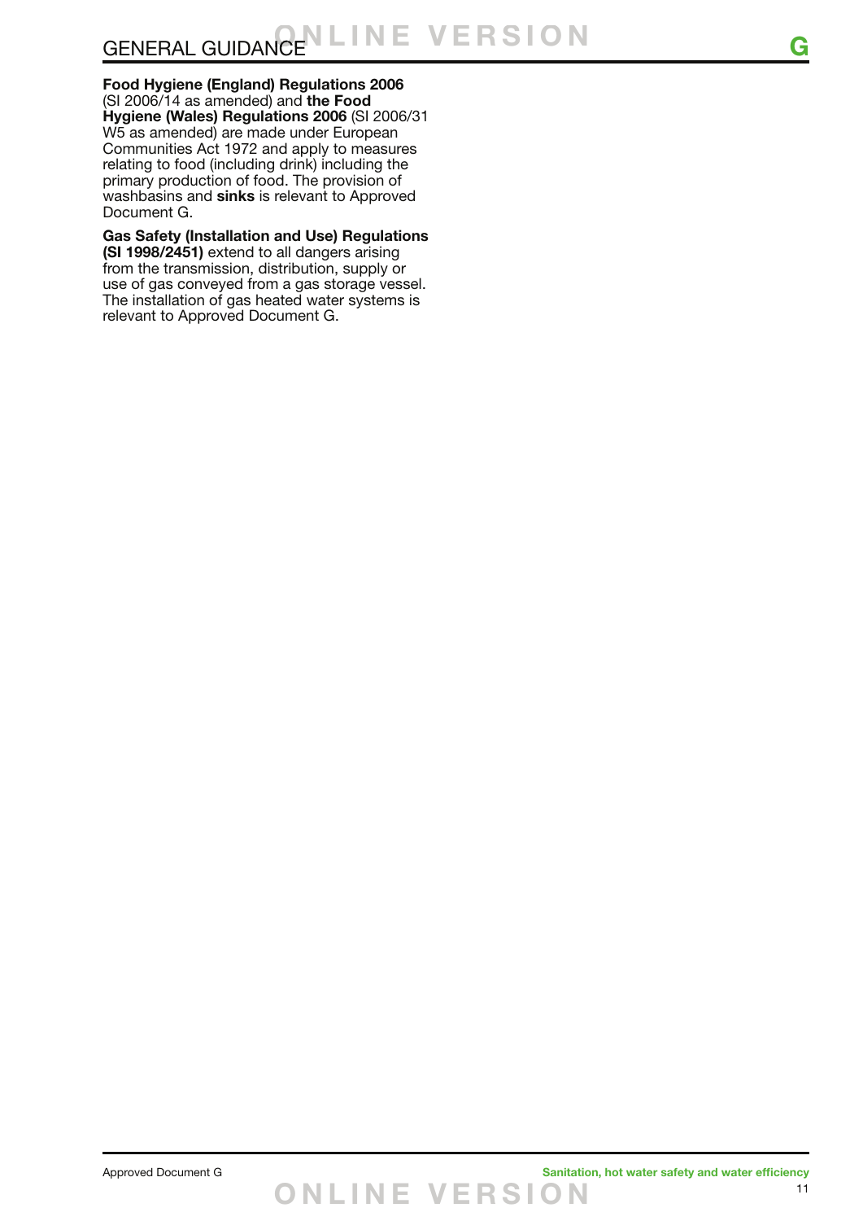**Food Hygiene (England) Regulations 2006** (SI 2006/14 as amended) and **the Food Hygiene (Wales) Regulations 2006** (SI 2006/31 W5 as amended) are made under European Communities Act 1972 and apply to measures relating to food (including drink) including the primary production of food. The provision of washbasins and **sinks** is relevant to Approved Document G.

**Gas Safety (Installation and Use) Regulations (SI 1998/2451)** extend to all dangers arising from the transmission, distribution, supply or use of gas conveyed from a gas storage vessel. The installation of gas heated water systems is relevant to Approved Document G.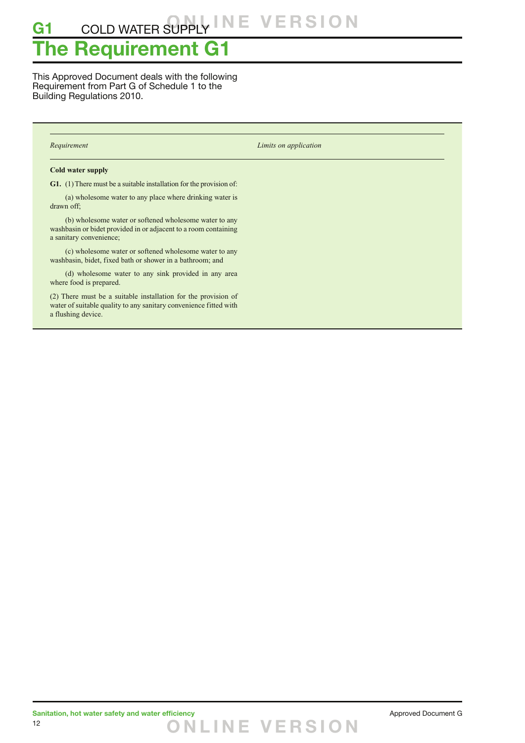# G1 COLD WATER SUPPLY

# The Requirement G1

This Approved Document deals with the following Requirement from Part G of Schedule 1 to the Building Regulations 2010.

| *Requirement* | *Limits on application* |
| --- | --- |
| **Cold water supply** | |
| **G1.** (1) There must be a suitable installation for the provision of: | |
| (a) wholesome water to any place where drinking water is drawn off; | |
| (b) wholesome water or softened wholesome water to any washbasin or bidet provided in or adjacent to a room containing a sanitary convenience; | |
| (c) wholesome water or softened wholesome water to any washbasin, bidet, fixed bath or shower in a bathroom; and | |
| (d) wholesome water to any sink provided in any area where food is prepared. | |
| (2) There must be a suitable installation for the provision of water of suitable quality to any sanitary convenience fitted with a flushing device. | |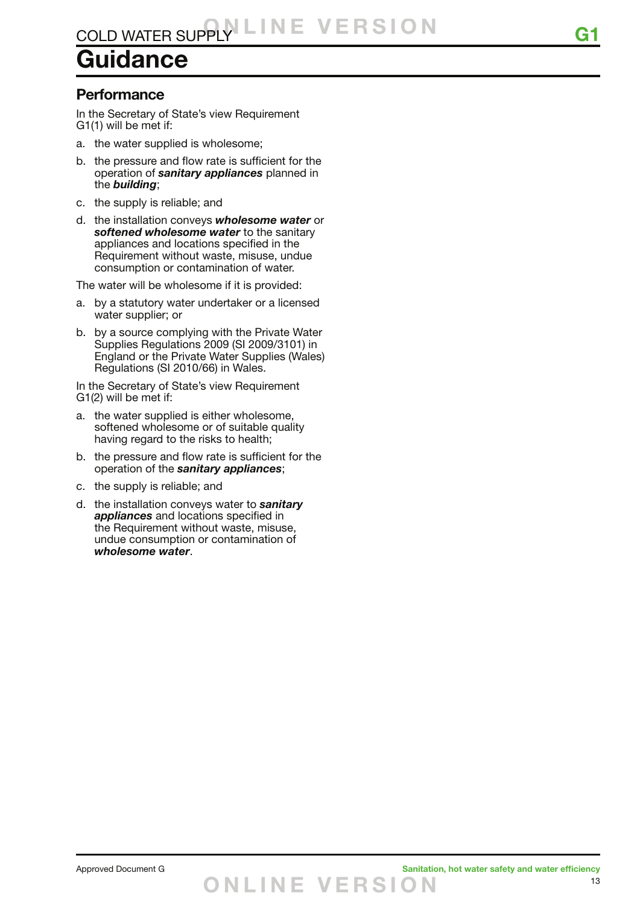# Guidance

## Performance

In the Secretary of State's view Requirement G1(1) will be met if:

a. the water supplied is wholesome;

b. the pressure and flow rate is sufficient for the operation of ***sanitary appliances*** planned in the ***building***;

c. the supply is reliable; and

d. the installation conveys ***wholesome water*** or ***softened wholesome water*** to the sanitary appliances and locations specified in the Requirement without waste, misuse, undue consumption or contamination of water.

The water will be wholesome if it is provided:

a. by a statutory water undertaker or a licensed water supplier; or

b. by a source complying with the Private Water Supplies Regulations 2009 (SI 2009/3101) in England or the Private Water Supplies (Wales) Regulations (SI 2010/66) in Wales.

In the Secretary of State's view Requirement G1(2) will be met if:

a. the water supplied is either wholesome, softened wholesome or of suitable quality having regard to the risks to health;

b. the pressure and flow rate is sufficient for the operation of the ***sanitary appliances***;

c. the supply is reliable; and

d. the installation conveys water to ***sanitary appliances*** and locations specified in the Requirement without waste, misuse, undue consumption or contamination of ***wholesome water***.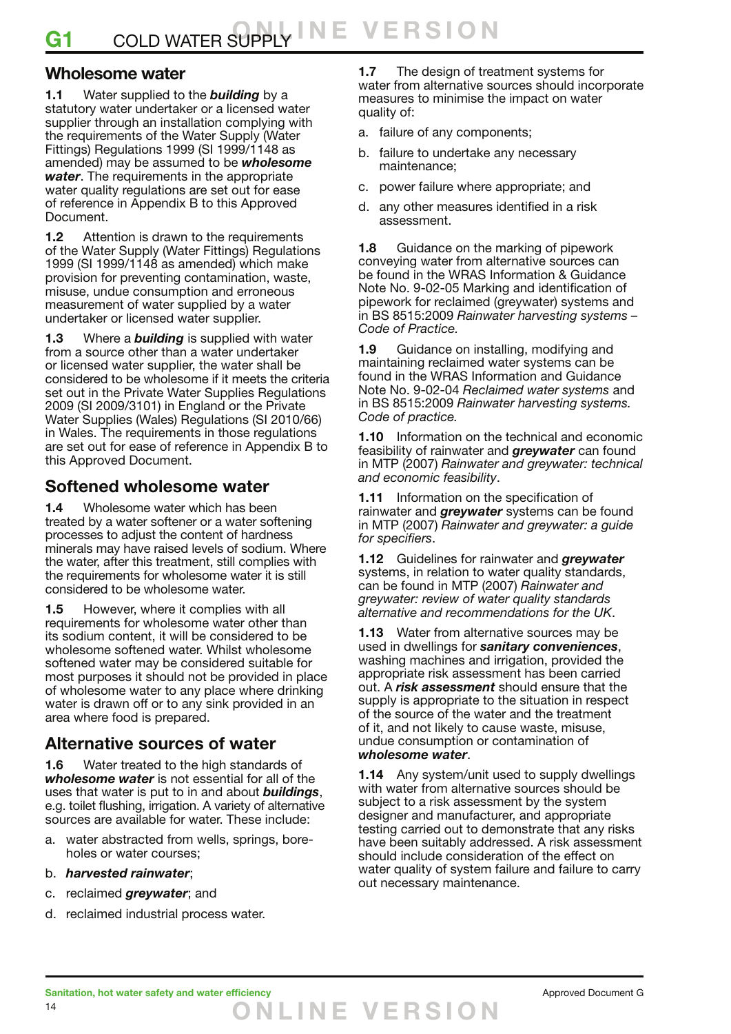## Wholesome water

**1.1** Water supplied to the ***building*** by a statutory water undertaker or a licensed water supplier through an installation complying with the requirements of the Water Supply (Water Fittings) Regulations 1999 (SI 1999/1148 as amended) may be assumed to be ***wholesome water***. The requirements in the appropriate water quality regulations are set out for ease of reference in Appendix B to this Approved Document.

**1.2** Attention is drawn to the requirements of the Water Supply (Water Fittings) Regulations 1999 (SI 1999/1148 as amended) which make provision for preventing contamination, waste, misuse, undue consumption and erroneous measurement of water supplied by a water undertaker or licensed water supplier.

**1.3** Where a ***building*** is supplied with water from a source other than a water undertaker or licensed water supplier, the water shall be considered to be wholesome if it meets the criteria set out in the Private Water Supplies Regulations 2009 (SI 2009/3101) in England or the Private Water Supplies (Wales) Regulations (SI 2010/66) in Wales. The requirements in those regulations are set out for ease of reference in Appendix B to this Approved Document.

## Softened wholesome water

**1.4** Wholesome water which has been treated by a water softener or a water softening processes to adjust the content of hardness minerals may have raised levels of sodium. Where the water, after this treatment, still complies with the requirements for wholesome water it is still considered to be wholesome water.

**1.5** However, where it complies with all requirements for wholesome water other than its sodium content, it will be considered to be wholesome softened water. Whilst wholesome softened water may be considered suitable for most purposes it should not be provided in place of wholesome water to any place where drinking water is drawn off or to any sink provided in an area where food is prepared.

## Alternative sources of water

**1.6** Water treated to the high standards of ***wholesome water*** is not essential for all of the uses that water is put to in and about ***buildings***, e.g. toilet flushing, irrigation. A variety of alternative sources are available for water. These include:

a. water abstracted from wells, springs, bore-holes or water courses;

b. ***harvested rainwater***;

c. reclaimed ***greywater***; and

d. reclaimed industrial process water.

**1.7** The design of treatment systems for water from alternative sources should incorporate measures to minimise the impact on water quality of:

a. failure of any components;

b. failure to undertake any necessary maintenance;

c. power failure where appropriate; and

d. any other measures identified in a risk assessment.

**1.8** Guidance on the marking of pipework conveying water from alternative sources can be found in the WRAS Information & Guidance Note No. 9-02-05 Marking and identification of pipework for reclaimed (greywater) systems and in BS 8515:2009 *Rainwater harvesting systems – Code of Practice.*

**1.9** Guidance on installing, modifying and maintaining reclaimed water systems can be found in the WRAS Information and Guidance Note No. 9-02-04 *Reclaimed water systems* and in BS 8515:2009 *Rainwater harvesting systems. Code of practice.*

**1.10** Information on the technical and economic feasibility of rainwater and ***greywater*** can found in MTP (2007) *Rainwater and greywater: technical and economic feasibility*.

**1.11** Information on the specification of rainwater and ***greywater*** systems can be found in MTP (2007) *Rainwater and greywater: a guide for specifiers*.

**1.12** Guidelines for rainwater and ***greywater*** systems, in relation to water quality standards, can be found in MTP (2007) *Rainwater and greywater: review of water quality standards alternative and recommendations for the UK*.

**1.13** Water from alternative sources may be used in dwellings for ***sanitary conveniences***, washing machines and irrigation, provided the appropriate risk assessment has been carried out. A ***risk assessment*** should ensure that the supply is appropriate to the situation in respect of the source of the water and the treatment of it, and not likely to cause waste, misuse, undue consumption or contamination of ***wholesome water***.

**1.14** Any system/unit used to supply dwellings with water from alternative sources should be subject to a risk assessment by the system designer and manufacturer, and appropriate testing carried out to demonstrate that any risks have been suitably addressed. A risk assessment should include consideration of the effect on water quality of system failure and failure to carry out necessary maintenance.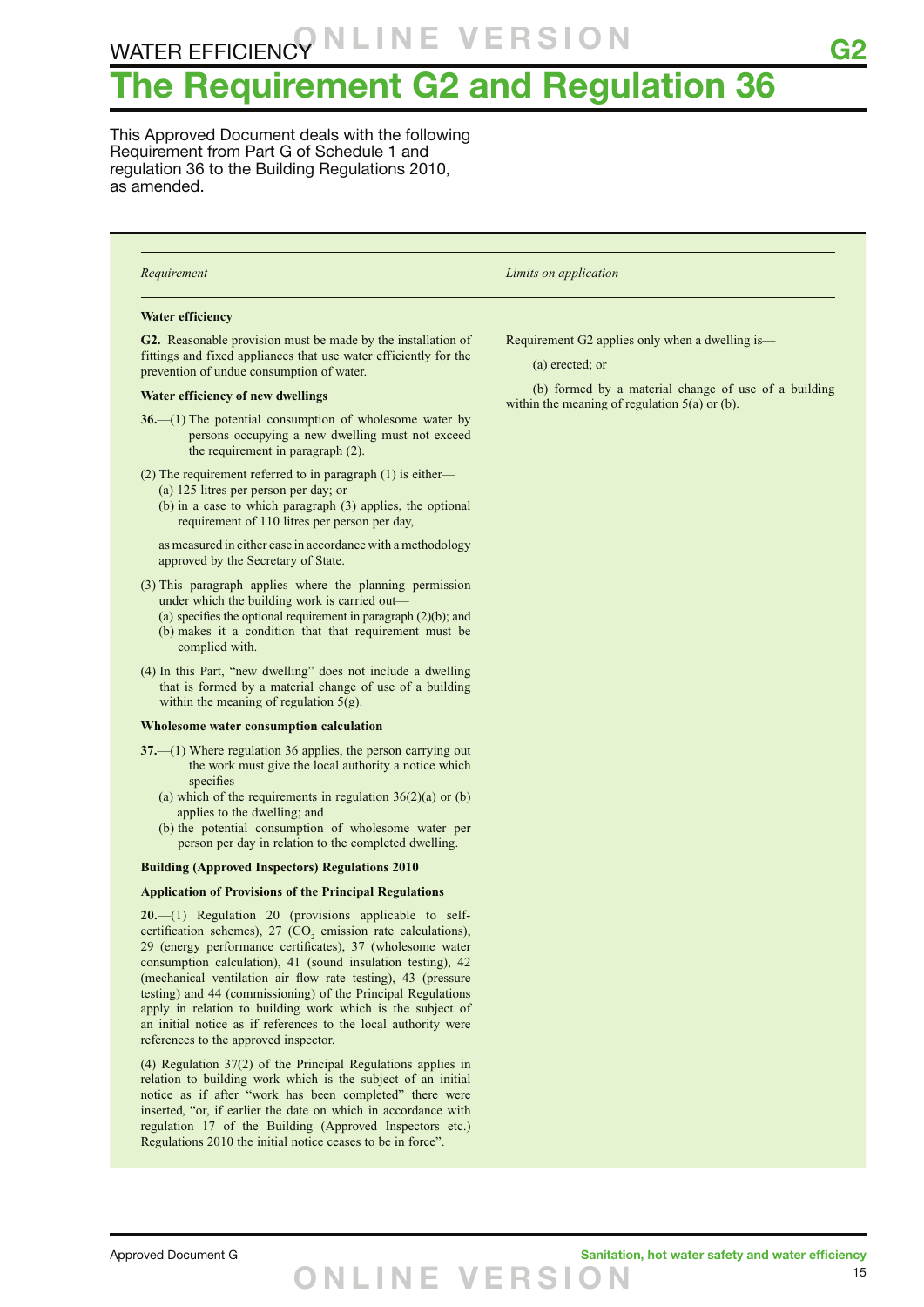# The Requirement G2 and Regulation 36

This Approved Document deals with the following Requirement from Part G of Schedule 1 and regulation 36 to the Building Regulations 2010, as amended.

| *Requirement* | *Limits on application* |
|---|---|
| **Water efficiency** | |
| **G2.** Reasonable provision must be made by the installation of fittings and fixed appliances that use water efficiently for the prevention of undue consumption of water. | Requirement G2 applies only when a dwelling is— (a) erected; or (b) formed by a material change of use of a building within the meaning of regulation 5(a) or (b). |

**Water efficiency of new dwellings**

**36.**—(1) The potential consumption of wholesome water by persons occupying a new dwelling must not exceed the requirement in paragraph (2).

(2) The requirement referred to in paragraph (1) is either—

(a) 125 litres per person per day; or

(b) in a case to which paragraph (3) applies, the optional requirement of 110 litres per person per day,

as measured in either case in accordance with a methodology approved by the Secretary of State.

(3) This paragraph applies where the planning permission under which the building work is carried out—

(a) specifies the optional requirement in paragraph (2)(b); and

(b) makes it a condition that that requirement must be complied with.

(4) In this Part, "new dwelling" does not include a dwelling that is formed by a material change of use of a building within the meaning of regulation 5(g).

**Wholesome water consumption calculation**

**37.**—(1) Where regulation 36 applies, the person carrying out the work must give the local authority a notice which specifies—

(a) which of the requirements in regulation 36(2)(a) or (b) applies to the dwelling; and

(b) the potential consumption of wholesome water per person per day in relation to the completed dwelling.

**Building (Approved Inspectors) Regulations 2010**

**Application of Provisions of the Principal Regulations**

**20.**—(1) Regulation 20 (provisions applicable to self-certification schemes), 27 ($CO_2$ emission rate calculations), 29 (energy performance certificates), 37 (wholesome water consumption calculation), 41 (sound insulation testing), 42 (mechanical ventilation air flow rate testing), 43 (pressure testing) and 44 (commissioning) of the Principal Regulations apply in relation to building work which is the subject of an initial notice as if references to the local authority were references to the approved inspector.

(4) Regulation 37(2) of the Principal Regulations applies in relation to building work which is the subject of an initial notice as if after "work has been completed" there were inserted, "or, if earlier the date on which in accordance with regulation 17 of the Building (Approved Inspectors etc.) Regulations 2010 the initial notice ceases to be in force".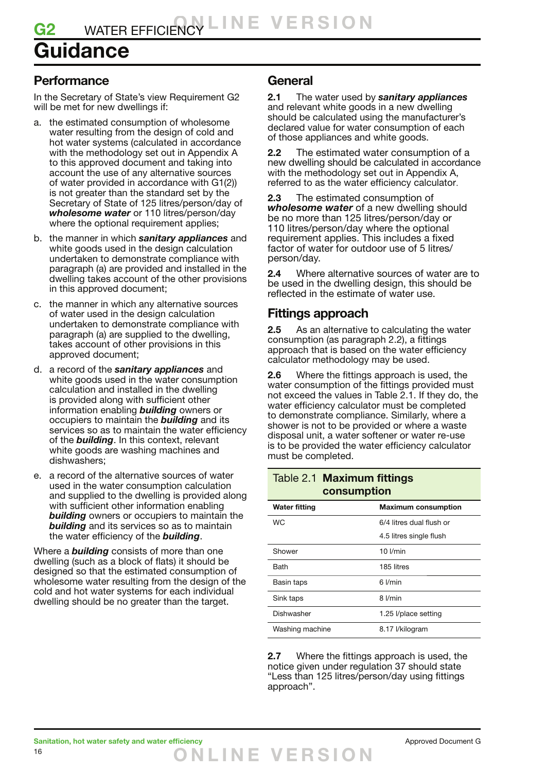# G2 WATER EFFICIENCY

# Guidance

## Performance

In the Secretary of State's view Requirement G2 will be met for new dwellings if:

a. the estimated consumption of wholesome water resulting from the design of cold and hot water systems (calculated in accordance with the methodology set out in Appendix A to this approved document and taking into account the use of any alternative sources of water provided in accordance with G1(2)) is not greater than the standard set by the Secretary of State of 125 litres/person/day of ***wholesome water*** or 110 litres/person/day where the optional requirement applies;

b. the manner in which ***sanitary appliances*** and white goods used in the design calculation undertaken to demonstrate compliance with paragraph (a) are provided and installed in the dwelling takes account of the other provisions in this approved document;

c. the manner in which any alternative sources of water used in the design calculation undertaken to demonstrate compliance with paragraph (a) are supplied to the dwelling, takes account of other provisions in this approved document;

d. a record of the ***sanitary appliances*** and white goods used in the water consumption calculation and installed in the dwelling is provided along with sufficient other information enabling ***building*** owners or occupiers to maintain the ***building*** and its services so as to maintain the water efficiency of the ***building***. In this context, relevant white goods are washing machines and dishwashers;

e. a record of the alternative sources of water used in the water consumption calculation and supplied to the dwelling is provided along with sufficient other information enabling ***building*** owners or occupiers to maintain the ***building*** and its services so as to maintain the water efficiency of the ***building***.

Where a ***building*** consists of more than one dwelling (such as a block of flats) it should be designed so that the estimated consumption of wholesome water resulting from the design of the cold and hot water systems for each individual dwelling should be no greater than the target.

## General

**2.1** The water used by ***sanitary appliances*** and relevant white goods in a new dwelling should be calculated using the manufacturer's declared value for water consumption of each of those appliances and white goods.

**2.2** The estimated water consumption of a new dwelling should be calculated in accordance with the methodology set out in Appendix A, referred to as the water efficiency calculator.

**2.3** The estimated consumption of ***wholesome water*** of a new dwelling should be no more than 125 litres/person/day or 110 litres/person/day where the optional requirement applies. This includes a fixed factor of water for outdoor use of 5 litres/person/day.

**2.4** Where alternative sources of water are to be used in the dwelling design, this should be reflected in the estimate of water use.

## Fittings approach

**2.5** As an alternative to calculating the water consumption (as paragraph 2.2), a fittings approach that is based on the water efficiency calculator methodology may be used.

**2.6** Where the fittings approach is used, the water consumption of the fittings provided must not exceed the values in Table 2.1. If they do, the water efficiency calculator must be completed to demonstrate compliance. Similarly, where a shower is not to be provided or where a waste disposal unit, a water softener or water re-use is to be provided the water efficiency calculator must be completed.

**Table 2.1 Maximum fittings consumption**

| Water fitting | Maximum consumption |
|---|---|
| WC | 6/4 litres dual flush or<br>4.5 litres single flush |
| Shower | 10 l/min |
| Bath | 185 litres |
| Basin taps | 6 l/min |
| Sink taps | 8 l/min |
| Dishwasher | 1.25 l/place setting |
| Washing machine | 8.17 l/kilogram |

**2.7** Where the fittings approach is used, the notice given under regulation 37 should state "Less than 125 litres/person/day using fittings approach".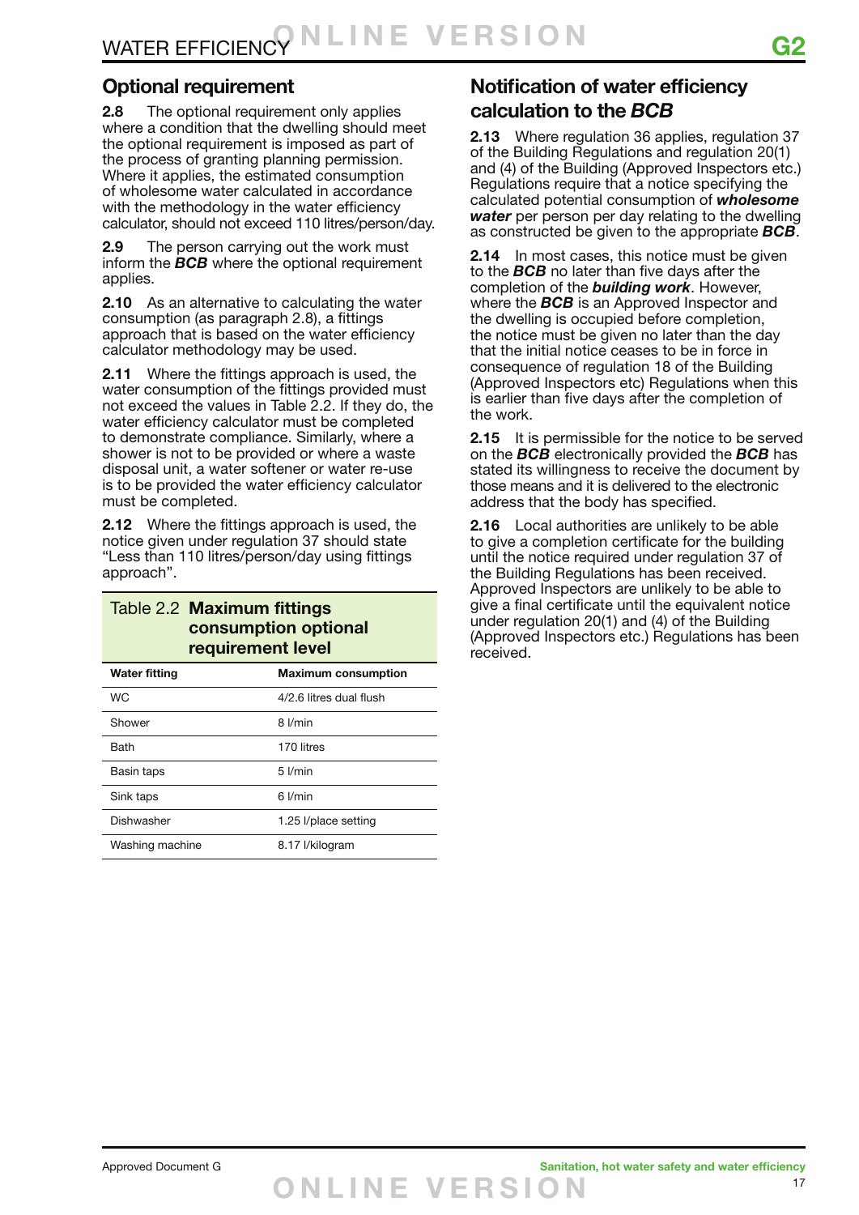## Optional requirement

**2.8** The optional requirement only applies where a condition that the dwelling should meet the optional requirement is imposed as part of the process of granting planning permission. Where it applies, the estimated consumption of wholesome water calculated in accordance with the methodology in the water efficiency calculator, should not exceed 110 litres/person/day.

**2.9** The person carrying out the work must inform the ***BCB*** where the optional requirement applies.

**2.10** As an alternative to calculating the water consumption (as paragraph 2.8), a fittings approach that is based on the water efficiency calculator methodology may be used.

**2.11** Where the fittings approach is used, the water consumption of the fittings provided must not exceed the values in Table 2.2. If they do, the water efficiency calculator must be completed to demonstrate compliance. Similarly, where a shower is not to be provided or where a waste disposal unit, a water softener or water re-use is to be provided the water efficiency calculator must be completed.

**2.12** Where the fittings approach is used, the notice given under regulation 37 should state "Less than 110 litres/person/day using fittings approach".

**Table 2.2 Maximum fittings consumption optional requirement level**

| Water fitting | Maximum consumption |
|---|---|
| WC | 4/2.6 litres dual flush |
| Shower | 8 l/min |
| Bath | 170 litres |
| Basin taps | 5 l/min |
| Sink taps | 6 l/min |
| Dishwasher | 1.25 l/place setting |
| Washing machine | 8.17 l/kilogram |

## Notification of water efficiency calculation to the *BCB*

**2.13** Where regulation 36 applies, regulation 37 of the Building Regulations and regulation 20(1) and (4) of the Building (Approved Inspectors etc.) Regulations require that a notice specifying the calculated potential consumption of ***wholesome water*** per person per day relating to the dwelling as constructed be given to the appropriate ***BCB***.

**2.14** In most cases, this notice must be given to the ***BCB*** no later than five days after the completion of the ***building work***. However, where the ***BCB*** is an Approved Inspector and the dwelling is occupied before completion, the notice must be given no later than the day that the initial notice ceases to be in force in consequence of regulation 18 of the Building (Approved Inspectors etc) Regulations when this is earlier than five days after the completion of the work.

**2.15** It is permissible for the notice to be served on the ***BCB*** electronically provided the ***BCB*** has stated its willingness to receive the document by those means and it is delivered to the electronic address that the body has specified.

**2.16** Local authorities are unlikely to be able to give a completion certificate for the building until the notice required under regulation 37 of the Building Regulations has been received. Approved Inspectors are unlikely to be able to give a final certificate until the equivalent notice under regulation 20(1) and (4) of the Building (Approved Inspectors etc.) Regulations has been received.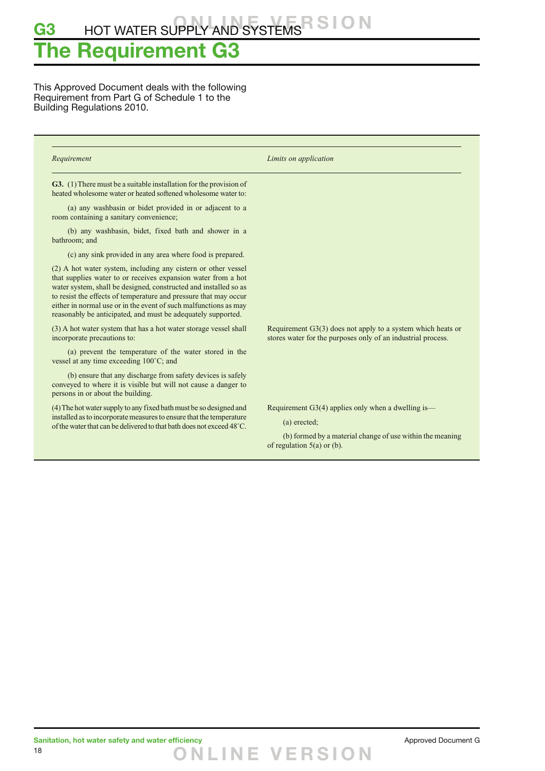# The Requirement G3

This Approved Document deals with the following Requirement from Part G of Schedule 1 to the Building Regulations 2010.

| *Requirement* | *Limits on application* |
|---|---|
| **G3.** (1) There must be a suitable installation for the provision of heated wholesome water or heated softened wholesome water to:<br><br>(a) any washbasin or bidet provided in or adjacent to a room containing a sanitary convenience;<br><br>(b) any washbasin, bidet, fixed bath and shower in a bathroom; and<br><br>(c) any sink provided in any area where food is prepared. | |
| (2) A hot water system, including any cistern or other vessel that supplies water to or receives expansion water from a hot water system, shall be designed, constructed and installed so as to resist the effects of temperature and pressure that may occur either in normal use or in the event of such malfunctions as may reasonably be anticipated, and must be adequately supported. | |
| (3) A hot water system that has a hot water storage vessel shall incorporate precautions to:<br><br>(a) prevent the temperature of the water stored in the vessel at any time exceeding 100˚C; and<br><br>(b) ensure that any discharge from safety devices is safely conveyed to where it is visible but will not cause a danger to persons in or about the building. | Requirement G3(3) does not apply to a system which heats or stores water for the purposes only of an industrial process. |
| (4) The hot water supply to any fixed bath must be so designed and installed as to incorporate measures to ensure that the temperature of the water that can be delivered to that bath does not exceed 48˚C. | Requirement G3(4) applies only when a dwelling is—<br><br>(a) erected;<br><br>(b) formed by a material change of use within the meaning of regulation 5(a) or (b). |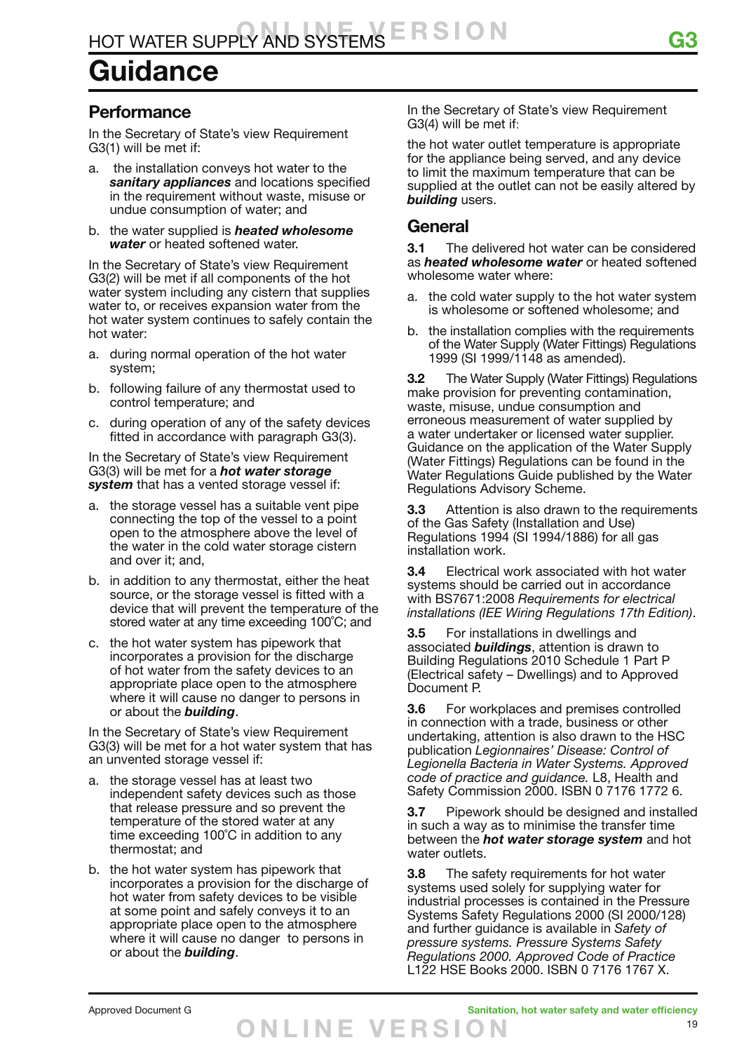# Guidance

## Performance

In the Secretary of State's view Requirement G3(1) will be met if:

a. the installation conveys hot water to the ***sanitary appliances*** and locations specified in the requirement without waste, misuse or undue consumption of water; and

b. the water supplied is ***heated wholesome water*** or heated softened water.

In the Secretary of State's view Requirement G3(2) will be met if all components of the hot water system including any cistern that supplies water to, or receives expansion water from the hot water system continues to safely contain the hot water:

a. during normal operation of the hot water system;

b. following failure of any thermostat used to control temperature; and

c. during operation of any of the safety devices fitted in accordance with paragraph G3(3).

In the Secretary of State's view Requirement G3(3) will be met for a ***hot water storage system*** that has a vented storage vessel if:

a. the storage vessel has a suitable vent pipe connecting the top of the vessel to a point open to the atmosphere above the level of the water in the cold water storage cistern and over it; and,

b. in addition to any thermostat, either the heat source, or the storage vessel is fitted with a device that will prevent the temperature of the stored water at any time exceeding 100°C; and

c. the hot water system has pipework that incorporates a provision for the discharge of hot water from the safety devices to an appropriate place open to the atmosphere where it will cause no danger to persons in or about the ***building***.

In the Secretary of State's view Requirement G3(3) will be met for a hot water system that has an unvented storage vessel if:

a. the storage vessel has at least two independent safety devices such as those that release pressure and so prevent the temperature of the stored water at any time exceeding 100°C in addition to any thermostat; and

b. the hot water system has pipework that incorporates a provision for the discharge of hot water from safety devices to be visible at some point and safely conveys it to an appropriate place open to the atmosphere where it will cause no danger to persons in or about the ***building***.

In the Secretary of State's view Requirement G3(4) will be met if:

the hot water outlet temperature is appropriate for the appliance being served, and any device to limit the maximum temperature that can be supplied at the outlet can not be easily altered by ***building*** users.

## General

**3.1** The delivered hot water can be considered as ***heated wholesome water*** or heated softened wholesome water where:

a. the cold water supply to the hot water system is wholesome or softened wholesome; and

b. the installation complies with the requirements of the Water Supply (Water Fittings) Regulations 1999 (SI 1999/1148 as amended).

**3.2** The Water Supply (Water Fittings) Regulations make provision for preventing contamination, waste, misuse, undue consumption and erroneous measurement of water supplied by a water undertaker or licensed water supplier. Guidance on the application of the Water Supply (Water Fittings) Regulations can be found in the Water Regulations Guide published by the Water Regulations Advisory Scheme.

**3.3** Attention is also drawn to the requirements of the Gas Safety (Installation and Use) Regulations 1994 (SI 1994/1886) for all gas installation work.

**3.4** Electrical work associated with hot water systems should be carried out in accordance with BS7671:2008 *Requirements for electrical installations (IEE Wiring Regulations 17th Edition)*.

**3.5** For installations in dwellings and associated ***buildings***, attention is drawn to Building Regulations 2010 Schedule 1 Part P (Electrical safety – Dwellings) and to Approved Document P.

**3.6** For workplaces and premises controlled in connection with a trade, business or other undertaking, attention is also drawn to the HSC publication *Legionnaires' Disease: Control of Legionella Bacteria in Water Systems. Approved code of practice and guidance.* L8, Health and Safety Commission 2000. ISBN 0 7176 1772 6.

**3.7** Pipework should be designed and installed in such a way as to minimise the transfer time between the ***hot water storage system*** and hot water outlets.

**3.8** The safety requirements for hot water systems used solely for supplying water for industrial processes is contained in the Pressure Systems Safety Regulations 2000 (SI 2000/128) and further guidance is available in *Safety of pressure systems. Pressure Systems Safety Regulations 2000. Approved Code of Practice* L122 HSE Books 2000. ISBN 0 7176 1767 X.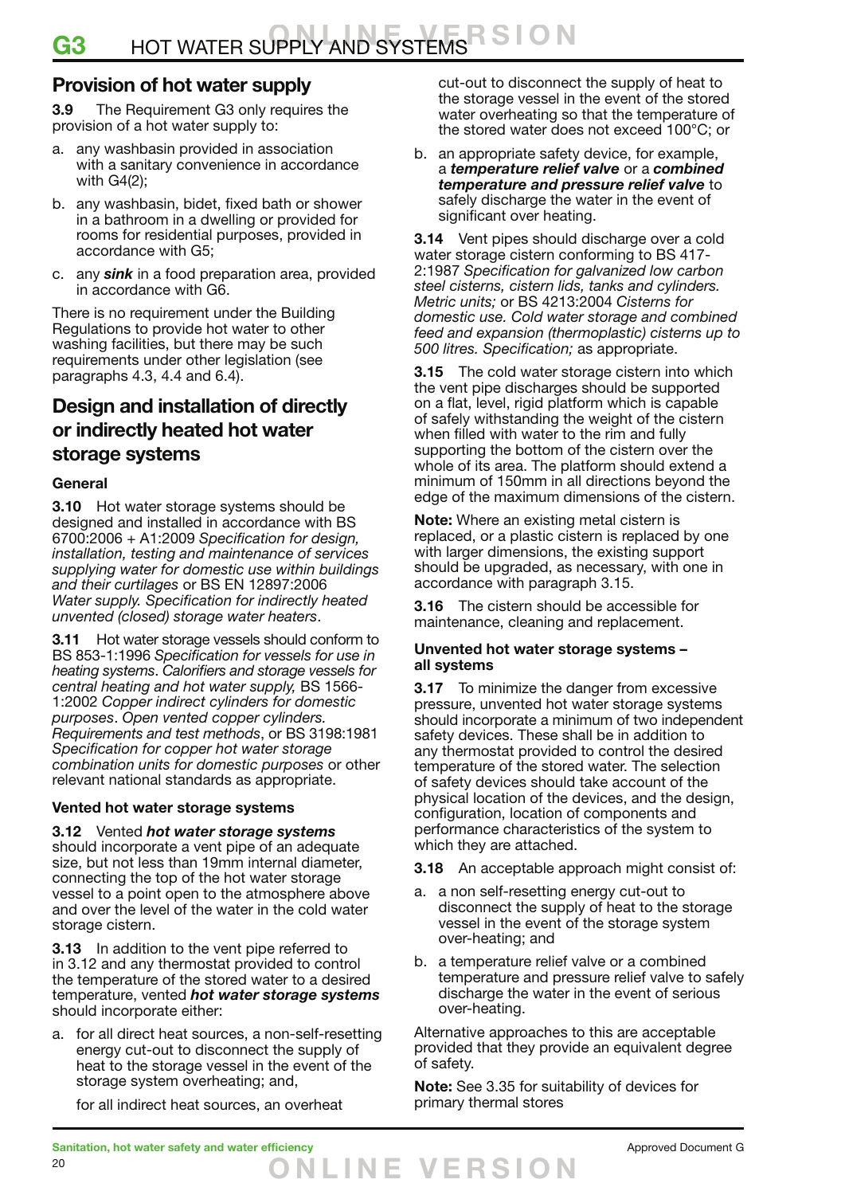## Provision of hot water supply

**3.9** The Requirement G3 only requires the provision of a hot water supply to:

a. any washbasin provided in association with a sanitary convenience in accordance with G4(2);

b. any washbasin, bidet, fixed bath or shower in a bathroom in a dwelling or provided for rooms for residential purposes, provided in accordance with G5;

c. any ***sink*** in a food preparation area, provided in accordance with G6.

There is no requirement under the Building Regulations to provide hot water to other washing facilities, but there may be such requirements under other legislation (see paragraphs 4.3, 4.4 and 6.4).

## Design and installation of directly or indirectly heated hot water storage systems

### General

**3.10** Hot water storage systems should be designed and installed in accordance with BS 6700:2006 + A1:2009 *Specification for design, installation, testing and maintenance of services supplying water for domestic use within buildings and their curtilages* or BS EN 12897:2006 *Water supply. Specification for indirectly heated unvented (closed) storage water heaters*.

**3.11** Hot water storage vessels should conform to BS 853-1:1996 *Specification for vessels for use in heating systems*. *Calorifiers and storage vessels for central heating and hot water supply,* BS 1566-1:2002 *Copper indirect cylinders for domestic purposes*. *Open vented copper cylinders. Requirements and test methods*, or BS 3198:1981 *Specification for copper hot water storage combination units for domestic purposes* or other relevant national standards as appropriate.

### Vented hot water storage systems

**3.12** Vented ***hot water storage systems*** should incorporate a vent pipe of an adequate size, but not less than 19mm internal diameter, connecting the top of the hot water storage vessel to a point open to the atmosphere above and over the level of the water in the cold water storage cistern.

**3.13** In addition to the vent pipe referred to in 3.12 and any thermostat provided to control the temperature of the stored water to a desired temperature, vented ***hot water storage systems*** should incorporate either:

a. for all direct heat sources, a non-self-resetting energy cut-out to disconnect the supply of heat to the storage vessel in the event of the storage system overheating; and,

   for all indirect heat sources, an overheat cut-out to disconnect the supply of heat to the storage vessel in the event of the stored water overheating so that the temperature of the stored water does not exceed 100°C; or

b. an appropriate safety device, for example, a ***temperature relief valve*** or a ***combined temperature and pressure relief valve*** to safely discharge the water in the event of significant over heating.

**3.14** Vent pipes should discharge over a cold water storage cistern conforming to BS 417-2:1987 *Specification for galvanized low carbon steel cisterns, cistern lids, tanks and cylinders. Metric units;* or BS 4213:2004 *Cisterns for domestic use. Cold water storage and combined feed and expansion (thermoplastic) cisterns up to 500 litres. Specification;* as appropriate.

**3.15** The cold water storage cistern into which the vent pipe discharges should be supported on a flat, level, rigid platform which is capable of safely withstanding the weight of the cistern when filled with water to the rim and fully supporting the bottom of the cistern over the whole of its area. The platform should extend a minimum of 150mm in all directions beyond the edge of the maximum dimensions of the cistern.

**Note:** Where an existing metal cistern is replaced, or a plastic cistern is replaced by one with larger dimensions, the existing support should be upgraded, as necessary, with one in accordance with paragraph 3.15.

**3.16** The cistern should be accessible for maintenance, cleaning and replacement.

### Unvented hot water storage systems – all systems

**3.17** To minimize the danger from excessive pressure, unvented hot water storage systems should incorporate a minimum of two independent safety devices. These shall be in addition to any thermostat provided to control the desired temperature of the stored water. The selection of safety devices should take account of the physical location of the devices, and the design, configuration, location of components and performance characteristics of the system to which they are attached.

**3.18** An acceptable approach might consist of:

a. a non self-resetting energy cut-out to disconnect the supply of heat to the storage vessel in the event of the storage system over-heating; and

b. a temperature relief valve or a combined temperature and pressure relief valve to safely discharge the water in the event of serious over-heating.

Alternative approaches to this are acceptable provided that they provide an equivalent degree of safety.

**Note:** See 3.35 for suitability of devices for primary thermal stores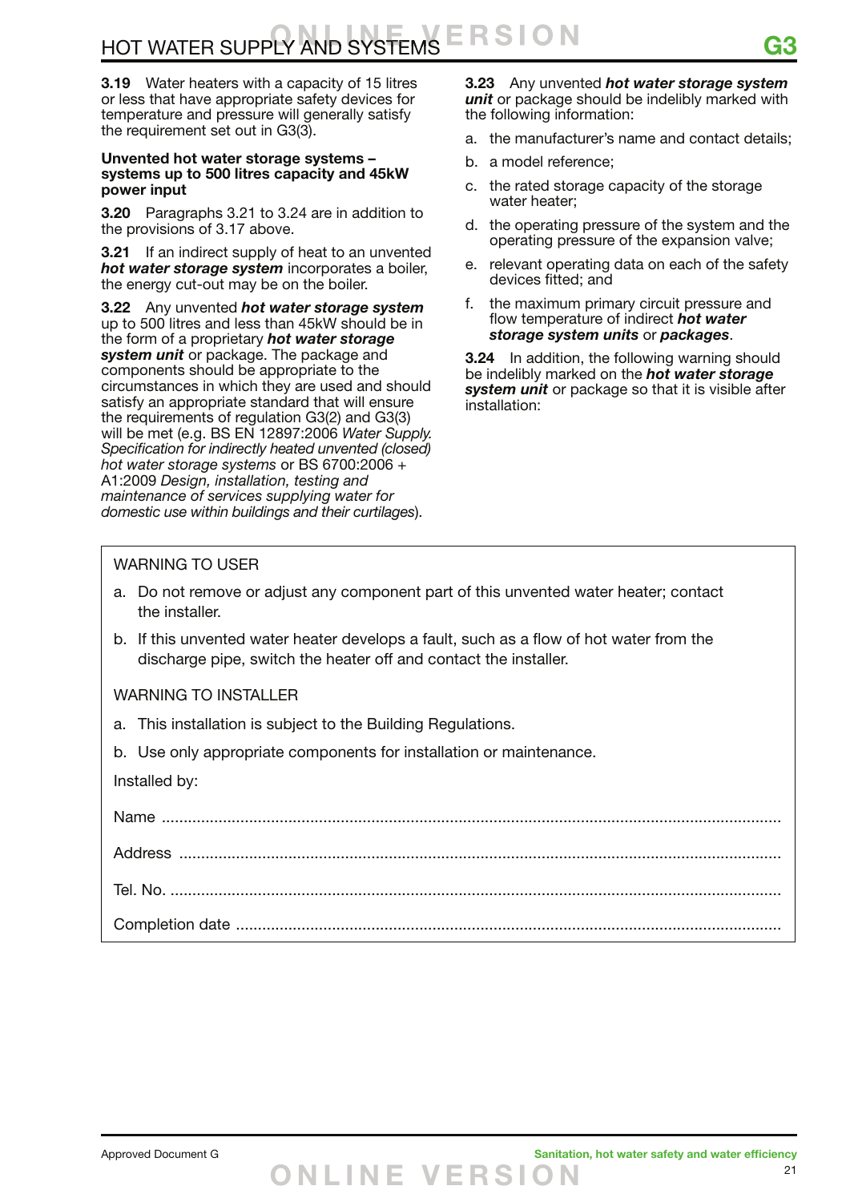**3.19** Water heaters with a capacity of 15 litres or less that have appropriate safety devices for temperature and pressure will generally satisfy the requirement set out in G3(3).

**Unvented hot water storage systems – systems up to 500 litres capacity and 45kW power input**

**3.20** Paragraphs 3.21 to 3.24 are in addition to the provisions of 3.17 above.

**3.21** If an indirect supply of heat to an unvented ***hot water storage system*** incorporates a boiler, the energy cut-out may be on the boiler.

**3.22** Any unvented ***hot water storage system*** up to 500 litres and less than 45kW should be in the form of a proprietary ***hot water storage system unit*** or package. The package and components should be appropriate to the circumstances in which they are used and should satisfy an appropriate standard that will ensure the requirements of regulation G3(2) and G3(3) will be met (e.g. BS EN 12897:2006 *Water Supply. Specification for indirectly heated unvented (closed) hot water storage systems* or BS 6700:2006 + A1:2009 *Design, installation, testing and maintenance of services supplying water for domestic use within buildings and their curtilages*).

**3.23** Any unvented ***hot water storage system unit*** or package should be indelibly marked with the following information:

a. the manufacturer's name and contact details;

b. a model reference;

c. the rated storage capacity of the storage water heater;

d. the operating pressure of the system and the operating pressure of the expansion valve;

e. relevant operating data on each of the safety devices fitted; and

f. the maximum primary circuit pressure and flow temperature of indirect ***hot water storage system units*** or ***packages***.

**3.24** In addition, the following warning should be indelibly marked on the ***hot water storage system unit*** or package so that it is visible after installation:

WARNING TO USER

a. Do not remove or adjust any component part of this unvented water heater; contact the installer.

b. If this unvented water heater develops a fault, such as a flow of hot water from the discharge pipe, switch the heater off and contact the installer.

WARNING TO INSTALLER

a. This installation is subject to the Building Regulations.

b. Use only appropriate components for installation or maintenance.

Installed by:

Name ..............................................................................................................................

Address ..........................................................................................................................

Tel. No. ...........................................................................................................................

Completion date ..............................................................................................................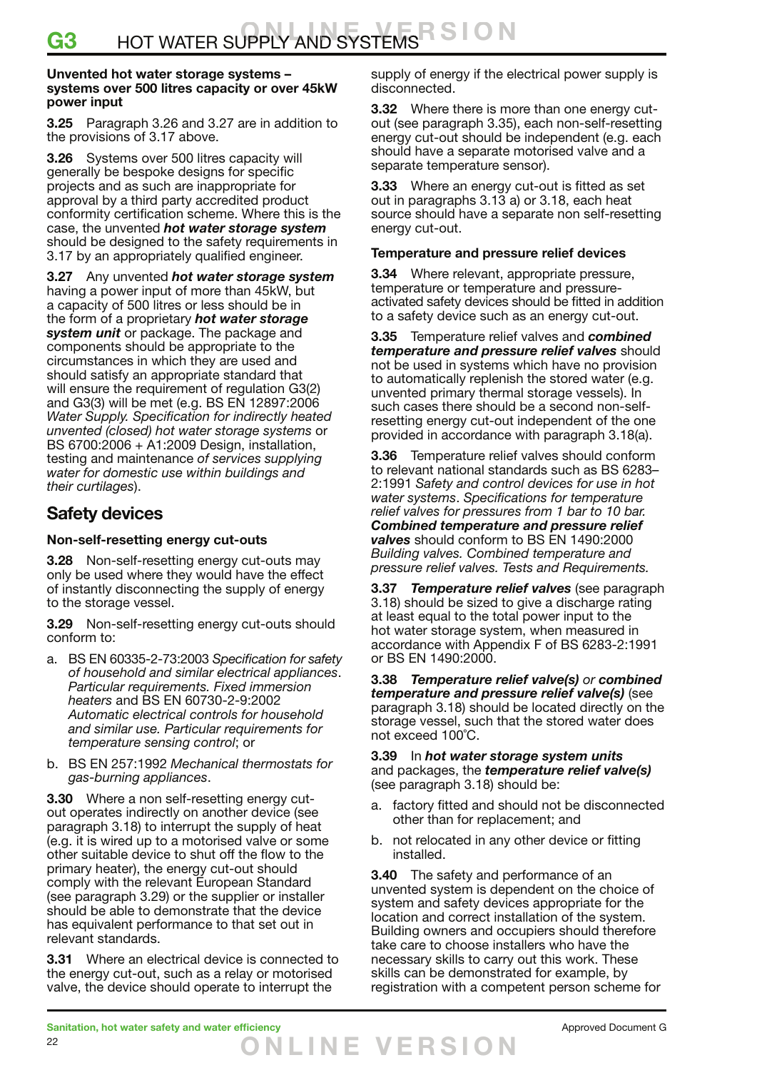#### Unvented hot water storage systems – systems over 500 litres capacity or over 45kW power input

**3.25** Paragraph 3.26 and 3.27 are in addition to the provisions of 3.17 above.

**3.26** Systems over 500 litres capacity will generally be bespoke designs for specific projects and as such are inappropriate for approval by a third party accredited product conformity certification scheme. Where this is the case, the unvented ***hot water storage system*** should be designed to the safety requirements in 3.17 by an appropriately qualified engineer.

**3.27** Any unvented ***hot water storage system*** having a power input of more than 45kW, but a capacity of 500 litres or less should be in the form of a proprietary ***hot water storage system unit*** or package. The package and components should be appropriate to the circumstances in which they are used and should satisfy an appropriate standard that will ensure the requirement of regulation G3(2) and G3(3) will be met (e.g. BS EN 12897:2006 *Water Supply. Specification for indirectly heated unvented (closed) hot water storage systems* or BS 6700:2006 + A1:2009 Design, installation, testing and maintenance *of services supplying water for domestic use within buildings and their curtilages*).

## Safety devices

#### Non-self-resetting energy cut-outs

**3.28** Non-self-resetting energy cut-outs may only be used where they would have the effect of instantly disconnecting the supply of energy to the storage vessel.

**3.29** Non-self-resetting energy cut-outs should conform to:

a. BS EN 60335-2-73:2003 *Specification for safety of household and similar electrical appliances. Particular requirements. Fixed immersion heaters* and BS EN 60730-2-9:2002 *Automatic electrical controls for household and similar use. Particular requirements for temperature sensing control*; or

b. BS EN 257:1992 *Mechanical thermostats for gas-burning appliances*.

**3.30** Where a non self-resetting energy cut-out operates indirectly on another device (see paragraph 3.18) to interrupt the supply of heat (e.g. it is wired up to a motorised valve or some other suitable device to shut off the flow to the primary heater), the energy cut-out should comply with the relevant European Standard (see paragraph 3.29) or the supplier or installer should be able to demonstrate that the device has equivalent performance to that set out in relevant standards.

**3.31** Where an electrical device is connected to the energy cut-out, such as a relay or motorised valve, the device should operate to interrupt the supply of energy if the electrical power supply is disconnected.

**3.32** Where there is more than one energy cut-out (see paragraph 3.35), each non-self-resetting energy cut-out should be independent (e.g. each should have a separate motorised valve and a separate temperature sensor).

**3.33** Where an energy cut-out is fitted as set out in paragraphs 3.13 a) or 3.18, each heat source should have a separate non self-resetting energy cut-out.

#### Temperature and pressure relief devices

**3.34** Where relevant, appropriate pressure, temperature or temperature and pressure-activated safety devices should be fitted in addition to a safety device such as an energy cut-out.

**3.35** Temperature relief valves and ***combined temperature and pressure relief valves*** should not be used in systems which have no provision to automatically replenish the stored water (e.g. unvented primary thermal storage vessels). In such cases there should be a second non-self-resetting energy cut-out independent of the one provided in accordance with paragraph 3.18(a).

**3.36** Temperature relief valves should conform to relevant national standards such as BS 6283–2:1991 *Safety and control devices for use in hot water systems. Specifications for temperature relief valves for pressures from 1 bar to 10 bar.* ***Combined temperature and pressure relief valves*** should conform to BS EN 1490:2000 *Building valves. Combined temperature and pressure relief valves. Tests and Requirements.*

**3.37** ***Temperature relief valves*** (see paragraph 3.18) should be sized to give a discharge rating at least equal to the total power input to the hot water storage system, when measured in accordance with Appendix F of BS 6283-2:1991 or BS EN 1490:2000.

**3.38** ***Temperature relief valve(s)*** *or* ***combined temperature and pressure relief valve(s)*** (see paragraph 3.18) should be located directly on the storage vessel, such that the stored water does not exceed 100˚C.

**3.39** In ***hot water storage system units*** and packages, the ***temperature relief valve(s)*** (see paragraph 3.18) should be:

a. factory fitted and should not be disconnected other than for replacement; and

b. not relocated in any other device or fitting installed.

**3.40** The safety and performance of an unvented system is dependent on the choice of system and safety devices appropriate for the location and correct installation of the system. Building owners and occupiers should therefore take care to choose installers who have the necessary skills to carry out this work. These skills can be demonstrated for example, by registration with a competent person scheme for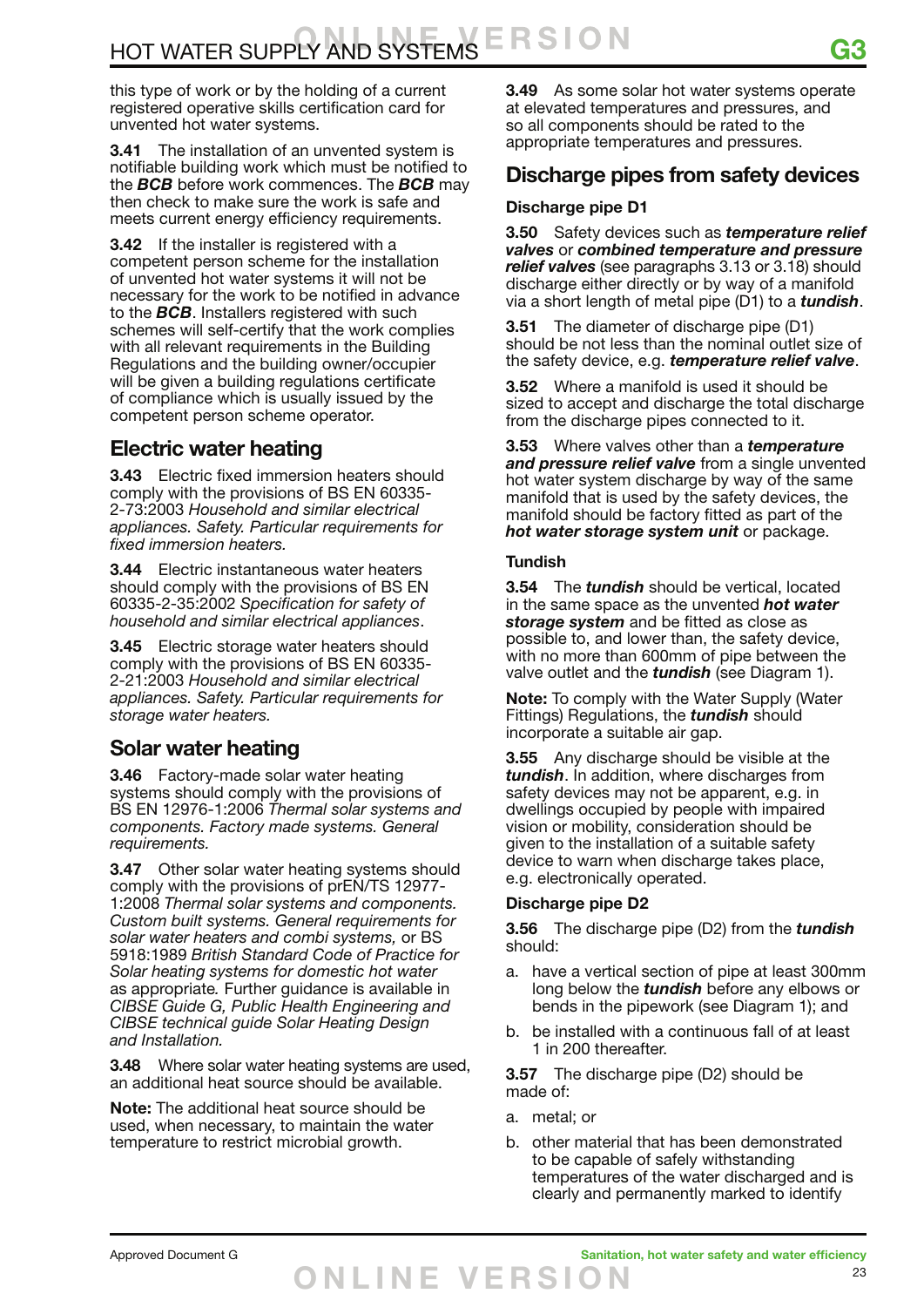this type of work or by the holding of a current registered operative skills certification card for unvented hot water systems.

**3.41** The installation of an unvented system is notifiable building work which must be notified to the ***BCB*** before work commences. The ***BCB*** may then check to make sure the work is safe and meets current energy efficiency requirements.

**3.42** If the installer is registered with a competent person scheme for the installation of unvented hot water systems it will not be necessary for the work to be notified in advance to the ***BCB***. Installers registered with such schemes will self-certify that the work complies with all relevant requirements in the Building Regulations and the building owner/occupier will be given a building regulations certificate of compliance which is usually issued by the competent person scheme operator.

## Electric water heating

**3.43** Electric fixed immersion heaters should comply with the provisions of BS EN 60335-2-73:2003 *Household and similar electrical appliances. Safety. Particular requirements for fixed immersion heaters.*

**3.44** Electric instantaneous water heaters should comply with the provisions of BS EN 60335-2-35:2002 *Specification for safety of household and similar electrical appliances*.

**3.45** Electric storage water heaters should comply with the provisions of BS EN 60335-2-21:2003 *Household and similar electrical appliances. Safety. Particular requirements for storage water heaters.*

## Solar water heating

**3.46** Factory-made solar water heating systems should comply with the provisions of BS EN 12976-1:2006 *Thermal solar systems and components. Factory made systems. General requirements.*

**3.47** Other solar water heating systems should comply with the provisions of prEN/TS 12977-1:2008 *Thermal solar systems and components. Custom built systems. General requirements for solar water heaters and combi systems,* or BS 5918:1989 *British Standard Code of Practice for Solar heating systems for domestic hot water* as appropriate. Further guidance is available in *CIBSE Guide G, Public Health Engineering and CIBSE technical guide Solar Heating Design and Installation.*

**3.48** Where solar water heating systems are used, an additional heat source should be available.

**Note:** The additional heat source should be used, when necessary, to maintain the water temperature to restrict microbial growth.

**3.49** As some solar hot water systems operate at elevated temperatures and pressures, and so all components should be rated to the appropriate temperatures and pressures.

## Discharge pipes from safety devices

### Discharge pipe D1

**3.50** Safety devices such as ***temperature relief valves*** or ***combined temperature and pressure relief valves*** (see paragraphs 3.13 or 3.18) should discharge either directly or by way of a manifold via a short length of metal pipe (D1) to a ***tundish***.

**3.51** The diameter of discharge pipe (D1) should be not less than the nominal outlet size of the safety device, e.g. ***temperature relief valve***.

**3.52** Where a manifold is used it should be sized to accept and discharge the total discharge from the discharge pipes connected to it.

**3.53** Where valves other than a ***temperature and pressure relief valve*** from a single unvented hot water system discharge by way of the same manifold that is used by the safety devices, the manifold should be factory fitted as part of the ***hot water storage system unit*** or package.

### Tundish

**3.54** The ***tundish*** should be vertical, located in the same space as the unvented ***hot water storage system*** and be fitted as close as possible to, and lower than, the safety device, with no more than 600mm of pipe between the valve outlet and the ***tundish*** (see Diagram 1).

**Note:** To comply with the Water Supply (Water Fittings) Regulations, the ***tundish*** should incorporate a suitable air gap.

**3.55** Any discharge should be visible at the ***tundish***. In addition, where discharges from safety devices may not be apparent, e.g. in dwellings occupied by people with impaired vision or mobility, consideration should be given to the installation of a suitable safety device to warn when discharge takes place, e.g. electronically operated.

### Discharge pipe D2

**3.56** The discharge pipe (D2) from the ***tundish*** should:

a. have a vertical section of pipe at least 300mm long below the ***tundish*** before any elbows or bends in the pipework (see Diagram 1); and

b. be installed with a continuous fall of at least 1 in 200 thereafter.

**3.57** The discharge pipe (D2) should be made of:

a. metal; or

b. other material that has been demonstrated to be capable of safely withstanding temperatures of the water discharged and is clearly and permanently marked to identify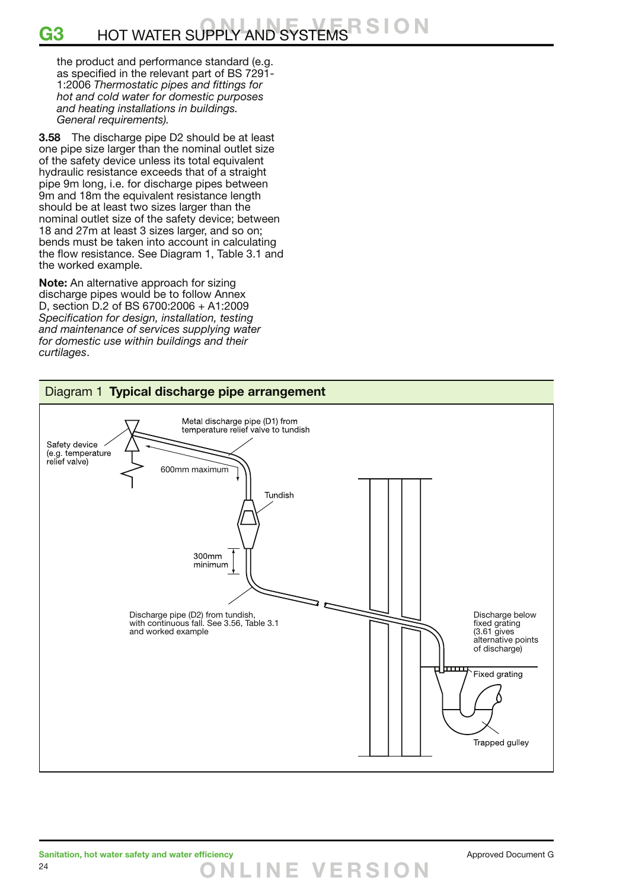the product and performance standard (e.g. as specified in the relevant part of BS 7291-1:2006 *Thermostatic pipes and fittings for hot and cold water for domestic purposes and heating installations in buildings. General requirements).*

**3.58** The discharge pipe D2 should be at least one pipe size larger than the nominal outlet size of the safety device unless its total equivalent hydraulic resistance exceeds that of a straight pipe 9m long, i.e. for discharge pipes between 9m and 18m the equivalent resistance length should be at least two sizes larger than the nominal outlet size of the safety device; between 18 and 27m at least 3 sizes larger, and so on; bends must be taken into account in calculating the flow resistance. See Diagram 1, Table 3.1 and the worked example.

**Note:** An alternative approach for sizing discharge pipes would be to follow Annex D, section D.2 of BS 6700:2006 + A1:2009 *Specification for design, installation, testing and maintenance of services supplying water for domestic use within buildings and their curtilages*.

Diagram 1 **Typical discharge pipe arrangement**

Safety device (e.g. temperature relief valve)

Metal discharge pipe (D1) from temperature relief valve to tundish

600mm maximum

Tundish

300mm minimum

Discharge pipe (D2) from tundish, with continuous fall. See 3.56, Table 3.1 and worked example

Discharge below fixed grating (3.61 gives alternative points of discharge)

Fixed grating

Trapped gulley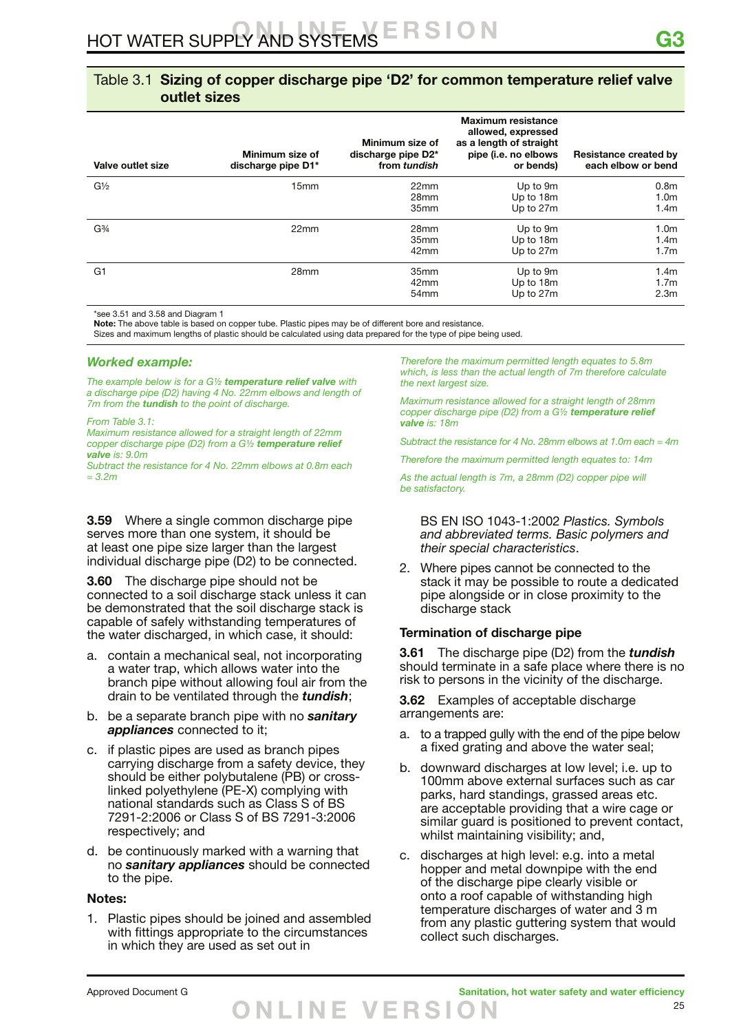## Table 3.1 **Sizing of copper discharge pipe 'D2' for common temperature relief valve outlet sizes**

| Valve outlet size | Minimum size of discharge pipe D1* | Minimum size of discharge pipe D2* from *tundish* | Maximum resistance allowed, expressed as a length of straight pipe (i.e. no elbows or bends) | Resistance created by each elbow or bend |
|---|---|---|---|---|
| G½ | 15mm | 22mm | Up to 9m | 0.8m |
| | | 28mm | Up to 18m | 1.0m |
| | | 35mm | Up to 27m | 1.4m |
| G¾ | 22mm | 28mm | Up to 9m | 1.0m |
| | | 35mm | Up to 18m | 1.4m |
| | | 42mm | Up to 27m | 1.7m |
| G1 | 28mm | 35mm | Up to 9m | 1.4m |
| | | 42mm | Up to 18m | 1.7m |
| | | 54mm | Up to 27m | 2.3m |

*see 3.51 and 3.58 and Diagram 1

**Note:** The above table is based on copper tube. Plastic pipes may be of different bore and resistance.
Sizes and maximum lengths of plastic should be calculated using data prepared for the type of pipe being used.

***Worked example:***

*The example below is for a G½ **temperature relief valve** with a discharge pipe (D2) having 4 No. 22mm elbows and length of 7m from the **tundish** to the point of discharge.*

*From Table 3.1:*
*Maximum resistance allowed for a straight length of 22mm copper discharge pipe (D2) from a G½ **temperature relief valve** is: 9.0m*
*Subtract the resistance for 4 No. 22mm elbows at 0.8m each = 3.2m*

*Therefore the maximum permitted length equates to 5.8m which, is less than the actual length of 7m therefore calculate the next largest size.*

*Maximum resistance allowed for a straight length of 28mm copper discharge pipe (D2) from a G½ **temperature relief valve** is: 18m*

*Subtract the resistance for 4 No. 28mm elbows at 1.0m each = 4m*

*Therefore the maximum permitted length equates to: 14m*

*As the actual length is 7m, a 28mm (D2) copper pipe will be satisfactory.*

**3.59** Where a single common discharge pipe serves more than one system, it should be at least one pipe size larger than the largest individual discharge pipe (D2) to be connected.

**3.60** The discharge pipe should not be connected to a soil discharge stack unless it can be demonstrated that the soil discharge stack is capable of safely withstanding temperatures of the water discharged, in which case, it should:

a. contain a mechanical seal, not incorporating a water trap, which allows water into the branch pipe without allowing foul air from the drain to be ventilated through the ***tundish***;

b. be a separate branch pipe with no ***sanitary appliances*** connected to it;

c. if plastic pipes are used as branch pipes carrying discharge from a safety device, they should be either polybutalene (PB) or cross-linked polyethylene (PE-X) complying with national standards such as Class S of BS 7291-2:2006 or Class S of BS 7291-3:2006 respectively; and

d. be continuously marked with a warning that no ***sanitary appliances*** should be connected to the pipe.

**Notes:**

1. Plastic pipes should be joined and assembled with fittings appropriate to the circumstances in which they are used as set out in

   BS EN ISO 1043-1:2002 *Plastics. Symbols and abbreviated terms. Basic polymers and their special characteristics*.

2. Where pipes cannot be connected to the stack it may be possible to route a dedicated pipe alongside or in close proximity to the discharge stack

### Termination of discharge pipe

**3.61** The discharge pipe (D2) from the ***tundish*** should terminate in a safe place where there is no risk to persons in the vicinity of the discharge.

**3.62** Examples of acceptable discharge arrangements are:

a. to a trapped gully with the end of the pipe below a fixed grating and above the water seal;

b. downward discharges at low level; i.e. up to 100mm above external surfaces such as car parks, hard standings, grassed areas etc. are acceptable providing that a wire cage or similar guard is positioned to prevent contact, whilst maintaining visibility; and,

c. discharges at high level: e.g. into a metal hopper and metal downpipe with the end of the discharge pipe clearly visible or onto a roof capable of withstanding high temperature discharges of water and 3 m from any plastic guttering system that would collect such discharges.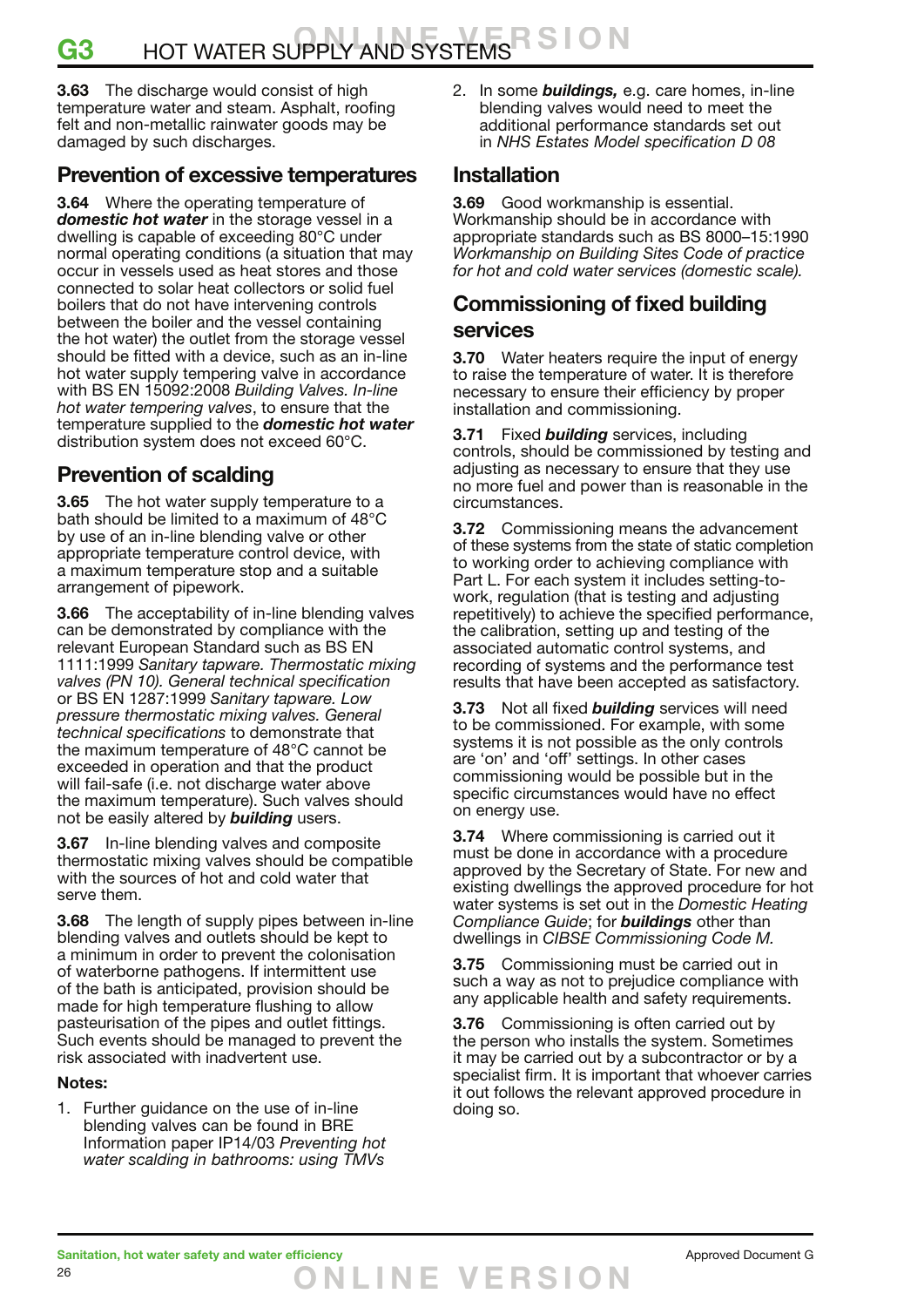**3.63** The discharge would consist of high temperature water and steam. Asphalt, roofing felt and non-metallic rainwater goods may be damaged by such discharges.

## Prevention of excessive temperatures

**3.64** Where the operating temperature of ***domestic hot water*** in the storage vessel in a dwelling is capable of exceeding 80°C under normal operating conditions (a situation that may occur in vessels used as heat stores and those connected to solar heat collectors or solid fuel boilers that do not have intervening controls between the boiler and the vessel containing the hot water) the outlet from the storage vessel should be fitted with a device, such as an in-line hot water supply tempering valve in accordance with BS EN 15092:2008 *Building Valves. In-line hot water tempering valves*, to ensure that the temperature supplied to the ***domestic hot water*** distribution system does not exceed 60°C.

## Prevention of scalding

**3.65** The hot water supply temperature to a bath should be limited to a maximum of 48°C by use of an in-line blending valve or other appropriate temperature control device, with a maximum temperature stop and a suitable arrangement of pipework.

**3.66** The acceptability of in-line blending valves can be demonstrated by compliance with the relevant European Standard such as BS EN 1111:1999 *Sanitary tapware. Thermostatic mixing valves (PN 10). General technical specification* or BS EN 1287:1999 *Sanitary tapware. Low pressure thermostatic mixing valves. General technical specifications* to demonstrate that the maximum temperature of 48°C cannot be exceeded in operation and that the product will fail-safe (i.e. not discharge water above the maximum temperature). Such valves should not be easily altered by ***building*** users.

**3.67** In-line blending valves and composite thermostatic mixing valves should be compatible with the sources of hot and cold water that serve them.

**3.68** The length of supply pipes between in-line blending valves and outlets should be kept to a minimum in order to prevent the colonisation of waterborne pathogens. If intermittent use of the bath is anticipated, provision should be made for high temperature flushing to allow pasteurisation of the pipes and outlet fittings. Such events should be managed to prevent the risk associated with inadvertent use.

**Notes:**

1. Further guidance on the use of in-line blending valves can be found in BRE Information paper IP14/03 *Preventing hot water scalding in bathrooms: using TMVs*
2. In some ***buildings,*** e.g. care homes, in-line blending valves would need to meet the additional performance standards set out in *NHS Estates Model specification D 08*

## Installation

**3.69** Good workmanship is essential. Workmanship should be in accordance with appropriate standards such as BS 8000–15:1990 *Workmanship on Building Sites Code of practice for hot and cold water services (domestic scale).*

## Commissioning of fixed building services

**3.70** Water heaters require the input of energy to raise the temperature of water. It is therefore necessary to ensure their efficiency by proper installation and commissioning.

**3.71** Fixed ***building*** services, including controls, should be commissioned by testing and adjusting as necessary to ensure that they use no more fuel and power than is reasonable in the circumstances.

**3.72** Commissioning means the advancement of these systems from the state of static completion to working order to achieving compliance with Part L. For each system it includes setting-to-work, regulation (that is testing and adjusting repetitively) to achieve the specified performance, the calibration, setting up and testing of the associated automatic control systems, and recording of systems and the performance test results that have been accepted as satisfactory.

**3.73** Not all fixed ***building*** services will need to be commissioned. For example, with some systems it is not possible as the only controls are 'on' and 'off' settings. In other cases commissioning would be possible but in the specific circumstances would have no effect on energy use.

**3.74** Where commissioning is carried out it must be done in accordance with a procedure approved by the Secretary of State. For new and existing dwellings the approved procedure for hot water systems is set out in the *Domestic Heating Compliance Guide*; for ***buildings*** other than dwellings in *CIBSE Commissioning Code M.*

**3.75** Commissioning must be carried out in such a way as not to prejudice compliance with any applicable health and safety requirements.

**3.76** Commissioning is often carried out by the person who installs the system. Sometimes it may be carried out by a subcontractor or by a specialist firm. It is important that whoever carries it out follows the relevant approved procedure in doing so.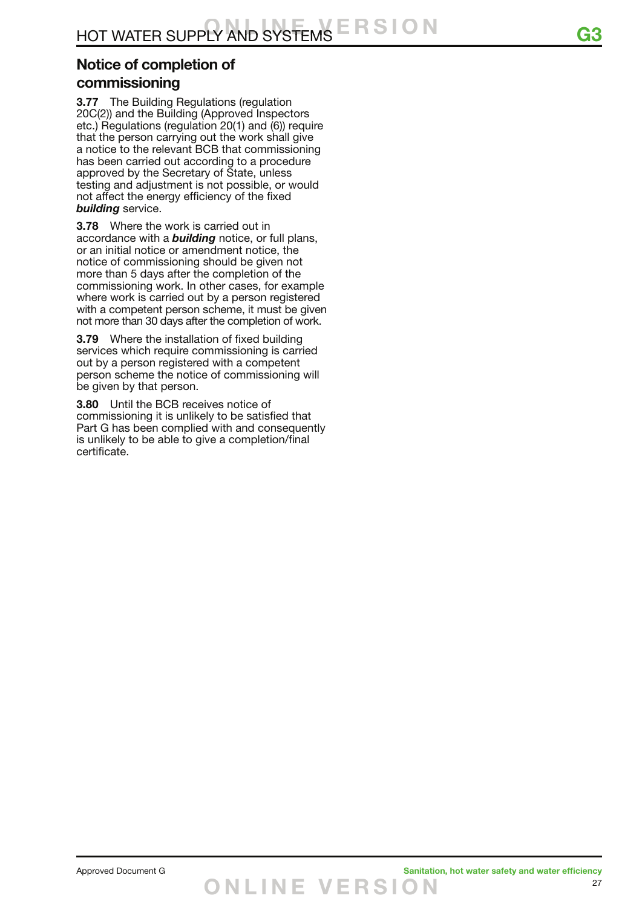## Notice of completion of commissioning

**3.77** The Building Regulations (regulation 20C(2)) and the Building (Approved Inspectors etc.) Regulations (regulation 20(1) and (6)) require that the person carrying out the work shall give a notice to the relevant BCB that commissioning has been carried out according to a procedure approved by the Secretary of State, unless testing and adjustment is not possible, or would not affect the energy efficiency of the fixed ***building*** service.

**3.78** Where the work is carried out in accordance with a ***building*** notice, or full plans, or an initial notice or amendment notice, the notice of commissioning should be given not more than 5 days after the completion of the commissioning work. In other cases, for example where work is carried out by a person registered with a competent person scheme, it must be given not more than 30 days after the completion of work.

**3.79** Where the installation of fixed building services which require commissioning is carried out by a person registered with a competent person scheme the notice of commissioning will be given by that person.

**3.80** Until the BCB receives notice of commissioning it is unlikely to be satisfied that Part G has been complied with and consequently is unlikely to be able to give a completion/final certificate.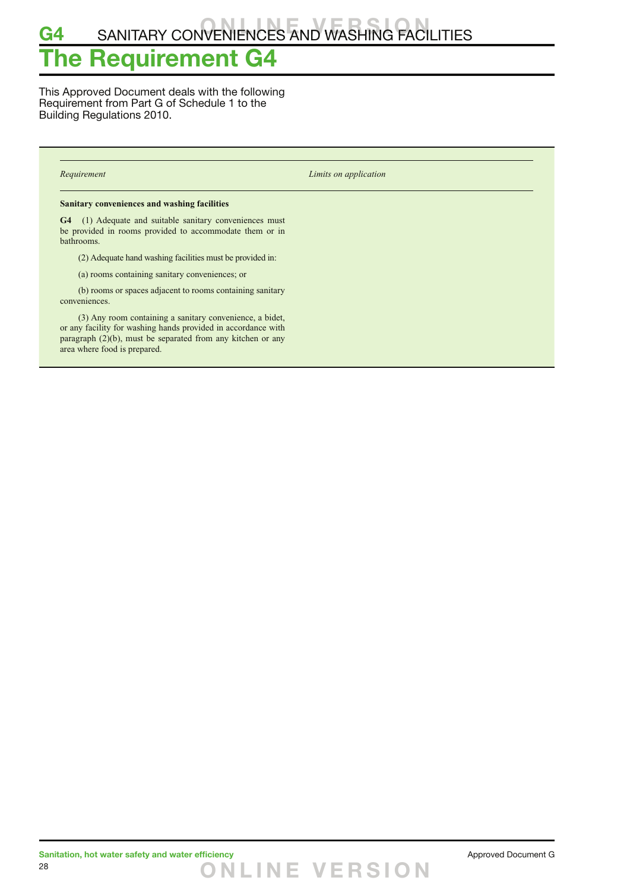# The Requirement G4

This Approved Document deals with the following Requirement from Part G of Schedule 1 to the Building Regulations 2010.

| *Requirement* | *Limits on application* |
| --- | --- |
| **Sanitary conveniences and washing facilities**<br><br>**G4** (1) Adequate and suitable sanitary conveniences must be provided in rooms provided to accommodate them or in bathrooms.<br><br>(2) Adequate hand washing facilities must be provided in:<br><br>(a) rooms containing sanitary conveniences; or<br><br>(b) rooms or spaces adjacent to rooms containing sanitary conveniences.<br><br>(3) Any room containing a sanitary convenience, a bidet, or any facility for washing hands provided in accordance with paragraph (2)(b), must be separated from any kitchen or any area where food is prepared. | |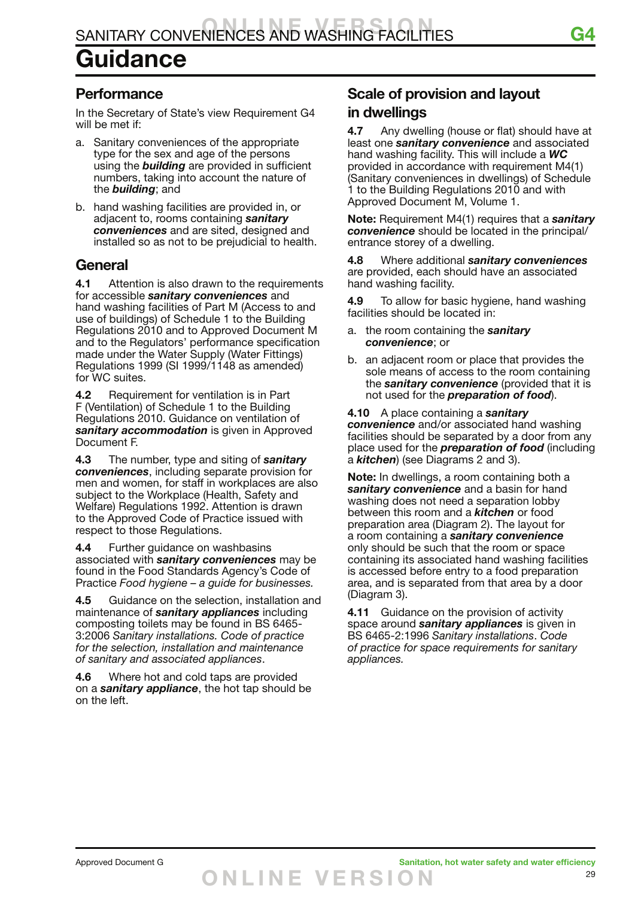# Guidance

## Performance

In the Secretary of State's view Requirement G4 will be met if:

a. Sanitary conveniences of the appropriate type for the sex and age of the persons using the ***building*** are provided in sufficient numbers, taking into account the nature of the ***building***; and

b. hand washing facilities are provided in, or adjacent to, rooms containing ***sanitary conveniences*** and are sited, designed and installed so as not to be prejudicial to health.

## General

**4.1** Attention is also drawn to the requirements for accessible ***sanitary conveniences*** and hand washing facilities of Part M (Access to and use of buildings) of Schedule 1 to the Building Regulations 2010 and to Approved Document M and to the Regulators' performance specification made under the Water Supply (Water Fittings) Regulations 1999 (SI 1999/1148 as amended) for WC suites.

**4.2** Requirement for ventilation is in Part F (Ventilation) of Schedule 1 to the Building Regulations 2010. Guidance on ventilation of ***sanitary accommodation*** is given in Approved Document F.

**4.3** The number, type and siting of ***sanitary conveniences***, including separate provision for men and women, for staff in workplaces are also subject to the Workplace (Health, Safety and Welfare) Regulations 1992. Attention is drawn to the Approved Code of Practice issued with respect to those Regulations.

**4.4** Further guidance on washbasins associated with ***sanitary conveniences*** may be found in the Food Standards Agency's Code of Practice *Food hygiene – a guide for businesses.*

**4.5** Guidance on the selection, installation and maintenance of ***sanitary appliances*** including composting toilets may be found in BS 6465-3:2006 *Sanitary installations. Code of practice for the selection, installation and maintenance of sanitary and associated appliances*.

**4.6** Where hot and cold taps are provided on a ***sanitary appliance***, the hot tap should be on the left.

## Scale of provision and layout in dwellings

**4.7** Any dwelling (house or flat) should have at least one ***sanitary convenience*** and associated hand washing facility. This will include a ***WC*** provided in accordance with requirement M4(1) (Sanitary conveniences in dwellings) of Schedule 1 to the Building Regulations 2010 and with Approved Document M, Volume 1.

**Note:** Requirement M4(1) requires that a ***sanitary convenience*** should be located in the principal/entrance storey of a dwelling.

**4.8** Where additional ***sanitary conveniences*** are provided, each should have an associated hand washing facility.

**4.9** To allow for basic hygiene, hand washing facilities should be located in:

a. the room containing the ***sanitary convenience***; or

b. an adjacent room or place that provides the sole means of access to the room containing the ***sanitary convenience*** (provided that it is not used for the ***preparation of food***).

**4.10** A place containing a ***sanitary convenience*** and/or associated hand washing facilities should be separated by a door from any place used for the ***preparation of food*** (including a ***kitchen***) (see Diagrams 2 and 3).

**Note:** In dwellings, a room containing both a ***sanitary convenience*** and a basin for hand washing does not need a separation lobby between this room and a ***kitchen*** or food preparation area (Diagram 2). The layout for a room containing a ***sanitary convenience*** only should be such that the room or space containing its associated hand washing facilities is accessed before entry to a food preparation area, and is separated from that area by a door (Diagram 3).

**4.11** Guidance on the provision of activity space around ***sanitary appliances*** is given in BS 6465-2:1996 *Sanitary installations*. *Code of practice for space requirements for sanitary appliances.*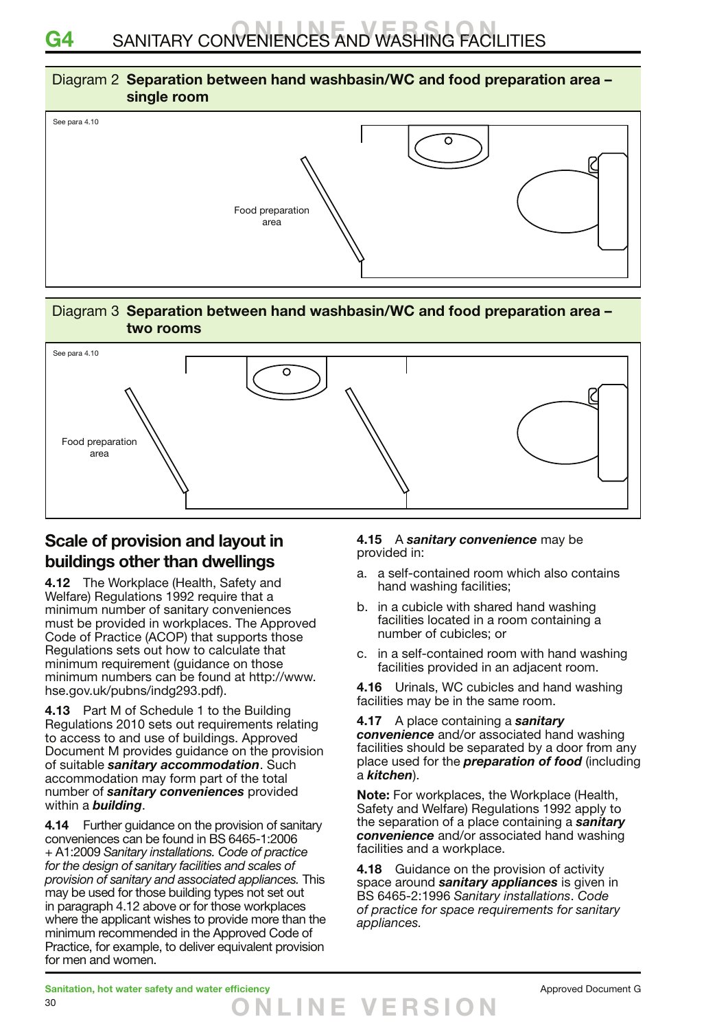**Diagram 2 Separation between hand washbasin/WC and food preparation area – single room**

See para 4.10

Food preparation area

**Diagram 3 Separation between hand washbasin/WC and food preparation area – two rooms**

See para 4.10

Food preparation area

## Scale of provision and layout in buildings other than dwellings

**4.12** The Workplace (Health, Safety and Welfare) Regulations 1992 require that a minimum number of sanitary conveniences must be provided in workplaces. The Approved Code of Practice (ACOP) that supports those Regulations sets out how to calculate that minimum requirement (guidance on those minimum numbers can be found at http://www.hse.gov.uk/pubns/indg293.pdf).

**4.13** Part M of Schedule 1 to the Building Regulations 2010 sets out requirements relating to access to and use of buildings. Approved Document M provides guidance on the provision of suitable ***sanitary accommodation***. Such accommodation may form part of the total number of ***sanitary conveniences*** provided within a ***building***.

**4.14** Further guidance on the provision of sanitary conveniences can be found in BS 6465-1:2006 + A1:2009 *Sanitary installations. Code of practice for the design of sanitary facilities and scales of provision of sanitary and associated appliances.* This may be used for those building types not set out in paragraph 4.12 above or for those workplaces where the applicant wishes to provide more than the minimum recommended in the Approved Code of Practice, for example, to deliver equivalent provision for men and women.

**4.15** A ***sanitary convenience*** may be provided in:

a. a self-contained room which also contains hand washing facilities;

b. in a cubicle with shared hand washing facilities located in a room containing a number of cubicles; or

c. in a self-contained room with hand washing facilities provided in an adjacent room.

**4.16** Urinals, WC cubicles and hand washing facilities may be in the same room.

**4.17** A place containing a ***sanitary convenience*** and/or associated hand washing facilities should be separated by a door from any place used for the ***preparation of food*** (including a ***kitchen***).

**Note:** For workplaces, the Workplace (Health, Safety and Welfare) Regulations 1992 apply to the separation of a place containing a ***sanitary convenience*** and/or associated hand washing facilities and a workplace.

**4.18** Guidance on the provision of activity space around ***sanitary appliances*** is given in BS 6465-2:1996 *Sanitary installations. Code of practice for space requirements for sanitary appliances.*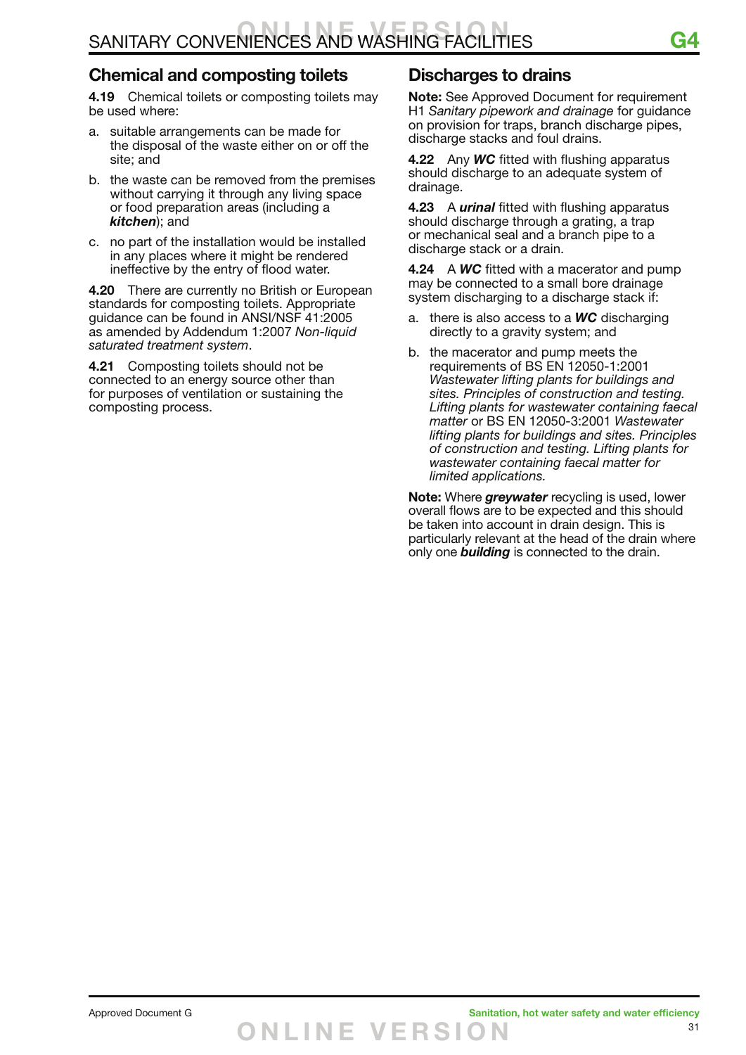## Chemical and composting toilets

**4.19** Chemical toilets or composting toilets may be used where:

a. suitable arrangements can be made for the disposal of the waste either on or off the site; and

b. the waste can be removed from the premises without carrying it through any living space or food preparation areas (including a ***kitchen***); and

c. no part of the installation would be installed in any places where it might be rendered ineffective by the entry of flood water.

**4.20** There are currently no British or European standards for composting toilets. Appropriate guidance can be found in ANSI/NSF 41:2005 as amended by Addendum 1:2007 *Non-liquid saturated treatment system*.

**4.21** Composting toilets should not be connected to an energy source other than for purposes of ventilation or sustaining the composting process.

## Discharges to drains

**Note:** See Approved Document for requirement H1 *Sanitary pipework and drainage* for guidance on provision for traps, branch discharge pipes, discharge stacks and foul drains.

**4.22** Any ***WC*** fitted with flushing apparatus should discharge to an adequate system of drainage.

**4.23** A ***urinal*** fitted with flushing apparatus should discharge through a grating, a trap or mechanical seal and a branch pipe to a discharge stack or a drain.

**4.24** A ***WC*** fitted with a macerator and pump may be connected to a small bore drainage system discharging to a discharge stack if:

a. there is also access to a ***WC*** discharging directly to a gravity system; and

b. the macerator and pump meets the requirements of BS EN 12050-1:2001 *Wastewater lifting plants for buildings and sites. Principles of construction and testing. Lifting plants for wastewater containing faecal matter* or BS EN 12050-3:2001 *Wastewater lifting plants for buildings and sites. Principles of construction and testing. Lifting plants for wastewater containing faecal matter for limited applications.*

**Note:** Where ***greywater*** recycling is used, lower overall flows are to be expected and this should be taken into account in drain design. This is particularly relevant at the head of the drain where only one ***building*** is connected to the drain.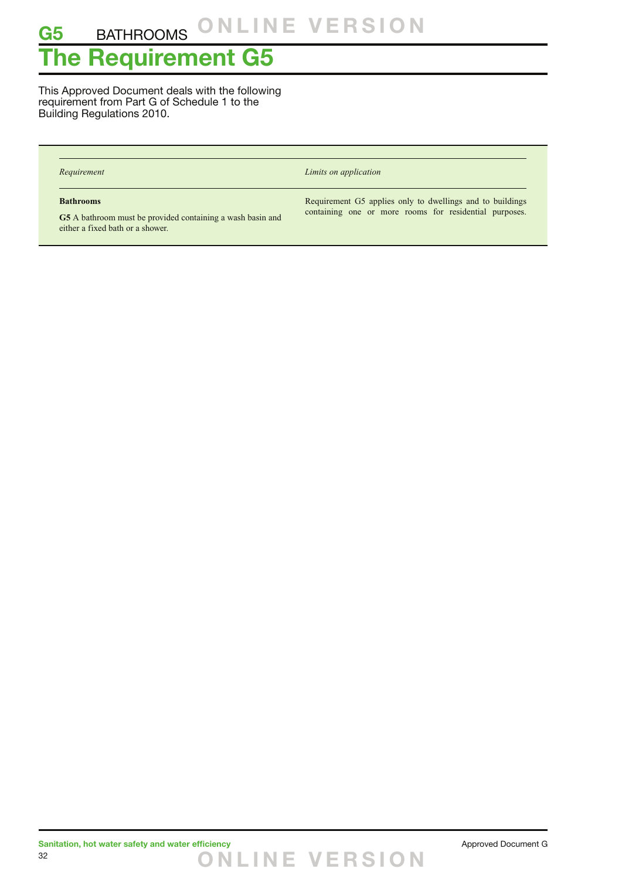# G5 BATHROOMS

# The Requirement G5

This Approved Document deals with the following requirement from Part G of Schedule 1 to the Building Regulations 2010.

| *Requirement* | *Limits on application* |
| --- | --- |
| **Bathrooms**<br><br>**G5** A bathroom must be provided containing a wash basin and either a fixed bath or a shower. | Requirement G5 applies only to dwellings and to buildings containing one or more rooms for residential purposes. |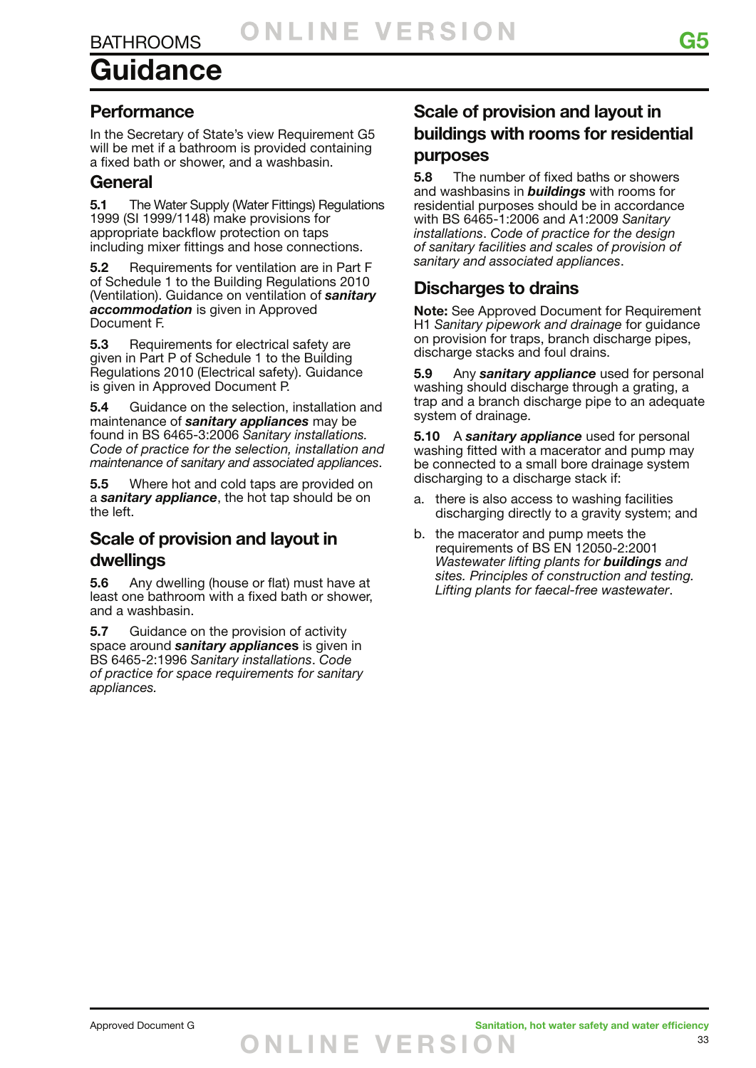# Guidance

## Performance

In the Secretary of State's view Requirement G5 will be met if a bathroom is provided containing a fixed bath or shower, and a washbasin.

## General

**5.1** The Water Supply (Water Fittings) Regulations 1999 (SI 1999/1148) make provisions for appropriate backflow protection on taps including mixer fittings and hose connections.

**5.2** Requirements for ventilation are in Part F of Schedule 1 to the Building Regulations 2010 (Ventilation). Guidance on ventilation of ***sanitary accommodation*** is given in Approved Document F.

**5.3** Requirements for electrical safety are given in Part P of Schedule 1 to the Building Regulations 2010 (Electrical safety). Guidance is given in Approved Document P.

**5.4** Guidance on the selection, installation and maintenance of ***sanitary appliances*** may be found in BS 6465-3:2006 *Sanitary installations. Code of practice for the selection, installation and maintenance of sanitary and associated appliances*.

**5.5** Where hot and cold taps are provided on a ***sanitary appliance***, the hot tap should be on the left.

## Scale of provision and layout in dwellings

**5.6** Any dwelling (house or flat) must have at least one bathroom with a fixed bath or shower, and a washbasin.

**5.7** Guidance on the provision of activity space around ***sanitary appliances*** is given in BS 6465-2:1996 *Sanitary installations*. *Code of practice for space requirements for sanitary appliances*.

## Scale of provision and layout in buildings with rooms for residential purposes

**5.8** The number of fixed baths or showers and washbasins in ***buildings*** with rooms for residential purposes should be in accordance with BS 6465-1:2006 and A1:2009 *Sanitary installations*. *Code of practice for the design of sanitary facilities and scales of provision of sanitary and associated appliances*.

## Discharges to drains

**Note:** See Approved Document for Requirement H1 *Sanitary pipework and drainage* for guidance on provision for traps, branch discharge pipes, discharge stacks and foul drains.

**5.9** Any ***sanitary appliance*** used for personal washing should discharge through a grating, a trap and a branch discharge pipe to an adequate system of drainage.

**5.10** A ***sanitary appliance*** used for personal washing fitted with a macerator and pump may be connected to a small bore drainage system discharging to a discharge stack if:

a. there is also access to washing facilities discharging directly to a gravity system; and

b. the macerator and pump meets the requirements of BS EN 12050-2:2001 *Wastewater lifting plants for* ***buildings*** *and sites. Principles of construction and testing. Lifting plants for faecal-free wastewater*.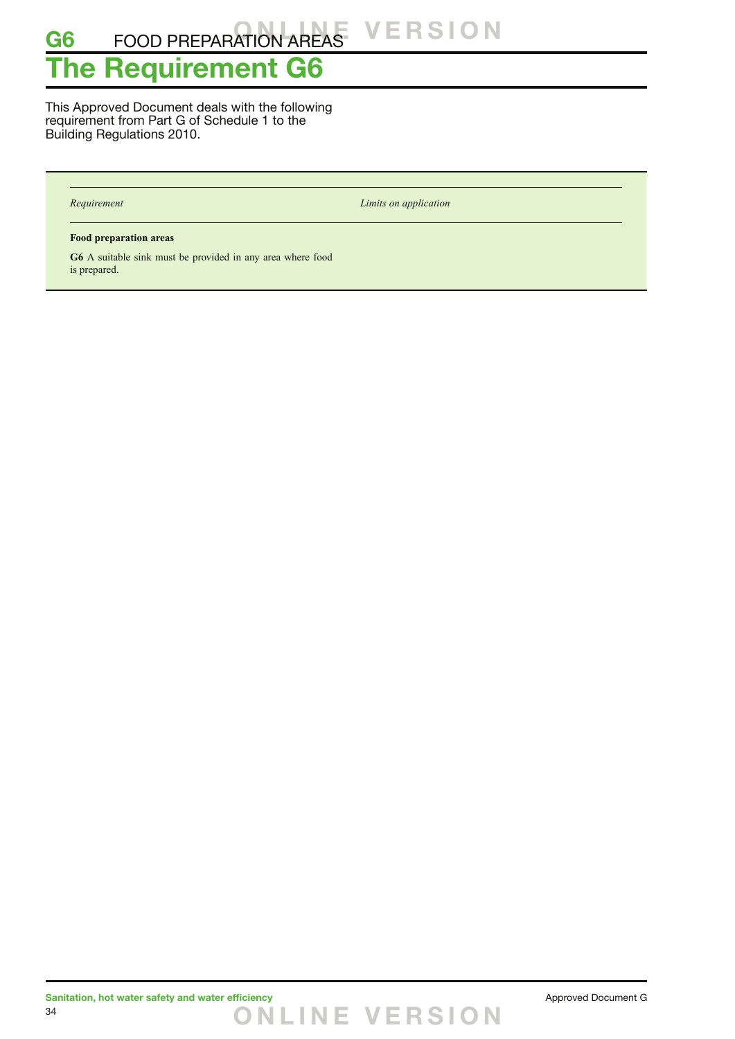# G6 FOOD PREPARATION AREAS

# The Requirement G6

This Approved Document deals with the following requirement from Part G of Schedule 1 to the Building Regulations 2010.

| *Requirement* | *Limits on application* |
| --- | --- |
| **Food preparation areas** | |
| **G6** A suitable sink must be provided in any area where food is prepared. | |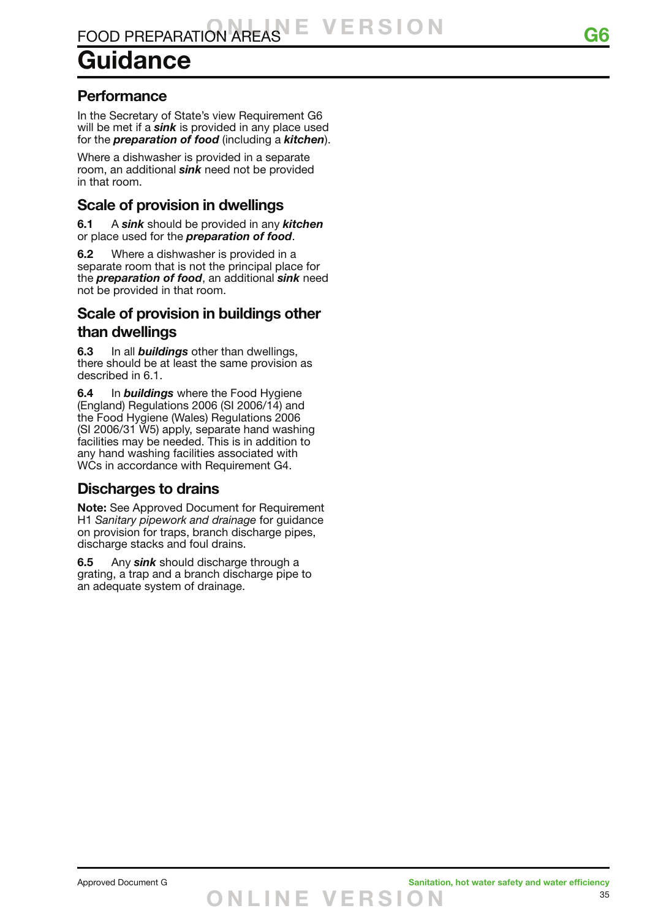# Guidance

## Performance

In the Secretary of State's view Requirement G6 will be met if a ***sink*** is provided in any place used for the ***preparation of food*** (including a ***kitchen***).

Where a dishwasher is provided in a separate room, an additional ***sink*** need not be provided in that room.

## Scale of provision in dwellings

**6.1** A ***sink*** should be provided in any ***kitchen*** or place used for the ***preparation of food***.

**6.2** Where a dishwasher is provided in a separate room that is not the principal place for the ***preparation of food***, an additional ***sink*** need not be provided in that room.

## Scale of provision in buildings other than dwellings

**6.3** In all ***buildings*** other than dwellings, there should be at least the same provision as described in 6.1.

**6.4** In ***buildings*** where the Food Hygiene (England) Regulations 2006 (SI 2006/14) and the Food Hygiene (Wales) Regulations 2006 (SI 2006/31 W5) apply, separate hand washing facilities may be needed. This is in addition to any hand washing facilities associated with WCs in accordance with Requirement G4.

## Discharges to drains

**Note:** See Approved Document for Requirement H1 *Sanitary pipework and drainage* for guidance on provision for traps, branch discharge pipes, discharge stacks and foul drains.

**6.5** Any ***sink*** should discharge through a grating, a trap and a branch discharge pipe to an adequate system of drainage.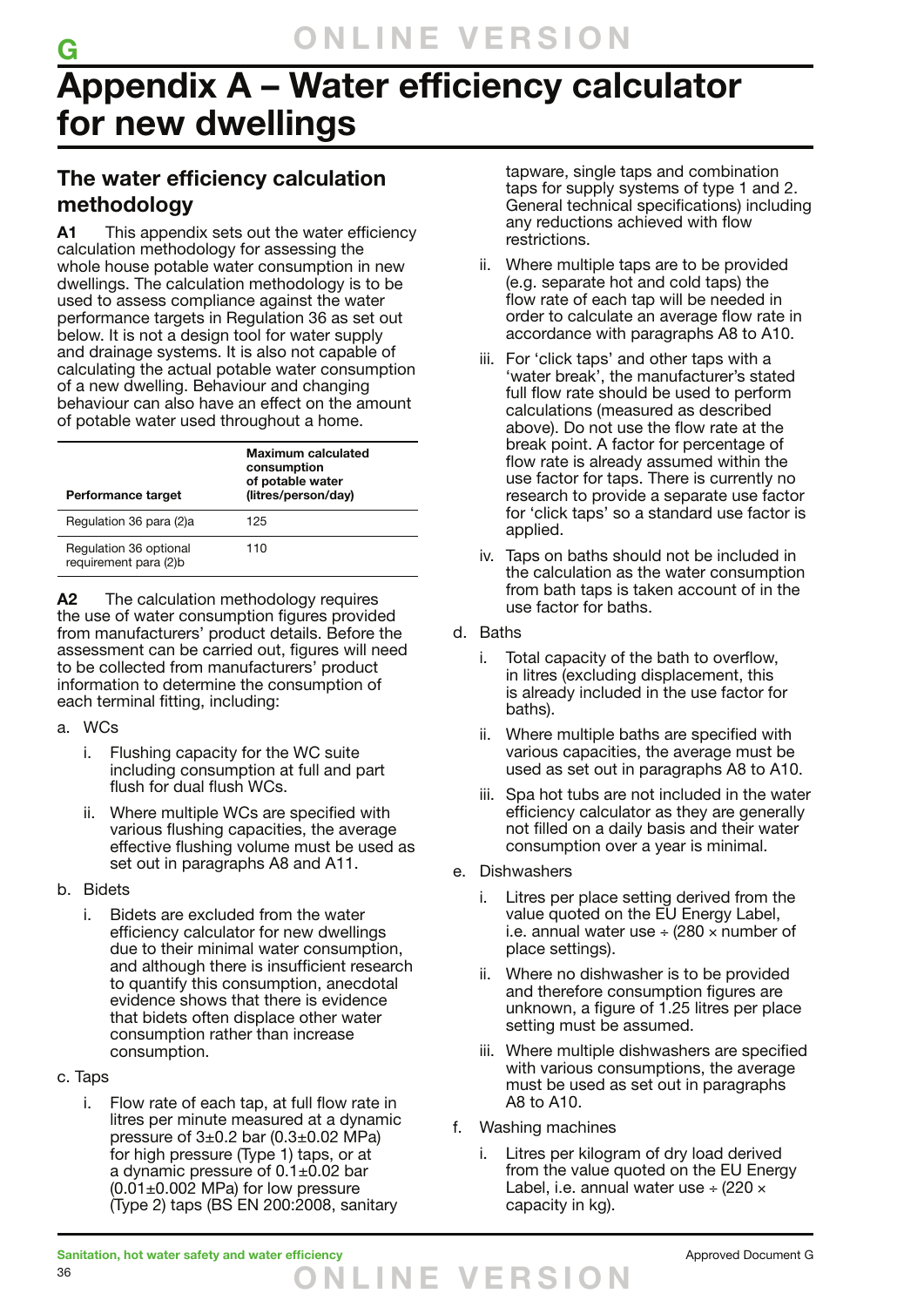# Appendix A – Water efficiency calculator for new dwellings

## The water efficiency calculation methodology

**A1** This appendix sets out the water efficiency calculation methodology for assessing the whole house potable water consumption in new dwellings. The calculation methodology is to be used to assess compliance against the water performance targets in Regulation 36 as set out below. It is not a design tool for water supply and drainage systems. It is also not capable of calculating the actual potable water consumption of a new dwelling. Behaviour and changing behaviour can also have an effect on the amount of potable water used throughout a home.

| Performance target | Maximum calculated consumption of potable water (litres/person/day) |
|---|---|
| Regulation 36 para (2)a | 125 |
| Regulation 36 optional requirement para (2)b | 110 |

**A2** The calculation methodology requires the use of water consumption figures provided from manufacturers' product details. Before the assessment can be carried out, figures will need to be collected from manufacturers' product information to determine the consumption of each terminal fitting, including:

a. WCs
   i. Flushing capacity for the WC suite including consumption at full and part flush for dual flush WCs.
   ii. Where multiple WCs are specified with various flushing capacities, the average effective flushing volume must be used as set out in paragraphs A8 and A11.

b. Bidets
   i. Bidets are excluded from the water efficiency calculator for new dwellings due to their minimal water consumption, and although there is insufficient research to quantify this consumption, anecdotal evidence shows that there is evidence that bidets often displace other water consumption rather than increase consumption.

c. Taps
   i. Flow rate of each tap, at full flow rate in litres per minute measured at a dynamic pressure of 3±0.2 bar (0.3±0.02 MPa) for high pressure (Type 1) taps, or at a dynamic pressure of 0.1±0.02 bar (0.01±0.002 MPa) for low pressure (Type 2) taps (BS EN 200:2008, sanitary tapware, single taps and combination taps for supply systems of type 1 and 2. General technical specifications) including any reductions achieved with flow restrictions.
   ii. Where multiple taps are to be provided (e.g. separate hot and cold taps) the flow rate of each tap will be needed in order to calculate an average flow rate in accordance with paragraphs A8 to A10.
   iii. For 'click taps' and other taps with a 'water break', the manufacturer's stated full flow rate should be used to perform calculations (measured as described above). Do not use the flow rate at the break point. A factor for percentage of flow rate is already assumed within the use factor for taps. There is currently no research to provide a separate use factor for 'click taps' so a standard use factor is applied.
   iv. Taps on baths should not be included in the calculation as the water consumption from bath taps is taken account of in the use factor for baths.

d. Baths
   i. Total capacity of the bath to overflow, in litres (excluding displacement, this is already included in the use factor for baths).
   ii. Where multiple baths are specified with various capacities, the average must be used as set out in paragraphs A8 to A10.
   iii. Spa hot tubs are not included in the water efficiency calculator as they are generally not filled on a daily basis and their water consumption over a year is minimal.

e. Dishwashers
   i. Litres per place setting derived from the value quoted on the EU Energy Label, i.e. annual water use ÷ (280 × number of place settings).
   ii. Where no dishwasher is to be provided and therefore consumption figures are unknown, a figure of 1.25 litres per place setting must be assumed.
   iii. Where multiple dishwashers are specified with various consumptions, the average must be used as set out in paragraphs A8 to A10.

f. Washing machines
   i. Litres per kilogram of dry load derived from the value quoted on the EU Energy Label, i.e. annual water use ÷ (220 × capacity in kg).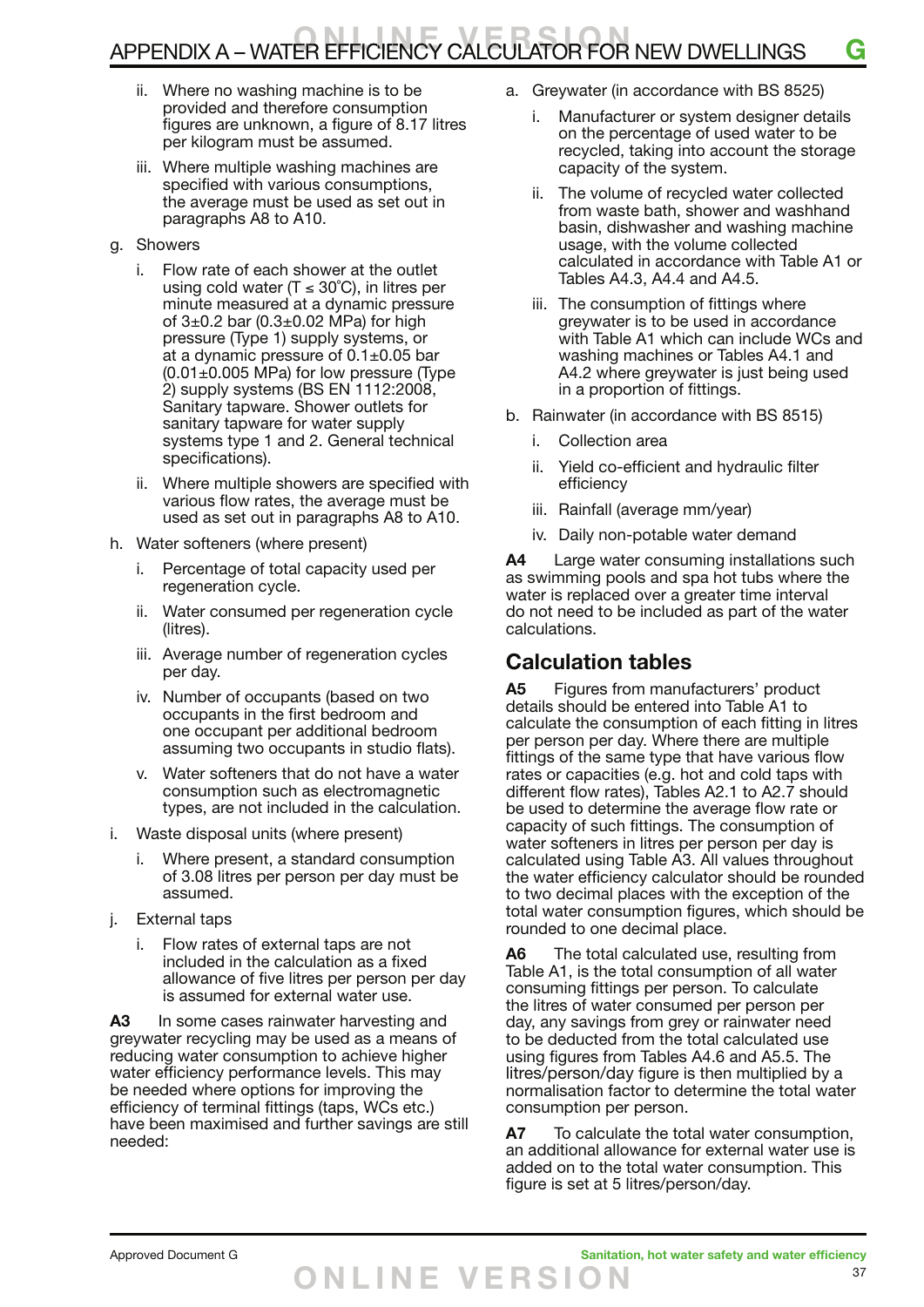- ii. Where no washing machine is to be provided and therefore consumption figures are unknown, a figure of 8.17 litres per kilogram must be assumed.
   - iii. Where multiple washing machines are specified with various consumptions, the average must be used as set out in paragraphs A8 to A10.

g. Showers
   - i. Flow rate of each shower at the outlet using cold water (T ≤ 30°C), in litres per minute measured at a dynamic pressure of 3±0.2 bar (0.3±0.02 MPa) for high pressure (Type 1) supply systems, or at a dynamic pressure of 0.1±0.05 bar (0.01±0.005 MPa) for low pressure (Type 2) supply systems (BS EN 1112:2008, Sanitary tapware. Shower outlets for sanitary tapware for water supply systems type 1 and 2. General technical specifications).
   - ii. Where multiple showers are specified with various flow rates, the average must be used as set out in paragraphs A8 to A10.

h. Water softeners (where present)
   - i. Percentage of total capacity used per regeneration cycle.
   - ii. Water consumed per regeneration cycle (litres).
   - iii. Average number of regeneration cycles per day.
   - iv. Number of occupants (based on two occupants in the first bedroom and one occupant per additional bedroom assuming two occupants in studio flats).
   - v. Water softeners that do not have a water consumption such as electromagnetic types, are not included in the calculation.

i. Waste disposal units (where present)
   - i. Where present, a standard consumption of 3.08 litres per person per day must be assumed.

j. External taps
   - i. Flow rates of external taps are not included in the calculation as a fixed allowance of five litres per person per day is assumed for external water use.

**A3** In some cases rainwater harvesting and greywater recycling may be used as a means of reducing water consumption to achieve higher water efficiency performance levels. This may be needed where options for improving the efficiency of terminal fittings (taps, WCs etc.) have been maximised and further savings are still needed:

a. Greywater (in accordance with BS 8525)
   - i. Manufacturer or system designer details on the percentage of used water to be recycled, taking into account the storage capacity of the system.
   - ii. The volume of recycled water collected from waste bath, shower and washhand basin, dishwasher and washing machine usage, with the volume collected calculated in accordance with Table A1 or Tables A4.3, A4.4 and A4.5.
   - iii. The consumption of fittings where greywater is to be used in accordance with Table A1 which can include WCs and washing machines or Tables A4.1 and A4.2 where greywater is just being used in a proportion of fittings.

b. Rainwater (in accordance with BS 8515)
   - i. Collection area
   - ii. Yield co-efficient and hydraulic filter efficiency
   - iii. Rainfall (average mm/year)
   - iv. Daily non-potable water demand

**A4** Large water consuming installations such as swimming pools and spa hot tubs where the water is replaced over a greater time interval do not need to be included as part of the water calculations.

## Calculation tables

**A5** Figures from manufacturers' product details should be entered into Table A1 to calculate the consumption of each fitting in litres per person per day. Where there are multiple fittings of the same type that have various flow rates or capacities (e.g. hot and cold taps with different flow rates), Tables A2.1 to A2.7 should be used to determine the average flow rate or capacity of such fittings. The consumption of water softeners in litres per person per day is calculated using Table A3. All values throughout the water efficiency calculator should be rounded to two decimal places with the exception of the total water consumption figures, which should be rounded to one decimal place.

**A6** The total calculated use, resulting from Table A1, is the total consumption of all water consuming fittings per person. To calculate the litres of water consumed per person per day, any savings from grey or rainwater need to be deducted from the total calculated use using figures from Tables A4.6 and A5.5. The litres/person/day figure is then multiplied by a normalisation factor to determine the total water consumption per person.

**A7** To calculate the total water consumption, an additional allowance for external water use is added on to the total water consumption. This figure is set at 5 litres/person/day.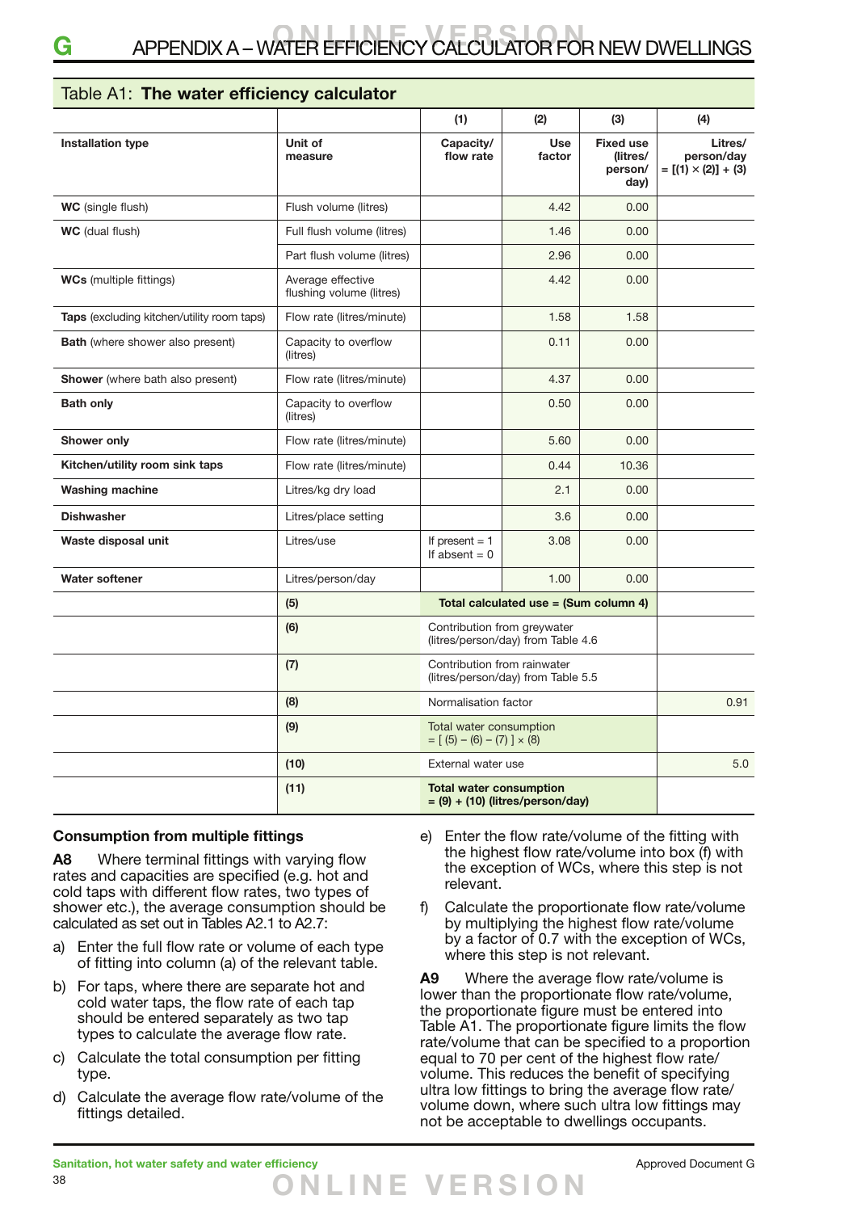# APPENDIX A – WATER EFFICIENCY CALCULATOR FOR NEW DWELLINGS

## Table A1: The water efficiency calculator

| | | (1) | (2) | (3) | (4) |
|---|---|---|---|---|---|
| **Installation type** | **Unit of measure** | **Capacity/ flow rate** | **Use factor** | **Fixed use (litres/ person/ day)** | **Litres/ person/day = [(1) × (2)] + (3)** |
| **WC** (single flush) | Flush volume (litres) | | 4.42 | 0.00 | |
| **WC** (dual flush) | Full flush volume (litres) | | 1.46 | 0.00 | |
| | Part flush volume (litres) | | 2.96 | 0.00 | |
| **WCs** (multiple fittings) | Average effective flushing volume (litres) | | 4.42 | 0.00 | |
| **Taps** (excluding kitchen/utility room taps) | Flow rate (litres/minute) | | 1.58 | 1.58 | |
| **Bath** (where shower also present) | Capacity to overflow (litres) | | 0.11 | 0.00 | |
| **Shower** (where bath also present) | Flow rate (litres/minute) | | 4.37 | 0.00 | |
| **Bath only** | Capacity to overflow (litres) | | 0.50 | 0.00 | |
| **Shower only** | Flow rate (litres/minute) | | 5.60 | 0.00 | |
| **Kitchen/utility room sink taps** | Flow rate (litres/minute) | | 0.44 | 10.36 | |
| **Washing machine** | Litres/kg dry load | | 2.1 | 0.00 | |
| **Dishwasher** | Litres/place setting | | 3.6 | 0.00 | |
| **Waste disposal unit** | Litres/use | If present = 1 If absent = 0 | 3.08 | 0.00 | |
| **Water softener** | Litres/person/day | | 1.00 | 0.00 | |
| | **(5)** | **Total calculated use = (Sum column 4)** | | | |
| | **(6)** | Contribution from greywater (litres/person/day) from Table 4.6 | | | |
| | **(7)** | Contribution from rainwater (litres/person/day) from Table 5.5 | | | |
| | **(8)** | Normalisation factor | | | 0.91 |
| | **(9)** | Total water consumption = [ (5) – (6) – (7) ] × (8) | | | |
| | **(10)** | External water use | | | 5.0 |
| | **(11)** | **Total water consumption = (9) + (10) (litres/person/day)** | | | |

### Consumption from multiple fittings

**A8** Where terminal fittings with varying flow rates and capacities are specified (e.g. hot and cold taps with different flow rates, two types of shower etc.), the average consumption should be calculated as set out in Tables A2.1 to A2.7:

a) Enter the full flow rate or volume of each type of fitting into column (a) of the relevant table.

b) For taps, where there are separate hot and cold water taps, the flow rate of each tap should be entered separately as two tap types to calculate the average flow rate.

c) Calculate the total consumption per fitting type.

d) Calculate the average flow rate/volume of the fittings detailed.

e) Enter the flow rate/volume of the fitting with the highest flow rate/volume into box (f) with the exception of WCs, where this step is not relevant.

f) Calculate the proportionate flow rate/volume by multiplying the highest flow rate/volume by a factor of 0.7 with the exception of WCs, where this step is not relevant.

**A9** Where the average flow rate/volume is lower than the proportionate flow rate/volume, the proportionate figure must be entered into Table A1. The proportionate figure limits the flow rate/volume that can be specified to a proportion equal to 70 per cent of the highest flow rate/ volume. This reduces the benefit of specifying ultra low fittings to bring the average flow rate/ volume down, where such ultra low fittings may not be acceptable to dwellings occupants.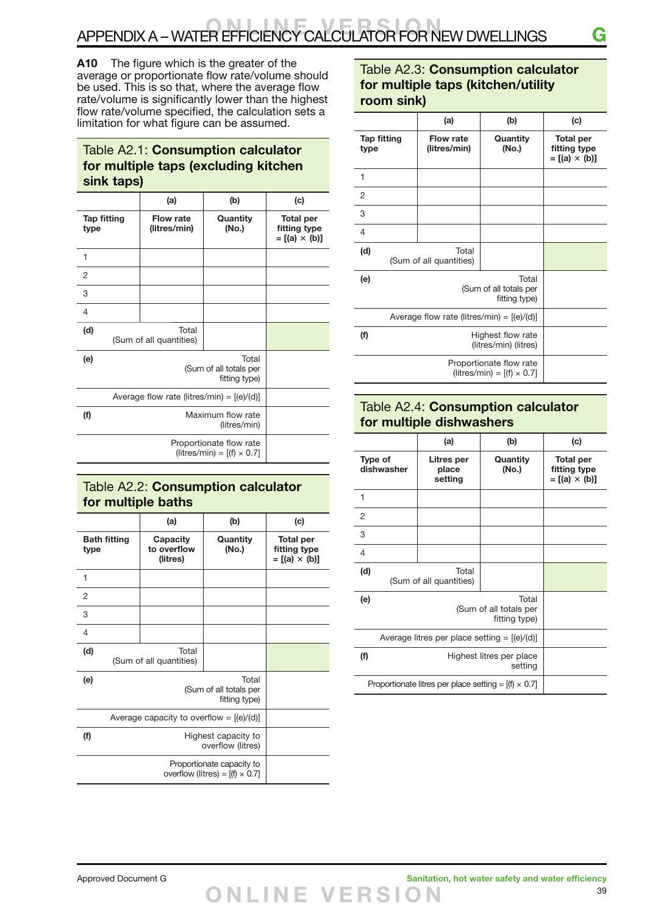**A10** The figure which is the greater of the average or proportionate flow rate/volume should be used. This is so that, where the average flow rate/volume is significantly lower than the highest flow rate/volume specified, the calculation sets a limitation for what figure can be assumed.

### Table A2.1: Consumption calculator for multiple taps (excluding kitchen sink taps)

| | (a) | (b) | (c) |
|---|---|---|---|
| **Tap fitting type** | **Flow rate (litres/min)** | **Quantity (No.)** | **Total per fitting type = [(a) × (b)]** |
| 1 | | | |
| 2 | | | |
| 3 | | | |
| 4 | | | |
| **(d)** Total (Sum of all quantities) | | | |
| **(e)** Total (Sum of all totals per fitting type) | | | |
| Average flow rate (litres/min) = [(e)/(d)] | | | |
| **(f)** Maximum flow rate (litres/min) | | | |
| Proportionate flow rate (litres/min) = [(f) × 0.7] | | | |

### Table A2.2: Consumption calculator for multiple baths

| | (a) | (b) | (c) |
|---|---|---|---|
| **Bath fitting type** | **Capacity to overflow (litres)** | **Quantity (No.)** | **Total per fitting type = [(a) × (b)]** |
| 1 | | | |
| 2 | | | |
| 3 | | | |
| 4 | | | |
| **(d)** Total (Sum of all quantities) | | | |
| **(e)** Total (Sum of all totals per fitting type) | | | |
| Average capacity to overflow = [(e)/(d)] | | | |
| **(f)** Highest capacity to overflow (litres) | | | |
| Proportionate capacity to overflow (litres) = [(f) × 0.7] | | | |

### Table A2.3: Consumption calculator for multiple taps (kitchen/utility room sink)

| | (a) | (b) | (c) |
|---|---|---|---|
| **Tap fitting type** | **Flow rate (litres/min)** | **Quantity (No.)** | **Total per fitting type = [(a) × (b)]** |
| 1 | | | |
| 2 | | | |
| 3 | | | |
| 4 | | | |
| **(d)** Total (Sum of all quantities) | | | |
| **(e)** Total (Sum of all totals per fitting type) | | | |
| Average flow rate (litres/min) = [(e)/(d)] | | | |
| **(f)** Highest flow rate (litres/min) (litres) | | | |
| Proportionate flow rate (litres/min) = [(f) × 0.7] | | | |

### Table A2.4: Consumption calculator for multiple dishwashers

| | (a) | (b) | (c) |
|---|---|---|---|
| **Type of dishwasher** | **Litres per place setting** | **Quantity (No.)** | **Total per fitting type = [(a) × (b)]** |
| 1 | | | |
| 2 | | | |
| 3 | | | |
| 4 | | | |
| **(d)** Total (Sum of all quantities) | | | |
| **(e)** Total (Sum of all totals per fitting type) | | | |
| Average litres per place setting = [(e)/(d)] | | | |
| **(f)** Highest litres per place setting | | | |
| Proportionate litres per place setting = [(f) × 0.7] | | | |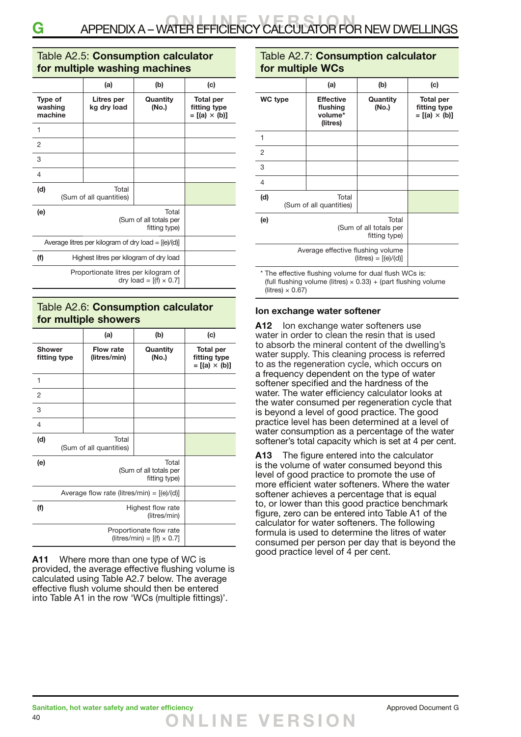## Table A2.5: Consumption calculator for multiple washing machines

| | (a) | (b) | (c) |
|---|---|---|---|
| Type of washing machine | Litres per kg dry load | Quantity (No.) | Total per fitting type = [(a) × (b)] |
| 1 | | | |
| 2 | | | |
| 3 | | | |
| 4 | | | |
| (d) Total (Sum of all quantities) | | | |
| (e) Total (Sum of all totals per fitting type) | | | |
| Average litres per kilogram of dry load = [(e)/(d)] | | | |
| (f) Highest litres per kilogram of dry load | | | |
| Proportionate litres per kilogram of dry load = [(f) × 0.7] | | | |

## Table A2.6: Consumption calculator for multiple showers

| | (a) | (b) | (c) |
|---|---|---|---|
| Shower fitting type | Flow rate (litres/min) | Quantity (No.) | Total per fitting type = [(a) × (b)] |
| 1 | | | |
| 2 | | | |
| 3 | | | |
| 4 | | | |
| (d) Total (Sum of all quantities) | | | |
| (e) Total (Sum of all totals per fitting type) | | | |
| Average flow rate (litres/min) = [(e)/(d)] | | | |
| (f) Highest flow rate (litres/min) | | | |
| Proportionate flow rate (litres/min) = [(f) × 0.7] | | | |

**A11** Where more than one type of WC is provided, the average effective flushing volume is calculated using Table A2.7 below. The average effective flush volume should then be entered into Table A1 in the row 'WCs (multiple fittings)'.

## Table A2.7: Consumption calculator for multiple WCs

| | (a) | (b) | (c) |
|---|---|---|---|
| WC type | Effective flushing volume* (litres) | Quantity (No.) | Total per fitting type = [(a) × (b)] |
| 1 | | | |
| 2 | | | |
| 3 | | | |
| 4 | | | |
| (d) Total (Sum of all quantities) | | | |
| (e) Total (Sum of all totals per fitting type) | | | |
| Average effective flushing volume (litres) = [(e)/(d)] | | | |

\* The effective flushing volume for dual flush WCs is: (full flushing volume (litres) × 0.33) + (part flushing volume (litres) × 0.67)

### Ion exchange water softener

**A12** Ion exchange water softeners use water in order to clean the resin that is used to absorb the mineral content of the dwelling's water supply. This cleaning process is referred to as the regeneration cycle, which occurs on a frequency dependent on the type of water softener specified and the hardness of the water. The water efficiency calculator looks at the water consumed per regeneration cycle that is beyond a level of good practice. The good practice level has been determined at a level of water consumption as a percentage of the water softener's total capacity which is set at 4 per cent.

**A13** The figure entered into the calculator is the volume of water consumed beyond this level of good practice to promote the use of more efficient water softeners. Where the water softener achieves a percentage that is equal to, or lower than this good practice benchmark figure, zero can be entered into Table A1 of the calculator for water softeners. The following formula is used to determine the litres of water consumed per person per day that is beyond the good practice level of 4 per cent.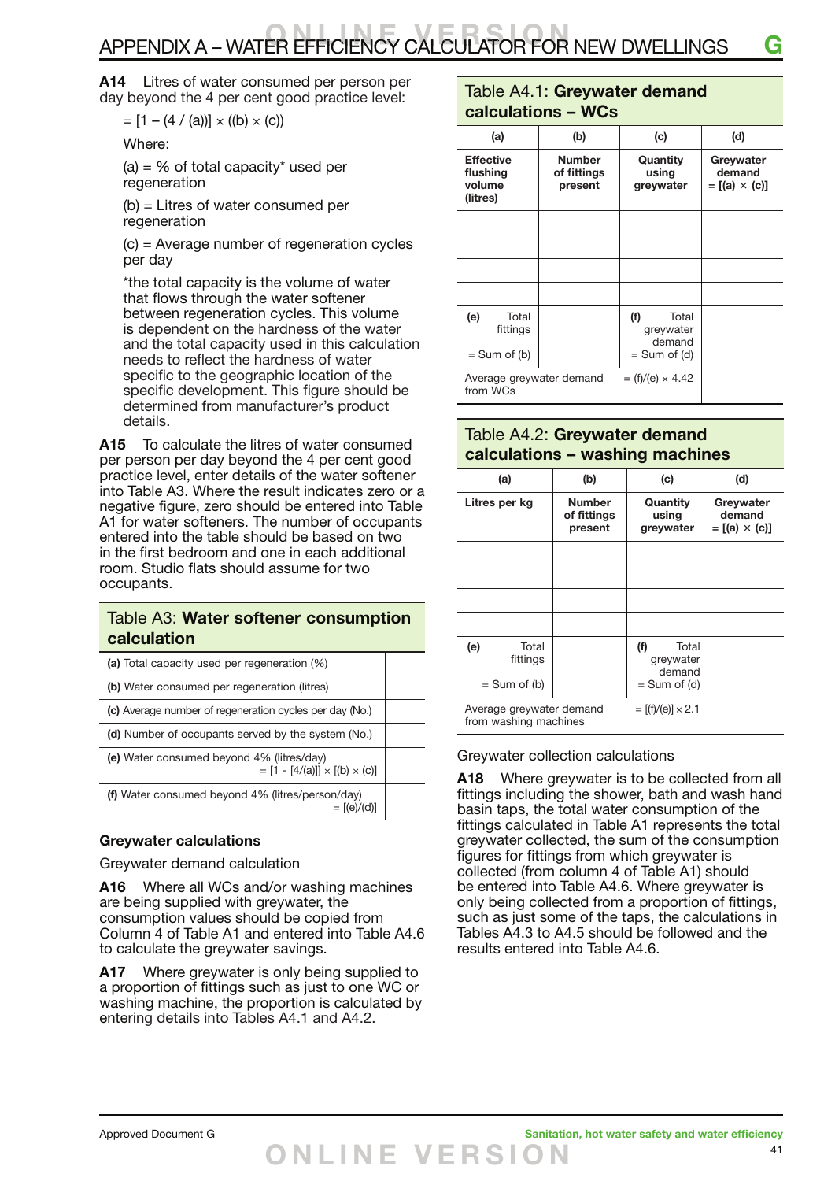**A14** Litres of water consumed per person per day beyond the 4 per cent good practice level:

$= [1 - (4 / (a))] \times ((b) \times (c))$

Where:

(a) = % of total capacity* used per regeneration

(b) = Litres of water consumed per regeneration

(c) = Average number of regeneration cycles per day

*the total capacity is the volume of water that flows through the water softener between regeneration cycles. This volume is dependent on the hardness of the water and the total capacity used in this calculation needs to reflect the hardness of water specific to the geographic location of the specific development. This figure should be determined from manufacturer's product details.

**A15** To calculate the litres of water consumed per person per day beyond the 4 per cent good practice level, enter details of the water softener into Table A3. Where the result indicates zero or a negative figure, zero should be entered into Table A1 for water softeners. The number of occupants entered into the table should be based on two in the first bedroom and one in each additional room. Studio flats should assume for two occupants.

Table A3: **Water softener consumption calculation**

| | |
|---|---|
| **(a)** Total capacity used per regeneration (%) | |
| **(b)** Water consumed per regeneration (litres) | |
| **(c)** Average number of regeneration cycles per day (No.) | |
| **(d)** Number of occupants served by the system (No.) | |
| **(e)** Water consumed beyond 4% (litres/day) $= [1 - [4/(a)]] \times [(b) \times (c)]$ | |
| **(f)** Water consumed beyond 4% (litres/person/day) $= [(e)/(d)]$ | |

### Greywater calculations

Greywater demand calculation

**A16** Where all WCs and/or washing machines are being supplied with greywater, the consumption values should be copied from Column 4 of Table A1 and entered into Table A4.6 to calculate the greywater savings.

**A17** Where greywater is only being supplied to a proportion of fittings such as just to one WC or washing machine, the proportion is calculated by entering details into Tables A4.1 and A4.2.

Table A4.1: **Greywater demand calculations – WCs**

| (a) | (b) | (c) | (d) |
|---|---|---|---|
| **Effective flushing volume (litres)** | **Number of fittings present** | **Quantity using greywater** | **Greywater demand = [(a) × (c)]** |
| | | | |
| | | | |
| | | | |
| | | | |
| **(e)** Total fittings = Sum of (b) | | **(f)** Total greywater demand = Sum of (d) | |
| Average greywater demand from WCs | | $= (f)/(e) \times 4.42$ | |

Table A4.2: **Greywater demand calculations – washing machines**

| (a) | (b) | (c) | (d) |
|---|---|---|---|
| **Litres per kg** | **Number of fittings present** | **Quantity using greywater** | **Greywater demand = [(a) × (c)]** |
| | | | |
| | | | |
| | | | |
| | | | |
| **(e)** Total fittings = Sum of (b) | | **(f)** Total greywater demand = Sum of (d) | |
| Average greywater demand from washing machines | | $= [(f)/(e)] \times 2.1$ | |

Greywater collection calculations

**A18** Where greywater is to be collected from all fittings including the shower, bath and wash hand basin taps, the total water consumption of the fittings calculated in Table A1 represents the total greywater collected, the sum of the consumption figures for fittings from which greywater is collected (from column 4 of Table A1) should be entered into Table A4.6. Where greywater is only being collected from a proportion of fittings, such as just some of the taps, the calculations in Tables A4.3 to A4.5 should be followed and the results entered into Table A4.6.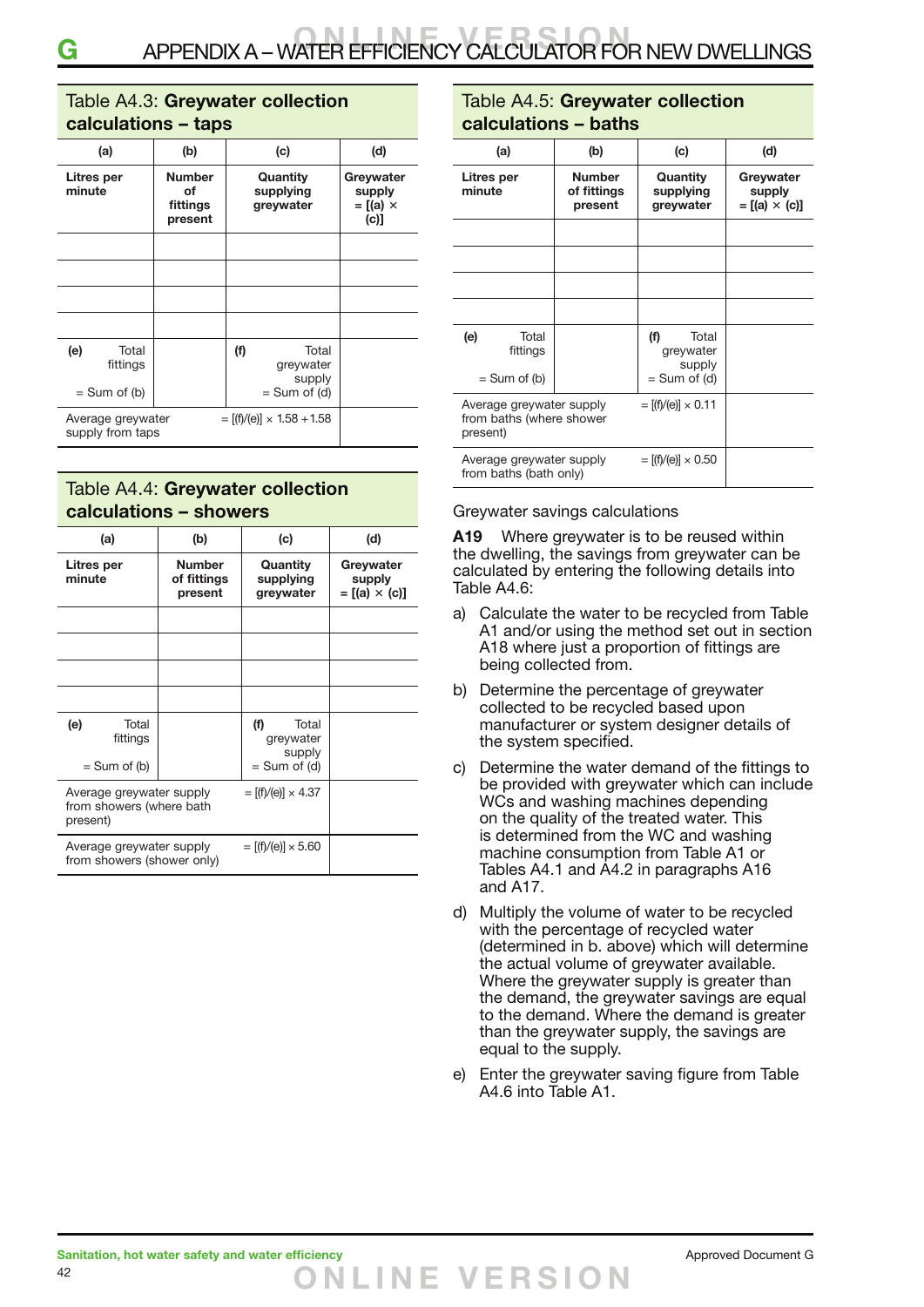## Table A4.3: **Greywater collection calculations – taps**

| (a) | (b) | (c) | (d) |
|---|---|---|---|
| **Litres per minute** | **Number of fittings present** | **Quantity supplying greywater** | **Greywater supply = [(a) × (c)]** |
| | | | |
| | | | |
| | | | |
| | | | |
| **(e)** Total fittings = Sum of (b) | | **(f)** Total greywater supply = Sum of (d) | |
| Average greywater supply from taps | | = [(f)/(e)] × 1.58 +1.58 | |

## Table A4.4: **Greywater collection calculations – showers**

| (a) | (b) | (c) | (d) |
|---|---|---|---|
| **Litres per minute** | **Number of fittings present** | **Quantity supplying greywater** | **Greywater supply = [(a) × (c)]** |
| | | | |
| | | | |
| | | | |
| | | | |
| **(e)** Total fittings = Sum of (b) | | **(f)** Total greywater supply = Sum of (d) | |
| Average greywater supply from showers (where bath present) | | = [(f)/(e)] × 4.37 | |
| Average greywater supply from showers (shower only) | | = [(f)/(e)] × 5.60 | |

## Table A4.5: **Greywater collection calculations – baths**

| (a) | (b) | (c) | (d) |
|---|---|---|---|
| **Litres per minute** | **Number of fittings present** | **Quantity supplying greywater** | **Greywater supply = [(a) × (c)]** |
| | | | |
| | | | |
| | | | |
| | | | |
| **(e)** Total fittings = Sum of (b) | | **(f)** Total greywater supply = Sum of (d) | |
| Average greywater supply from baths (where shower present) | | = [(f)/(e)] × 0.11 | |
| Average greywater supply from baths (bath only) | | = [(f)/(e)] × 0.50 | |

Greywater savings calculations

**A19** Where greywater is to be reused within the dwelling, the savings from greywater can be calculated by entering the following details into Table A4.6:

a) Calculate the water to be recycled from Table A1 and/or using the method set out in section A18 where just a proportion of fittings are being collected from.

b) Determine the percentage of greywater collected to be recycled based upon manufacturer or system designer details of the system specified.

c) Determine the water demand of the fittings to be provided with greywater which can include WCs and washing machines depending on the quality of the treated water. This is determined from the WC and washing machine consumption from Table A1 or Tables A4.1 and A4.2 in paragraphs A16 and A17.

d) Multiply the volume of water to be recycled with the percentage of recycled water (determined in b. above) which will determine the actual volume of greywater available. Where the greywater supply is greater than the demand, the greywater savings are equal to the demand. Where the demand is greater than the greywater supply, the savings are equal to the supply.

e) Enter the greywater saving figure from Table A4.6 into Table A1.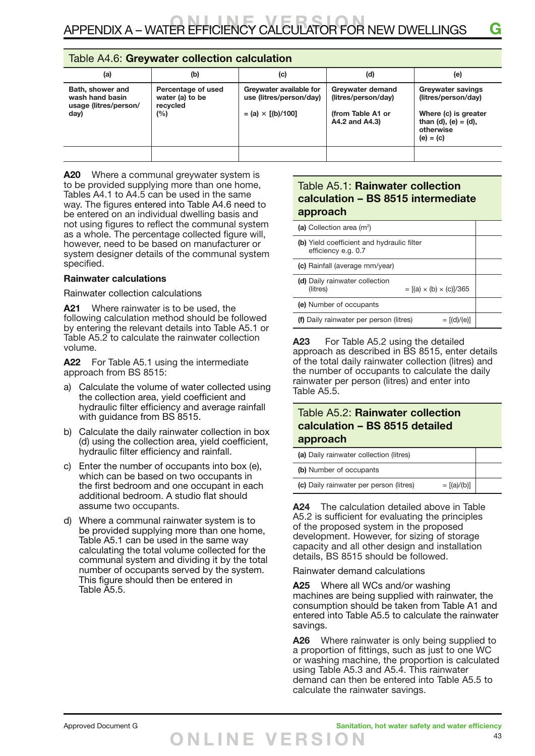## Table A4.6: **Greywater collection calculation**

| (a) | (b) | (c) | (d) | (e) |
|---|---|---|---|---|
| **Bath, shower and wash hand basin usage (litres/person/day)** | **Percentage of used water (a) to be recycled (%)** | **Greywater available for use (litres/person/day)** <br> **= (a) × [(b)/100]** | **Greywater demand (litres/person/day)** <br> **(from Table A1 or A4.2 and A4.3)** | **Greywater savings (litres/person/day)** <br> **Where (c) is greater than (d), (e) = (d), otherwise (e) = (c)** |
| | | | | |

**A20** Where a communal greywater system is to be provided supplying more than one home, Tables A4.1 to A4.5 can be used in the same way. The figures entered into Table A4.6 need to be entered on an individual dwelling basis and not using figures to reflect the communal system as a whole. The percentage collected figure will, however, need to be based on manufacturer or system designer details of the communal system specified.

### Rainwater calculations

Rainwater collection calculations

**A21** Where rainwater is to be used, the following calculation method should be followed by entering the relevant details into Table A5.1 or Table A5.2 to calculate the rainwater collection volume.

**A22** For Table A5.1 using the intermediate approach from BS 8515:

a) Calculate the volume of water collected using the collection area, yield coefficient and hydraulic filter efficiency and average rainfall with guidance from BS 8515.

b) Calculate the daily rainwater collection in box (d) using the collection area, yield coefficient, hydraulic filter efficiency and rainfall.

c) Enter the number of occupants into box (e), which can be based on two occupants in the first bedroom and one occupant in each additional bedroom. A studio flat should assume two occupants.

d) Where a communal rainwater system is to be provided supplying more than one home, Table A5.1 can be used in the same way calculating the total volume collected for the communal system and dividing it by the total number of occupants served by the system. This figure should then be entered in Table A5.5.

## Table A5.1: **Rainwater collection calculation – BS 8515 intermediate approach**

| | | |
|---|---|---|
| **(a)** Collection area ($m^2$) | | |
| **(b)** Yield coefficient and hydraulic filter efficiency e.g. 0.7 | | |
| **(c)** Rainfall (average mm/year) | | |
| **(d)** Daily rainwater collection (litres) | = [(a) × (b) × (c)]/365 | |
| **(e)** Number of occupants | | |
| **(f)** Daily rainwater per person (litres) | = [(d)/(e)] | |

**A23** For Table A5.2 using the detailed approach as described in BS 8515, enter details of the total daily rainwater collection (litres) and the number of occupants to calculate the daily rainwater per person (litres) and enter into Table A5.5.

## Table A5.2: **Rainwater collection calculation – BS 8515 detailed approach**

| | | |
|---|---|---|
| **(a)** Daily rainwater collection (litres) | | |
| **(b)** Number of occupants | | |
| **(c)** Daily rainwater per person (litres) | = [(a)/(b)] | |

**A24** The calculation detailed above in Table A5.2 is sufficient for evaluating the principles of the proposed system in the proposed development. However, for sizing of storage capacity and all other design and installation details, BS 8515 should be followed.

Rainwater demand calculations

**A25** Where all WCs and/or washing machines are being supplied with rainwater, the consumption should be taken from Table A1 and entered into Table A5.5 to calculate the rainwater savings.

**A26** Where rainwater is only being supplied to a proportion of fittings, such as just to one WC or washing machine, the proportion is calculated using Table A5.3 and A5.4. This rainwater demand can then be entered into Table A5.5 to calculate the rainwater savings.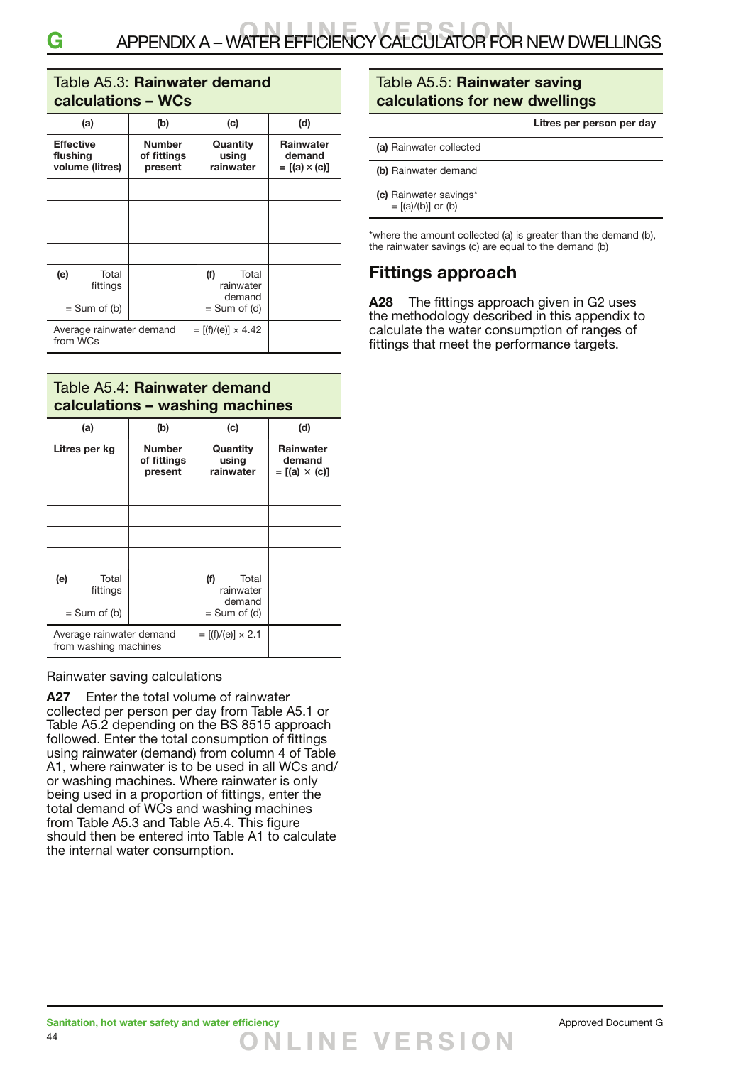### Table A5.3: **Rainwater demand calculations – WCs**

| (a) | (b) | (c) | (d) |
|---|---|---|---|
| **Effective flushing volume (litres)** | **Number of fittings present** | **Quantity using rainwater** | **Rainwater demand = [(a) × (c)]** |
| | | | |
| | | | |
| | | | |
| | | | |
| **(e)** Total fittings = Sum of (b) | | **(f)** Total rainwater demand = Sum of (d) | |
| Average rainwater demand from WCs | | = [(f)/(e)] × 4.42 | |

### Table A5.4: **Rainwater demand calculations – washing machines**

| (a) | (b) | (c) | (d) |
|---|---|---|---|
| **Litres per kg** | **Number of fittings present** | **Quantity using rainwater** | **Rainwater demand = [(a) × (c)]** |
| | | | |
| | | | |
| | | | |
| | | | |
| **(e)** Total fittings = Sum of (b) | | **(f)** Total rainwater demand = Sum of (d) | |
| Average rainwater demand from washing machines | | = [(f)/(e)] × 2.1 | |

Rainwater saving calculations

**A27** Enter the total volume of rainwater collected per person per day from Table A5.1 or Table A5.2 depending on the BS 8515 approach followed. Enter the total consumption of fittings using rainwater (demand) from column 4 of Table A1, where rainwater is to be used in all WCs and/or washing machines. Where rainwater is only being used in a proportion of fittings, enter the total demand of WCs and washing machines from Table A5.3 and Table A5.4. This figure should then be entered into Table A1 to calculate the internal water consumption.

### Table A5.5: **Rainwater saving calculations for new dwellings**

| | **Litres per person per day** |
|---|---|
| **(a)** Rainwater collected | |
| **(b)** Rainwater demand | |
| **(c)** Rainwater savings* = [(a)/(b)] or (b) | |

*where the amount collected (a) is greater than the demand (b), the rainwater savings (c) are equal to the demand (b)

## Fittings approach

**A28** The fittings approach given in G2 uses the methodology described in this appendix to calculate the water consumption of ranges of fittings that meet the performance targets.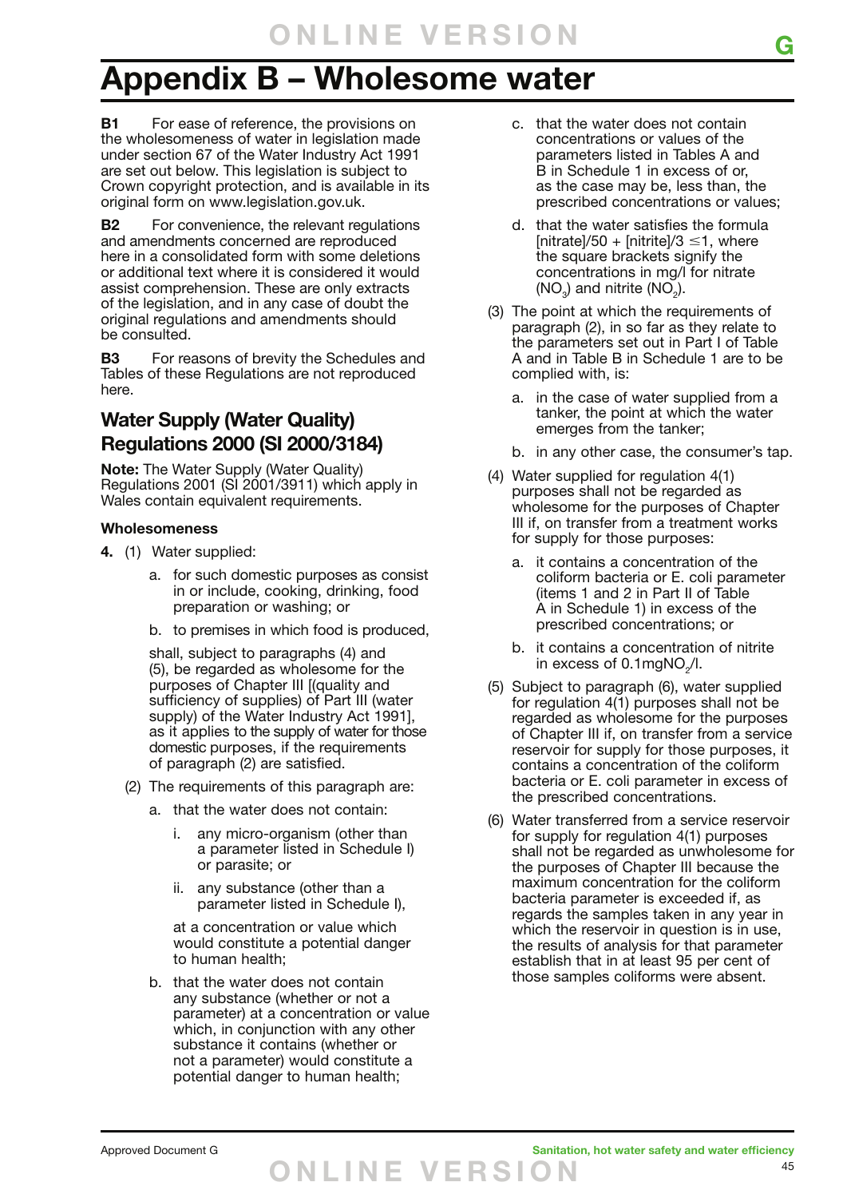# Appendix B – Wholesome water

**B1** For ease of reference, the provisions on the wholesomeness of water in legislation made under section 67 of the Water Industry Act 1991 are set out below. This legislation is subject to Crown copyright protection, and is available in its original form on www.legislation.gov.uk.

**B2** For convenience, the relevant regulations and amendments concerned are reproduced here in a consolidated form with some deletions or additional text where it is considered it would assist comprehension. These are only extracts of the legislation, and in any case of doubt the original regulations and amendments should be consulted.

**B3** For reasons of brevity the Schedules and Tables of these Regulations are not reproduced here.

## Water Supply (Water Quality) Regulations 2000 (SI 2000/3184)

**Note:** The Water Supply (Water Quality) Regulations 2001 (SI 2001/3911) which apply in Wales contain equivalent requirements.

### Wholesomeness

**4.** (1) Water supplied:

a. for such domestic purposes as consist in or include, cooking, drinking, food preparation or washing; or

b. to premises in which food is produced,

shall, subject to paragraphs (4) and (5), be regarded as wholesome for the purposes of Chapter III [(quality and sufficiency of supplies) of Part III (water supply) of the Water Industry Act 1991], as it applies to the supply of water for those domestic purposes, if the requirements of paragraph (2) are satisfied.

(2) The requirements of this paragraph are:

a. that the water does not contain:

i. any micro-organism (other than a parameter listed in Schedule I) or parasite; or

ii. any substance (other than a parameter listed in Schedule I),

at a concentration or value which would constitute a potential danger to human health;

b. that the water does not contain any substance (whether or not a parameter) at a concentration or value which, in conjunction with any other substance it contains (whether or not a parameter) would constitute a potential danger to human health;

c. that the water does not contain concentrations or values of the parameters listed in Tables A and B in Schedule 1 in excess of or, as the case may be, less than, the prescribed concentrations or values;

d. that the water satisfies the formula [nitrate]/50 + [nitrite]/3 ≤1, where the square brackets signify the concentrations in mg/l for nitrate ($NO_3$) and nitrite ($NO_2$).

(3) The point at which the requirements of paragraph (2), in so far as they relate to the parameters set out in Part I of Table A and in Table B in Schedule 1 are to be complied with, is:

a. in the case of water supplied from a tanker, the point at which the water emerges from the tanker;

b. in any other case, the consumer's tap.

(4) Water supplied for regulation 4(1) purposes shall not be regarded as wholesome for the purposes of Chapter III if, on transfer from a treatment works for supply for those purposes:

a. it contains a concentration of the coliform bacteria or E. coli parameter (items 1 and 2 in Part II of Table A in Schedule 1) in excess of the prescribed concentrations; or

b. it contains a concentration of nitrite in excess of 0.1mg$NO_2$/l.

(5) Subject to paragraph (6), water supplied for regulation 4(1) purposes shall not be regarded as wholesome for the purposes of Chapter III if, on transfer from a service reservoir for supply for those purposes, it contains a concentration of the coliform bacteria or E. coli parameter in excess of the prescribed concentrations.

(6) Water transferred from a service reservoir for supply for regulation 4(1) purposes shall not be regarded as unwholesome for the purposes of Chapter III because the maximum concentration for the coliform bacteria parameter is exceeded if, as regards the samples taken in any year in which the reservoir in question is in use, the results of analysis for that parameter establish that in at least 95 per cent of those samples coliforms were absent.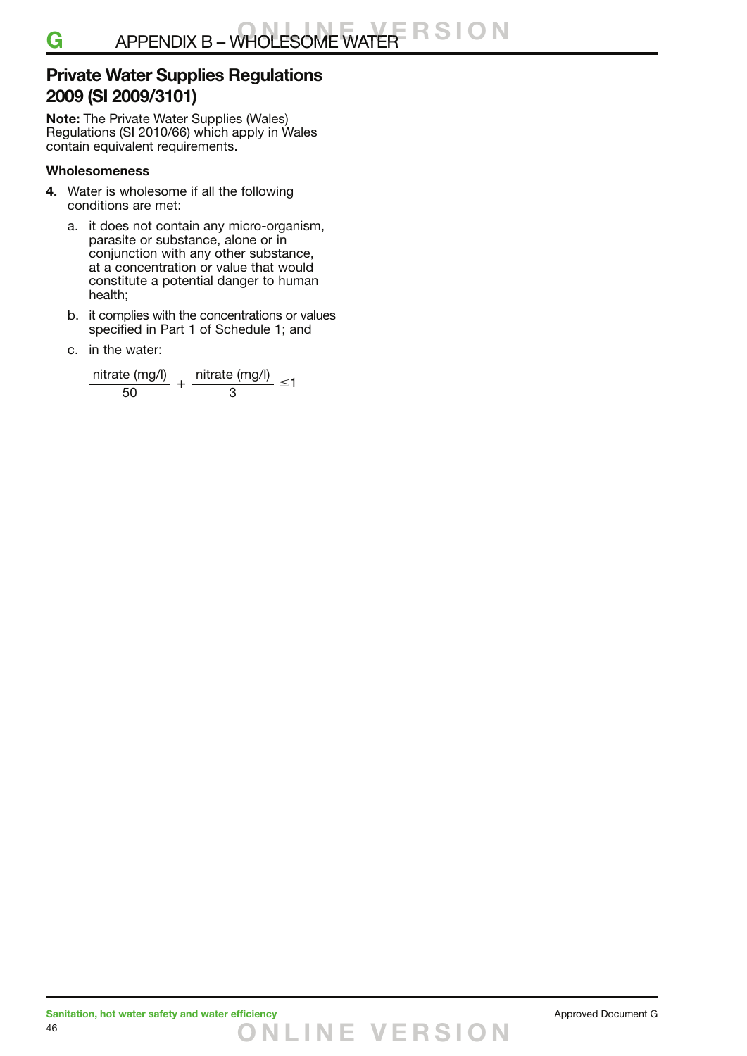## Private Water Supplies Regulations 2009 (SI 2009/3101)

**Note:** The Private Water Supplies (Wales) Regulations (SI 2010/66) which apply in Wales contain equivalent requirements.

### Wholesomeness

**4.** Water is wholesome if all the following conditions are met:

a. it does not contain any micro-organism, parasite or substance, alone or in conjunction with any other substance, at a concentration or value that would constitute a potential danger to human health;

b. it complies with the concentrations or values specified in Part 1 of Schedule 1; and

c. in the water:

$$\frac{\text{nitrate (mg/l)}}{50} + \frac{\text{nitrate (mg/l)}}{3} \leq 1$$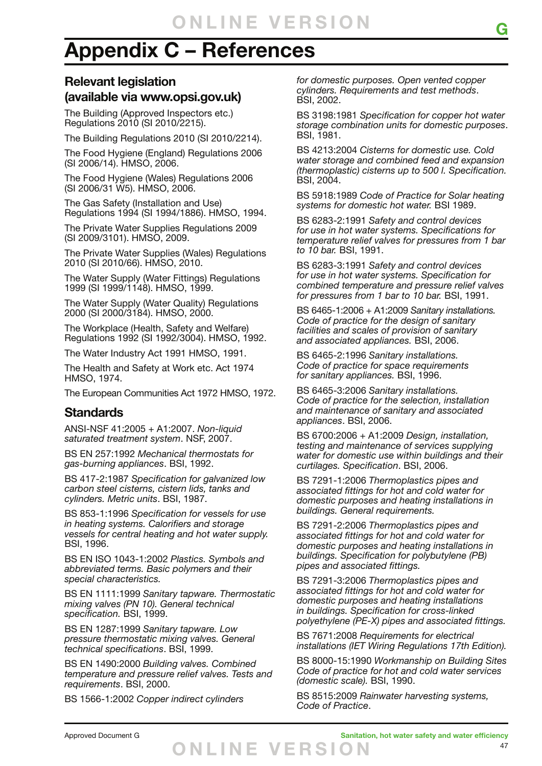# Appendix C – References

## Relevant legislation (available via www.opsi.gov.uk)

The Building (Approved Inspectors etc.) Regulations 2010 (SI 2010/2215).

The Building Regulations 2010 (SI 2010/2214).

The Food Hygiene (England) Regulations 2006 (SI 2006/14). HMSO, 2006.

The Food Hygiene (Wales) Regulations 2006 (SI 2006/31 W5). HMSO, 2006.

The Gas Safety (Installation and Use) Regulations 1994 (SI 1994/1886). HMSO, 1994.

The Private Water Supplies Regulations 2009 (SI 2009/3101). HMSO, 2009.

The Private Water Supplies (Wales) Regulations 2010 (SI 2010/66). HMSO, 2010.

The Water Supply (Water Fittings) Regulations 1999 (SI 1999/1148). HMSO, 1999.

The Water Supply (Water Quality) Regulations 2000 (SI 2000/3184). HMSO, 2000.

The Workplace (Health, Safety and Welfare) Regulations 1992 (SI 1992/3004). HMSO, 1992.

The Water Industry Act 1991 HMSO, 1991.

The Health and Safety at Work etc. Act 1974 HMSO, 1974.

The European Communities Act 1972 HMSO, 1972.

## Standards

ANSI-NSF 41:2005 + A1:2007. *Non-liquid saturated treatment system*. NSF, 2007.

BS EN 257:1992 *Mechanical thermostats for gas-burning appliances*. BSI, 1992.

BS 417-2:1987 *Specification for galvanized low carbon steel cisterns, cistern lids, tanks and cylinders. Metric units*. BSI, 1987.

BS 853-1:1996 *Specification for vessels for use in heating systems. Calorifiers and storage vessels for central heating and hot water supply.* BSI, 1996.

BS EN ISO 1043-1:2002 *Plastics. Symbols and abbreviated terms. Basic polymers and their special characteristics.*

BS EN 1111:1999 *Sanitary tapware. Thermostatic mixing valves (PN 10). General technical specification.* BSI, 1999.

BS EN 1287:1999 *Sanitary tapware. Low pressure thermostatic mixing valves. General technical specifications*. BSI, 1999.

BS EN 1490:2000 *Building valves. Combined temperature and pressure relief valves. Tests and requirements*. BSI, 2000.

BS 1566-1:2002 *Copper indirect cylinders for domestic purposes. Open vented copper cylinders. Requirements and test methods*. BSI, 2002.

BS 3198:1981 *Specification for copper hot water storage combination units for domestic purposes*. BSI, 1981.

BS 4213:2004 *Cisterns for domestic use. Cold water storage and combined feed and expansion (thermoplastic) cisterns up to 500 l. Specification.* BSI, 2004.

BS 5918:1989 *Code of Practice for Solar heating systems for domestic hot water.* BSI 1989.

BS 6283-2:1991 *Safety and control devices for use in hot water systems. Specifications for temperature relief valves for pressures from 1 bar to 10 bar.* BSI, 1991.

BS 6283-3:1991 *Safety and control devices for use in hot water systems. Specification for combined temperature and pressure relief valves for pressures from 1 bar to 10 bar.* BSI, 1991.

BS 6465-1:2006 + A1:2009 *Sanitary installations. Code of practice for the design of sanitary facilities and scales of provision of sanitary and associated appliances.* BSI, 2006.

BS 6465-2:1996 *Sanitary installations. Code of practice for space requirements for sanitary appliances.* BSI, 1996.

BS 6465-3:2006 *Sanitary installations. Code of practice for the selection, installation and maintenance of sanitary and associated appliances*. BSI, 2006.

BS 6700:2006 + A1:2009 *Design, installation, testing and maintenance of services supplying water for domestic use within buildings and their curtilages. Specification*. BSI, 2006.

BS 7291-1:2006 *Thermoplastics pipes and associated fittings for hot and cold water for domestic purposes and heating installations in buildings. General requirements.*

BS 7291-2:2006 *Thermoplastics pipes and associated fittings for hot and cold water for domestic purposes and heating installations in buildings. Specification for polybutylene (PB) pipes and associated fittings.*

BS 7291-3:2006 *Thermoplastics pipes and associated fittings for hot and cold water for domestic purposes and heating installations in buildings. Specification for cross-linked polyethylene (PE-X) pipes and associated fittings.*

BS 7671:2008 *Requirements for electrical installations (IET Wiring Regulations 17th Edition).*

BS 8000-15:1990 *Workmanship on Building Sites Code of practice for hot and cold water services (domestic scale).* BSI, 1990.

BS 8515:2009 *Rainwater harvesting systems, Code of Practice*.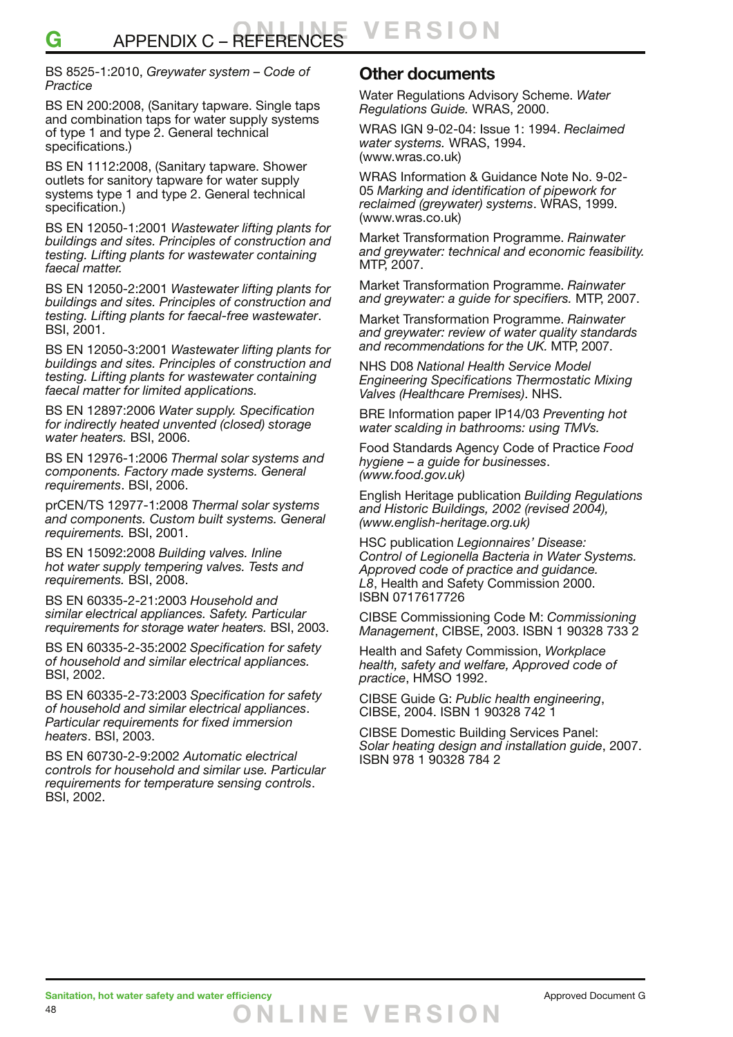BS 8525-1:2010, *Greywater system – Code of Practice*

BS EN 200:2008, (Sanitary tapware. Single taps and combination taps for water supply systems of type 1 and type 2. General technical specifications.)

BS EN 1112:2008, (Sanitary tapware. Shower outlets for sanitory tapware for water supply systems type 1 and type 2. General technical specification.)

BS EN 12050-1:2001 *Wastewater lifting plants for buildings and sites. Principles of construction and testing. Lifting plants for wastewater containing faecal matter.*

BS EN 12050-2:2001 *Wastewater lifting plants for buildings and sites. Principles of construction and testing. Lifting plants for faecal-free wastewater*. BSI, 2001.

BS EN 12050-3:2001 *Wastewater lifting plants for buildings and sites. Principles of construction and testing. Lifting plants for wastewater containing faecal matter for limited applications.*

BS EN 12897:2006 *Water supply. Specification for indirectly heated unvented (closed) storage water heaters.* BSI, 2006.

BS EN 12976-1:2006 *Thermal solar systems and components. Factory made systems. General requirements*. BSI, 2006.

prCEN/TS 12977-1:2008 *Thermal solar systems and components. Custom built systems. General requirements.* BSI, 2001.

BS EN 15092:2008 *Building valves. Inline hot water supply tempering valves. Tests and requirements.* BSI, 2008.

BS EN 60335-2-21:2003 *Household and similar electrical appliances. Safety. Particular requirements for storage water heaters.* BSI, 2003.

BS EN 60335-2-35:2002 *Specification for safety of household and similar electrical appliances.* BSI, 2002.

BS EN 60335-2-73:2003 *Specification for safety of household and similar electrical appliances*. *Particular requirements for fixed immersion heaters*. BSI, 2003.

BS EN 60730-2-9:2002 *Automatic electrical controls for household and similar use. Particular requirements for temperature sensing controls*. BSI, 2002.

## Other documents

Water Regulations Advisory Scheme. *Water Regulations Guide.* WRAS, 2000.

WRAS IGN 9-02-04: Issue 1: 1994. *Reclaimed water systems.* WRAS, 1994. (www.wras.co.uk)

WRAS Information & Guidance Note No. 9-02-05 *Marking and identification of pipework for reclaimed (greywater) systems*. WRAS, 1999. (www.wras.co.uk)

Market Transformation Programme. *Rainwater and greywater: technical and economic feasibility.* MTP, 2007.

Market Transformation Programme. *Rainwater and greywater: a guide for specifiers.* MTP, 2007.

Market Transformation Programme. *Rainwater and greywater: review of water quality standards and recommendations for the UK.* MTP, 2007.

NHS D08 *National Health Service Model Engineering Specifications Thermostatic Mixing Valves (Healthcare Premises)*. NHS.

BRE Information paper IP14/03 *Preventing hot water scalding in bathrooms: using TMVs.*

Food Standards Agency Code of Practice *Food hygiene – a guide for businesses*. *(www.food.gov.uk)*

English Heritage publication *Building Regulations and Historic Buildings, 2002 (revised 2004), (www.english-heritage.org.uk)*

HSC publication *Legionnaires' Disease: Control of Legionella Bacteria in Water Systems. Approved code of practice and guidance. L8*, Health and Safety Commission 2000. ISBN 0717617726

CIBSE Commissioning Code M: *Commissioning Management*, CIBSE, 2003. ISBN 1 90328 733 2

Health and Safety Commission, *Workplace health, safety and welfare, Approved code of practice*, HMSO 1992.

CIBSE Guide G: *Public health engineering*, CIBSE, 2004. ISBN 1 90328 742 1

CIBSE Domestic Building Services Panel: *Solar heating design and installation guide*, 2007. ISBN 978 1 90328 784 2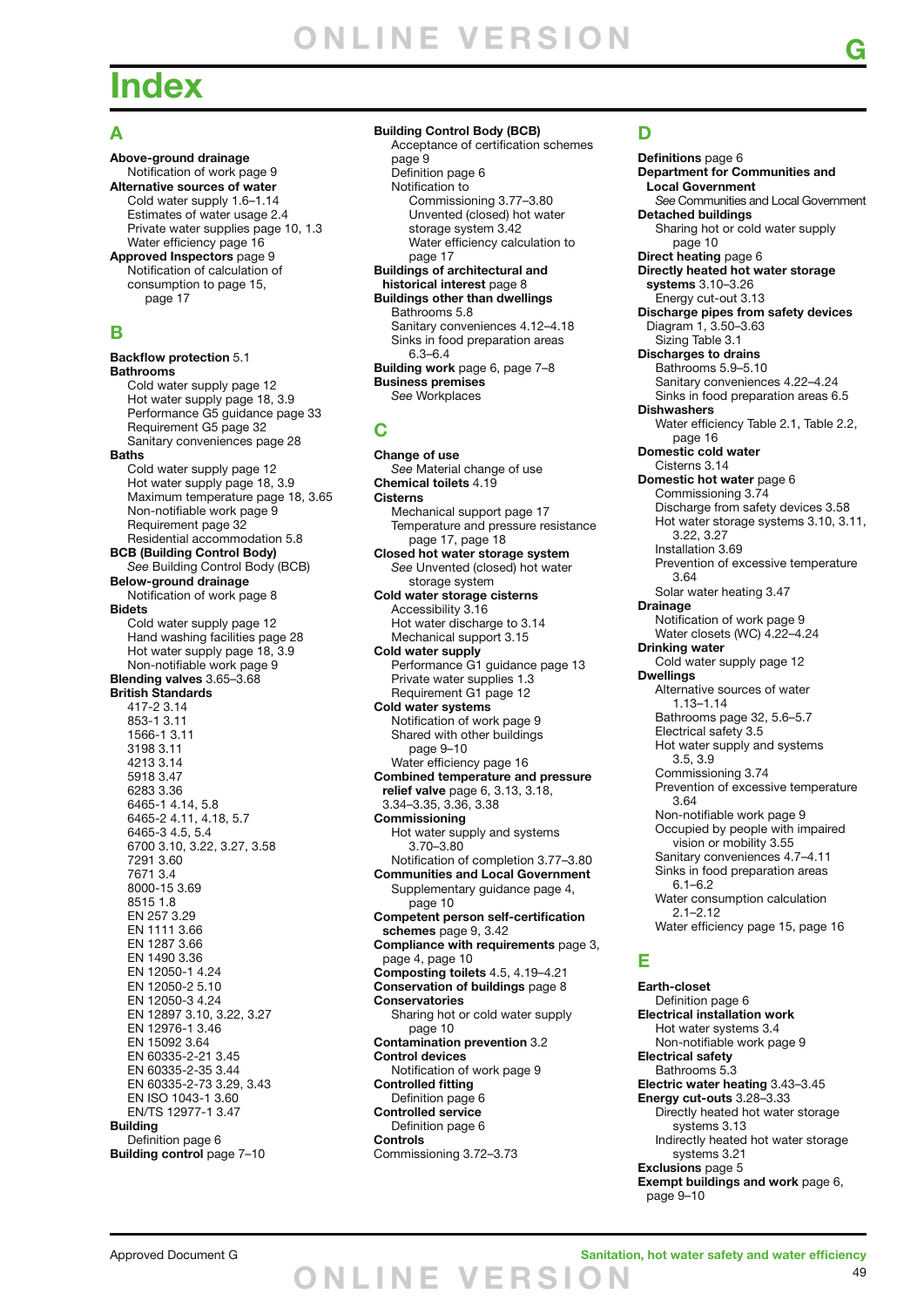# Index

## A

**Above-ground drainage**
- Notification of work page 9

**Alternative sources of water**
- Cold water supply 1.6–1.14
- Estimates of water usage 2.4
- Private water supplies page 10, 1.3
- Water efficiency page 16

**Approved Inspectors** page 9
- Notification of calculation of consumption to page 15, page 17

## B

**Backflow protection** 5.1

**Bathrooms**
- Cold water supply page 12
- Hot water supply page 18, 3.9
- Performance G5 guidance page 33
- Requirement G5 page 32
- Sanitary conveniences page 28

**Baths**
- Cold water supply page 12
- Hot water supply page 18, 3.9
- Maximum temperature page 18, 3.65
- Non-notifiable work page 9
- Requirement page 32
- Residential accommodation 5.8

**BCB (Building Control Body)**
- *See* Building Control Body (BCB)

**Below-ground drainage**
- Notification of work page 8

**Bidets**
- Cold water supply page 12
- Hand washing facilities page 28
- Hot water supply page 18, 3.9
- Non-notifiable work page 9

**Blending valves** 3.65–3.68

**British Standards**
- 417-2 3.14
- 853-1 3.11
- 1566-1 3.11
- 3198 3.11
- 4213 3.14
- 5918 3.47
- 6283 3.36
- 6465-1 4.14, 5.8
- 6465-2 4.11, 4.18, 5.7
- 6465-3 4.5, 5.4
- 6700 3.10, 3.22, 3.27, 3.58
- 7291 3.60
- 7671 3.4
- 8000-15 3.69
- 8515 1.8
- EN 257 3.29
- EN 1111 3.66
- EN 1287 3.66
- EN 1490 3.36
- EN 12050-1 4.24
- EN 12050-2 5.10
- EN 12050-3 4.24
- EN 12897 3.10, 3.22, 3.27
- EN 12976-1 3.46
- EN 15092 3.64
- EN 60335-2-21 3.45
- EN 60335-2-35 3.44
- EN 60335-2-73 3.29, 3.43
- EN ISO 1043-1 3.60
- EN/TS 12977-1 3.47

**Building**
- Definition page 6

**Building control** page 7–10

**Building Control Body (BCB)**
- Acceptance of certification schemes page 9
- Definition page 6
- Notification to
  - Commissioning 3.77–3.80
  - Unvented (closed) hot water storage system 3.42
  - Water efficiency calculation to page 17

**Buildings of architectural and historical interest** page 8

**Buildings other than dwellings**
- Bathrooms 5.8
- Sanitary conveniences 4.12–4.18
- Sinks in food preparation areas 6.3–6.4

**Building work** page 6, page 7–8

**Business premises**
- *See* Workplaces

## C

**Change of use**
- *See* Material change of use

**Chemical toilets** 4.19

**Cisterns**
- Mechanical support page 17
- Temperature and pressure resistance page 17, page 18

**Closed hot water storage system**
- *See* Unvented (closed) hot water storage system

**Cold water storage cisterns**
- Accessibility 3.16
- Hot water discharge to 3.14
- Mechanical support 3.15

**Cold water supply**
- Performance G1 guidance page 13
- Private water supplies 1.3
- Requirement G1 page 12

**Cold water systems**
- Notification of work page 9
- Shared with other buildings page 9–10
- Water efficiency page 16

**Combined temperature and pressure relief valve** page 6, 3.13, 3.18, 3.34–3.35, 3.36, 3.38

**Commissioning**
- Hot water supply and systems 3.70–3.80
- Notification of completion 3.77–3.80

**Communities and Local Government**
- Supplementary guidance page 4, page 10

**Competent person self-certification schemes** page 9, 3.42

**Compliance with requirements** page 3, page 4, page 10

**Composting toilets** 4.5, 4.19–4.21

**Conservation of buildings** page 8

**Conservatories**
- Sharing hot or cold water supply page 10

**Contamination prevention** 3.2

**Control devices**
- Notification of work page 9

**Controlled fitting**
- Definition page 6

**Controlled service**
- Definition page 6

**Controls**
- Commissioning 3.72–3.73

## D

**Definitions** page 6

**Department for Communities and Local Government**
- *See* Communities and Local Government

**Detached buildings**
- Sharing hot or cold water supply page 10

**Direct heating** page 6

**Directly heated hot water storage systems** 3.10–3.26
- Energy cut-out 3.13

**Discharge pipes from safety devices**
- Diagram 1, 3.50–3.63
- Sizing Table 3.1

**Discharges to drains**
- Bathrooms 5.9–5.10
- Sanitary conveniences 4.22–4.24
- Sinks in food preparation areas 6.5

**Dishwashers**
- Water efficiency Table 2.1, Table 2.2, page 16

**Domestic cold water**
- Cisterns 3.14

**Domestic hot water** page 6
- Commissioning 3.74
- Discharge from safety devices 3.58
- Hot water storage systems 3.10, 3.11, 3.22, 3.27
- Installation 3.69
- Prevention of excessive temperature 3.64
- Solar water heating 3.47

**Drainage**
- Notification of work page 9
- Water closets (WC) 4.22–4.24

**Drinking water**
- Cold water supply page 12

**Dwellings**
- Alternative sources of water 1.13–1.14
- Bathrooms page 32, 5.6–5.7
- Electrical safety 3.5
- Hot water supply and systems 3.5, 3.9
- Commissioning 3.74
- Prevention of excessive temperature 3.64
- Non-notifiable work page 9
- Occupied by people with impaired vision or mobility 3.55
- Sanitary conveniences 4.7–4.11
- Sinks in food preparation areas 6.1–6.2
- Water consumption calculation 2.1–2.12
- Water efficiency page 15, page 16

## E

**Earth-closet**
- Definition page 6

**Electrical installation work**
- Hot water systems 3.4
- Non-notifiable work page 9

**Electrical safety**
- Bathrooms 5.3

**Electric water heating** 3.43–3.45

**Energy cut-outs** 3.28–3.33
- Directly heated hot water storage systems 3.13
- Indirectly heated hot water storage systems 3.21

**Exclusions** page 5

**Exempt buildings and work** page 6, page 9–10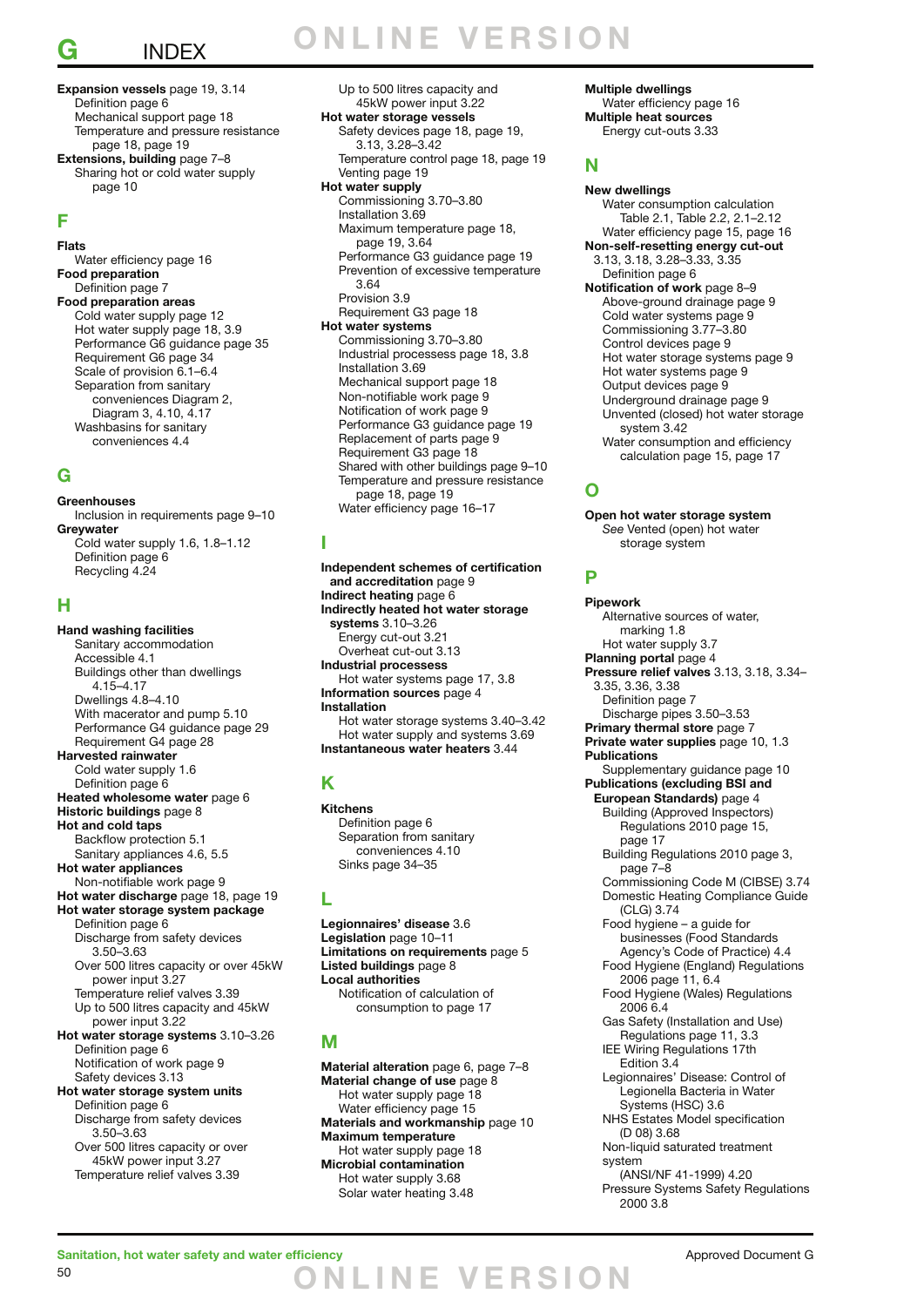# G INDEX

**Expansion vessels** page 19, 3.14
- Definition page 6
- Mechanical support page 18
- Temperature and pressure resistance page 18, page 19

**Extensions, building** page 7–8
- Sharing hot or cold water supply page 10

## F

**Flats**
- Water efficiency page 16

**Food preparation**
- Definition page 7

**Food preparation areas**
- Cold water supply page 12
- Hot water supply page 18, 3.9
- Performance G6 guidance page 35
- Requirement G6 page 34
- Scale of provision 6.1–6.4
- Separation from sanitary conveniences Diagram 2, Diagram 3, 4.10, 4.17
- Washbasins for sanitary conveniences 4.4

## G

**Greenhouses**
- Inclusion in requirements page 9–10

**Greywater**
- Cold water supply 1.6, 1.8–1.12
- Definition page 6
- Recycling 4.24

## H

**Hand washing facilities**
- Sanitary accommodation
  - Accessible 4.1
  - Buildings other than dwellings 4.15–4.17
  - Dwellings 4.8–4.10
  - With macerator and pump 5.10
- Performance G4 guidance page 29
- Requirement G4 page 28

**Harvested rainwater**
- Cold water supply 1.6
- Definition page 6

**Heated wholesome water** page 6

**Historic buildings** page 8

**Hot and cold taps**
- Backflow protection 5.1
- Sanitary appliances 4.6, 5.5

**Hot water appliances**
- Non-notifiable work page 9

**Hot water discharge** page 18, page 19

**Hot water storage system package**
- Definition page 6
- Discharge from safety devices 3.50–3.63
- Over 500 litres capacity or over 45kW power input 3.27
- Temperature relief valves 3.39
- Up to 500 litres capacity and 45kW power input 3.22

**Hot water storage systems** 3.10–3.26
- Definition page 6
- Notification of work page 9
- Safety devices 3.13

**Hot water storage system units**
- Definition page 6
- Discharge from safety devices 3.50–3.63
- Over 500 litres capacity or over 45kW power input 3.27
- Temperature relief valves 3.39
- Up to 500 litres capacity and 45kW power input 3.22

**Hot water storage vessels**
- Safety devices page 18, page 19, 3.13, 3.28–3.42
- Temperature control page 18, page 19
- Venting page 19

**Hot water supply**
- Commissioning 3.70–3.80
- Installation 3.69
- Maximum temperature page 18, page 19, 3.64
- Performance G3 guidance page 19
- Prevention of excessive temperature 3.64
- Provision 3.9
- Requirement G3 page 18

**Hot water systems**
- Commissioning 3.70–3.80
- Industrial processes page 18, 3.8
- Installation 3.69
- Mechanical support page 18
- Non-notifiable work page 9
- Notification of work page 9
- Performance G3 guidance page 19
- Replacement of parts page 9
- Requirement G3 page 18
- Shared with other buildings page 9–10
- Temperature and pressure resistance page 18, page 19
- Water efficiency page 16–17

## I

**Independent schemes of certification and accreditation** page 9

**Indirect heating** page 6

**Indirectly heated hot water storage systems** 3.10–3.26
- Energy cut-out 3.21
- Overheat cut-out 3.13

**Industrial processes**
- Hot water systems page 17, 3.8

**Information sources** page 4

**Installation**
- Hot water storage systems 3.40–3.42
- Hot water supply and systems 3.69

**Instantaneous water heaters** 3.44

## K

**Kitchens**
- Definition page 6
- Separation from sanitary conveniences 4.10
- Sinks page 34–35

## L

**Legionnaires' disease** 3.6

**Legislation** page 10–11

**Limitations on requirements** page 5

**Listed buildings** page 8

**Local authorities**
- Notification of calculation of consumption to page 17

## M

**Material alteration** page 6, page 7–8

**Material change of use** page 8
- Hot water supply page 18
- Water efficiency page 15

**Materials and workmanship** page 10

**Maximum temperature**
- Hot water supply page 18

**Microbial contamination**
- Hot water supply 3.68
- Solar water heating 3.48

**Multiple dwellings**
- Water efficiency page 16

**Multiple heat sources**
- Energy cut-outs 3.33

## N

**New dwellings**
- Water consumption calculation Table 2.1, Table 2.2, 2.1–2.12
- Water efficiency page 15, page 16

**Non-self-resetting energy cut-out** 3.13, 3.18, 3.28–3.33, 3.35
- Definition page 6

**Notification of work** page 8–9
- Above-ground drainage page 9
- Cold water systems page 9
- Commissioning 3.77–3.80
- Control devices page 9
- Hot water storage systems page 9
- Hot water systems page 9
- Output devices page 9
- Underground drainage page 9
- Unvented (closed) hot water storage system 3.42
- Water consumption and efficiency calculation page 15, page 17

## O

**Open hot water storage system**
- *See* Vented (open) hot water storage system

## P

**Pipework**
- Alternative sources of water, marking 1.8
- Hot water supply 3.7

**Planning portal** page 4

**Pressure relief valves** 3.13, 3.18, 3.34–3.35, 3.36, 3.38
- Definition page 7
- Discharge pipes 3.50–3.53

**Primary thermal store** page 7

**Private water supplies** page 10, 1.3

**Publications**
- Supplementary guidance page 10

**Publications (excluding BSI and European Standards)** page 4
- Building (Approved Inspectors) Regulations 2010 page 15, page 17
- Building Regulations 2010 page 3, page 7–8
- Commissioning Code M (CIBSE) 3.74
- Domestic Heating Compliance Guide (CLG) 3.74
- Food hygiene – a guide for businesses (Food Standards Agency's Code of Practice) 4.4
- Food Hygiene (England) Regulations 2006 page 11, 6.4
- Food Hygiene (Wales) Regulations 2006 6.4
- Gas Safety (Installation and Use) Regulations page 11, 3.3
- IEE Wiring Regulations 17th Edition 3.4
- Legionnaires' Disease: Control of Legionella Bacteria in Water Systems (HSC) 3.6
- NHS Estates Model specification (D 08) 3.68
- Non-liquid saturated treatment system (ANSI/NF 41-1999) 4.20
- Pressure Systems Safety Regulations 2000 3.8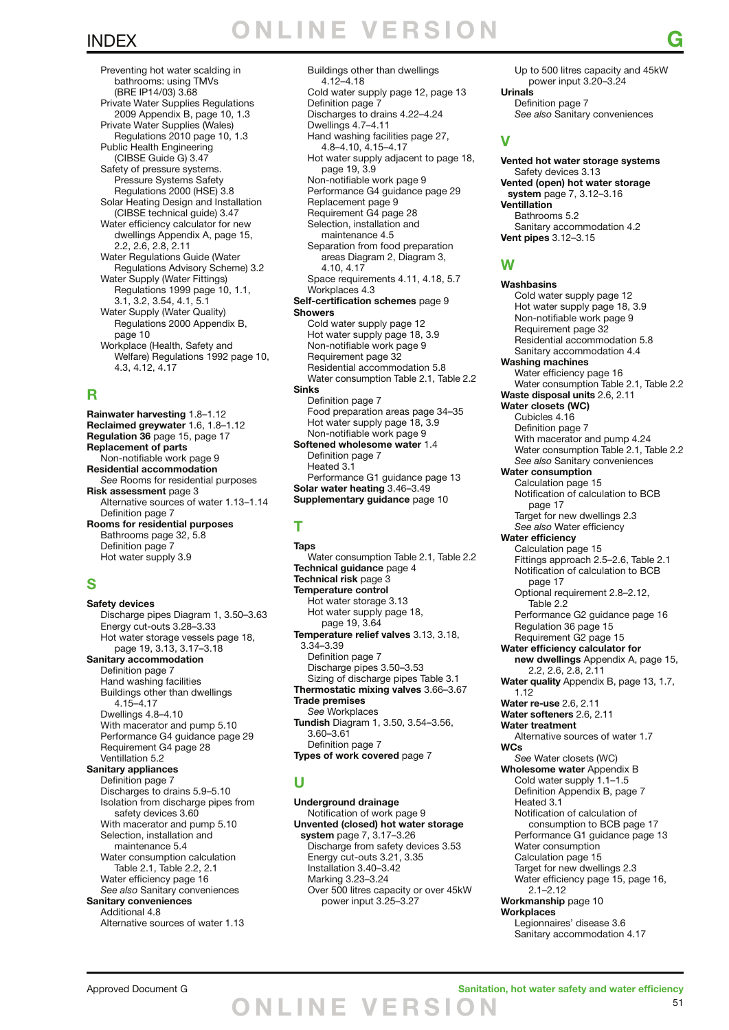Preventing hot water scalding in bathrooms: using TMVs (BRE IP14/03) 3.68
Private Water Supplies Regulations 2009 Appendix B, page 10, 1.3
Private Water Supplies (Wales) Regulations 2010 page 10, 1.3
Public Health Engineering (CIBSE Guide G) 3.47
Safety of pressure systems. Pressure Systems Safety Regulations 2000 (HSE) 3.8
Solar Heating Design and Installation (CIBSE technical guide) 3.47
Water efficiency calculator for new dwellings Appendix A, page 15, 2.2, 2.6, 2.8, 2.11
Water Regulations Guide (Water Regulations Advisory Scheme) 3.2
Water Supply (Water Fittings) Regulations 1999 page 10, 1.1, 3.1, 3.2, 3.54, 4.1, 5.1
Water Supply (Water Quality) Regulations 2000 Appendix B, page 10
Workplace (Health, Safety and Welfare) Regulations 1992 page 10, 4.3, 4.12, 4.17

## R

**Rainwater harvesting** 1.8–1.12
**Reclaimed greywater** 1.6, 1.8–1.12
**Regulation 36** page 15, page 17
**Replacement of parts**
Non-notifiable work page 9
**Residential accommodation**
*See* Rooms for residential purposes
**Risk assessment** page 3
Alternative sources of water 1.13–1.14
Definition page 7
**Rooms for residential purposes**
Bathrooms page 32, 5.8
Definition page 7
Hot water supply 3.9

## S

**Safety devices**
Discharge pipes Diagram 1, 3.50–3.63
Energy cut-outs 3.28–3.33
Hot water storage vessels page 18, page 19, 3.13, 3.17–3.18
**Sanitary accommodation**
Definition page 7
Hand washing facilities
Buildings other than dwellings 4.15–4.17
Dwellings 4.8–4.10
With macerator and pump 5.10
Performance G4 guidance page 29
Requirement G4 page 28
Ventilation 5.2
**Sanitary appliances**
Definition page 7
Discharges to drains 5.9–5.10
Isolation from discharge pipes from safety devices 3.60
With macerator and pump 5.10
Selection, installation and maintenance 5.4
Water consumption calculation Table 2.1, Table 2.2, 2.1
Water efficiency page 16
*See also* Sanitary conveniences
**Sanitary conveniences**
Additional 4.8
Alternative sources of water 1.13
Buildings other than dwellings 4.12–4.18
Cold water supply page 12, page 13
Definition page 7
Discharges to drains 4.22–4.24
Dwellings 4.7–4.11
Hand washing facilities page 27, 4.8–4.10, 4.15–4.17
Hot water supply adjacent to page 18, page 19, 3.9
Non-notifiable work page 9
Performance G4 guidance page 29
Replacement page 9
Requirement G4 page 28
Selection, installation and maintenance 4.5
Separation from food preparation areas Diagram 2, Diagram 3, 4.10, 4.17
Space requirements 4.11, 4.18, 5.7
Workplaces 4.3
**Self-certification schemes** page 9
**Showers**
Cold water supply page 12
Hot water supply page 18, 3.9
Non-notifiable work page 9
Requirement page 32
Residential accommodation 5.8
Water consumption Table 2.1, Table 2.2
**Sinks**
Definition page 7
Food preparation areas page 34–35
Hot water supply page 18, 3.9
Non-notifiable work page 9
**Softened wholesome water** 1.4
Definition page 7
Heated 3.1
Performance G1 guidance page 13
**Solar water heating** 3.46–3.49
**Supplementary guidance** page 10

## T

**Taps**
Water consumption Table 2.1, Table 2.2
**Technical guidance** page 4
**Technical risk** page 3
**Temperature control**
Hot water storage 3.13
Hot water supply page 18, page 19, 3.64
**Temperature relief valves** 3.13, 3.18, 3.34–3.39
Definition page 7
Discharge pipes 3.50–3.53
Sizing of discharge pipes Table 3.1
**Thermostatic mixing valves** 3.66–3.67
**Trade premises**
*See* Workplaces
**Tundish** Diagram 1, 3.50, 3.54–3.56, 3.60–3.61
Definition page 7
**Types of work covered** page 7

## U

**Underground drainage**
Notification of work page 9
**Unvented (closed) hot water storage system** page 7, 3.17–3.26
Discharge from safety devices 3.53
Energy cut-outs 3.21, 3.35
Installation 3.40–3.42
Marking 3.23–3.24
Over 500 litres capacity or over 45kW power input 3.25–3.27
Up to 500 litres capacity and 45kW power input 3.20–3.24
**Urinals**
Definition page 7
*See also* Sanitary conveniences

## V

**Vented hot water storage systems**
Safety devices 3.13
**Vented (open) hot water storage system** page 7, 3.12–3.16
**Ventilation**
Bathrooms 5.2
Sanitary accommodation 4.2
**Vent pipes** 3.12–3.15

## W

**Washbasins**
Cold water supply page 12
Hot water supply page 18, 3.9
Non-notifiable work page 9
Requirement page 32
Residential accommodation 5.8
Sanitary accommodation 4.4
**Washing machines**
Water efficiency page 16
Water consumption Table 2.1, Table 2.2
**Waste disposal units** 2.6, 2.11
**Water closets (WC)**
Cubicles 4.16
Definition page 7
With macerator and pump 4.24
Water consumption Table 2.1, Table 2.2
*See also* Sanitary conveniences
**Water consumption**
Calculation page 15
Notification of calculation to BCB page 17
Target for new dwellings 2.3
*See also* Water efficiency
**Water efficiency**
Calculation page 15
Fittings approach 2.5–2.6, Table 2.1
Notification of calculation to BCB page 17
Optional requirement 2.8–2.12, Table 2.2
Performance G2 guidance page 16
Regulation 36 page 15
Requirement G2 page 15
**Water efficiency calculator for new dwellings** Appendix A, page 15, 2.2, 2.6, 2.8, 2.11
**Water quality** Appendix B, page 13, 1.7, 1.12
**Water re-use** 2.6, 2.11
**Water softeners** 2.6, 2.11
**Water treatment**
Alternative sources of water 1.7
**WCs**
*See* Water closets (WC)
**Wholesome water** Appendix B
Cold water supply 1.1–1.5
Definition Appendix B, page 7
Heated 3.1
Notification of calculation of consumption to BCB page 17
Performance G1 guidance page 13
Water consumption
Calculation page 15
Target for new dwellings 2.3
Water efficiency page 15, page 16, 2.1–2.12
**Workmanship** page 10
**Workplaces**
Legionnaires' disease 3.6
Sanitary accommodation 4.17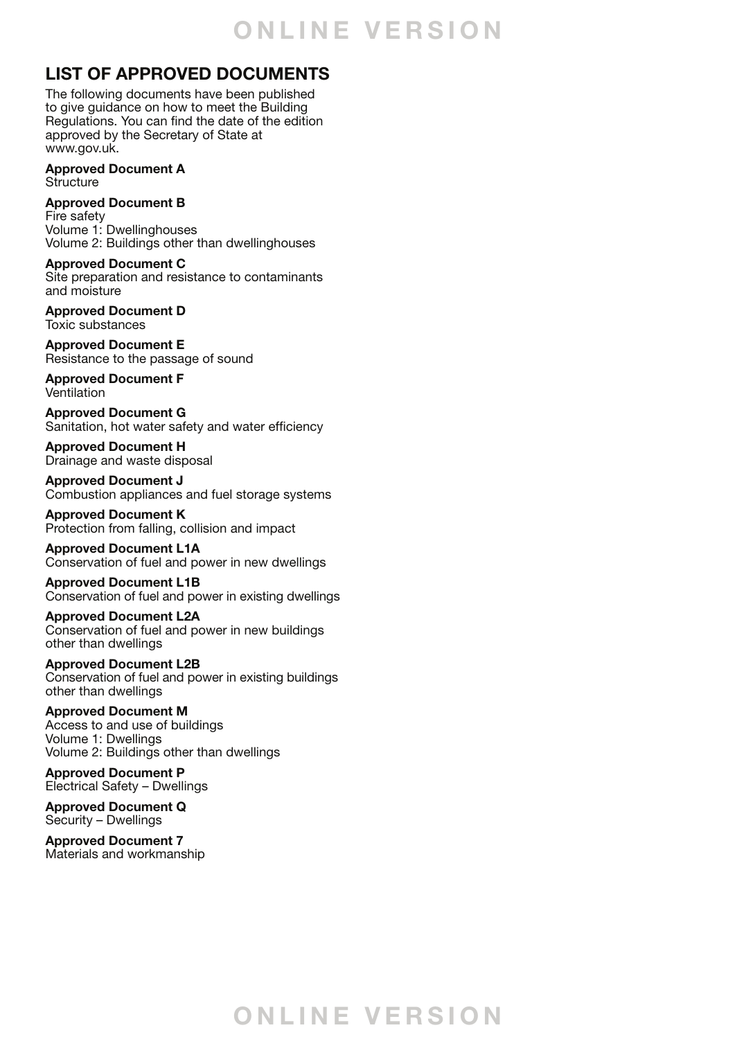## LIST OF APPROVED DOCUMENTS

The following documents have been published to give guidance on how to meet the Building Regulations. You can find the date of the edition approved by the Secretary of State at www.gov.uk.

**Approved Document A**
Structure

**Approved Document B**
Fire safety
Volume 1: Dwellinghouses
Volume 2: Buildings other than dwellinghouses

**Approved Document C**
Site preparation and resistance to contaminants and moisture

**Approved Document D**
Toxic substances

**Approved Document E**
Resistance to the passage of sound

**Approved Document F**
Ventilation

**Approved Document G**
Sanitation, hot water safety and water efficiency

**Approved Document H**
Drainage and waste disposal

**Approved Document J**
Combustion appliances and fuel storage systems

**Approved Document K**
Protection from falling, collision and impact

**Approved Document L1A**
Conservation of fuel and power in new dwellings

**Approved Document L1B**
Conservation of fuel and power in existing dwellings

**Approved Document L2A**
Conservation of fuel and power in new buildings other than dwellings

**Approved Document L2B**
Conservation of fuel and power in existing buildings other than dwellings

**Approved Document M**
Access to and use of buildings
Volume 1: Dwellings
Volume 2: Buildings other than dwellings

**Approved Document P**
Electrical Safety – Dwellings

**Approved Document Q**
Security – Dwellings

**Approved Document 7**
Materials and workmanship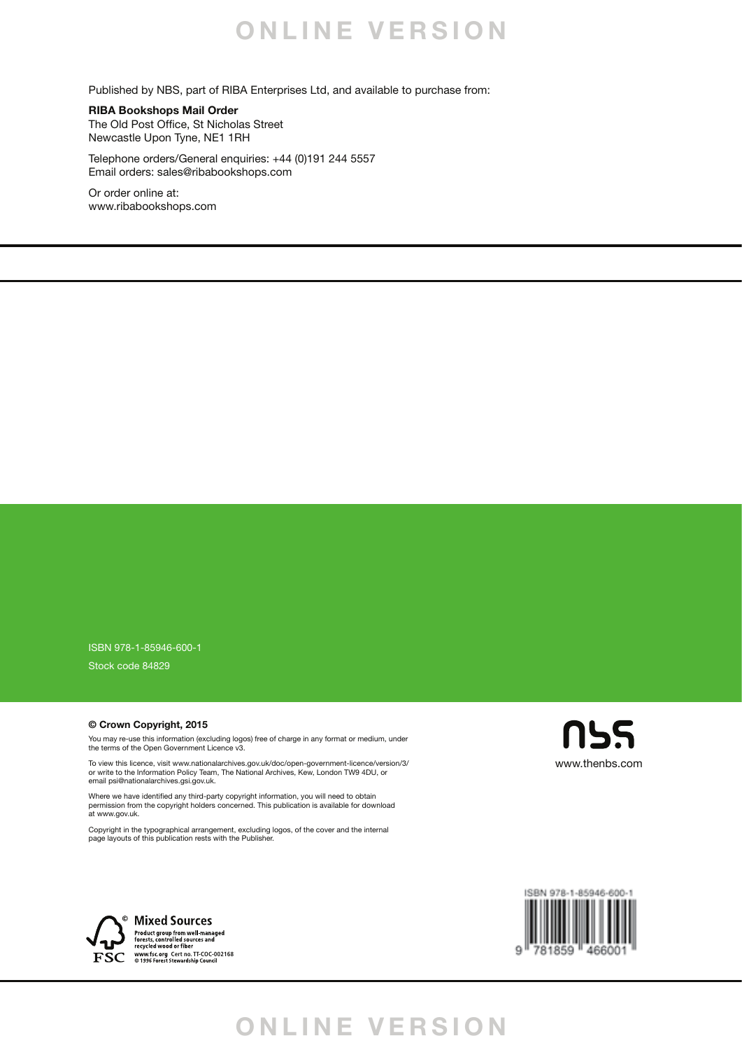Published by NBS, part of RIBA Enterprises Ltd, and available to purchase from:

**RIBA Bookshops Mail Order**
The Old Post Office, St Nicholas Street
Newcastle Upon Tyne, NE1 1RH

Telephone orders/General enquiries: +44 (0)191 244 5557
Email orders: sales@ribabookshops.com

Or order online at:
www.ribabookshops.com

ISBN 978-1-85946-600-1

Stock code 84829

**© Crown Copyright, 2015**

You may re-use this information (excluding logos) free of charge in any format or medium, under the terms of the Open Government Licence v3.

To view this licence, visit www.nationalarchives.gov.uk/doc/open-government-licence/version/3/ or write to the Information Policy Team, The National Archives, Kew, London TW9 4DU, or email psi@nationalarchives.gsi.gov.uk.

Where we have identified any third-party copyright information, you will need to obtain permission from the copyright holders concerned. This publication is available for download at www.gov.uk.

Copyright in the typographical arrangement, excluding logos, of the cover and the internal page layouts of this publication rests with the Publisher.

www.thenbs.com

Mixed Sources
Product group from well-managed forests, controlled sources and recycled wood or fiber
www.fsc.org Cert no. TT-COC-002168
© 1996 Forest Stewardship Council

ISBN 978-1-85946-600-1